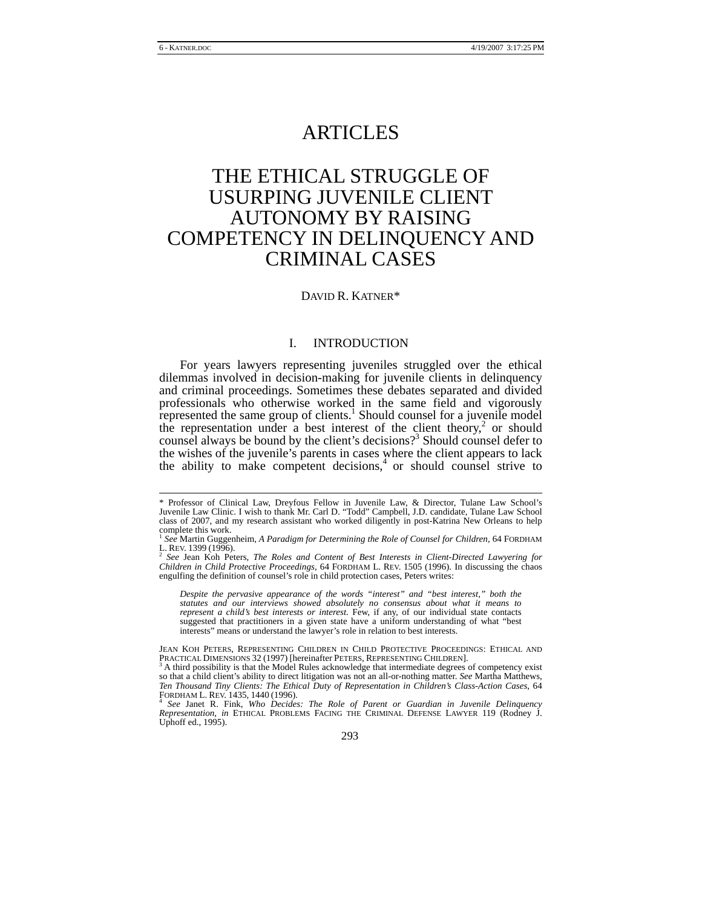# ARTICLES

# THE ETHICAL STRUGGLE OF USURPING JUVENILE CLIENT AUTONOMY BY RAISING COMPETENCY IN DELINQUENCY AND CRIMINAL CASES

DAVID R. KATNER*

## I. INTRODUCTION

For years lawyers representing juveniles struggled over the ethical dilemmas involved in decision-making for juvenile clients in delinquency and criminal proceedings. Sometimes these debates separated and divided professionals who otherwise worked in the same field and vigorously represented the same group of clients.[1] Should counsel for a juvenile model the representation under a best interest of the client theory,[2] or should counsel always be bound by the client's decisions?[3] Should counsel defer to the wishes of the juvenile's parents in cases where the client appears to lack the ability to make competent decisions,[4] or should counsel strive to

---

\* Professor of Clinical Law, Dreyfous Fellow in Juvenile Law, & Director, Tulane Law School's Juvenile Law Clinic. I wish to thank Mr. Carl D. "Todd" Campbell, J.D. candidate, Tulane Law School class of 2007, and my research assistant who worked diligently in post-Katrina New Orleans to help complete this work.

[1] *See* Martin Guggenheim, *A Paradigm for Determining the Role of Counsel for Children*, 64 FORDHAM L. REV. 1399 (1996).

[2] *See* Jean Koh Peters, *The Roles and Content of Best Interests in Client-Directed Lawyering for Children in Child Protective Proceedings*, 64 FORDHAM L. REV. 1505 (1996). In discussing the chaos engulfing the definition of counsel's role in child protection cases, Peters writes:

> *Despite the pervasive appearance of the words "interest" and "best interest," both the statutes and our interviews showed absolutely no consensus about what it means to represent a child's best interests or interest.* Few, if any, of our individual state contacts suggested that practitioners in a given state have a uniform understanding of what "best interests" means or understand the lawyer's role in relation to best interests.

JEAN KOH PETERS, REPRESENTING CHILDREN IN CHILD PROTECTIVE PROCEEDINGS: ETHICAL AND PRACTICAL DIMENSIONS 32 (1997) [hereinafter PETERS, REPRESENTING CHILDREN].

[3] A third possibility is that the Model Rules acknowledge that intermediate degrees of competency exist so that a child client's ability to direct litigation was not an all-or-nothing matter. *See* Martha Matthews, *Ten Thousand Tiny Clients: The Ethical Duty of Representation in Children's Class-Action Cases*, 64 FORDHAM L. REV. 1435, 1440 (1996).

[4] *See* Janet R. Fink, *Who Decides: The Role of Parent or Guardian in Juvenile Delinquency Representation*, *in* ETHICAL PROBLEMS FACING THE CRIMINAL DEFENSE LAWYER 119 (Rodney J. Uphoff ed., 1995).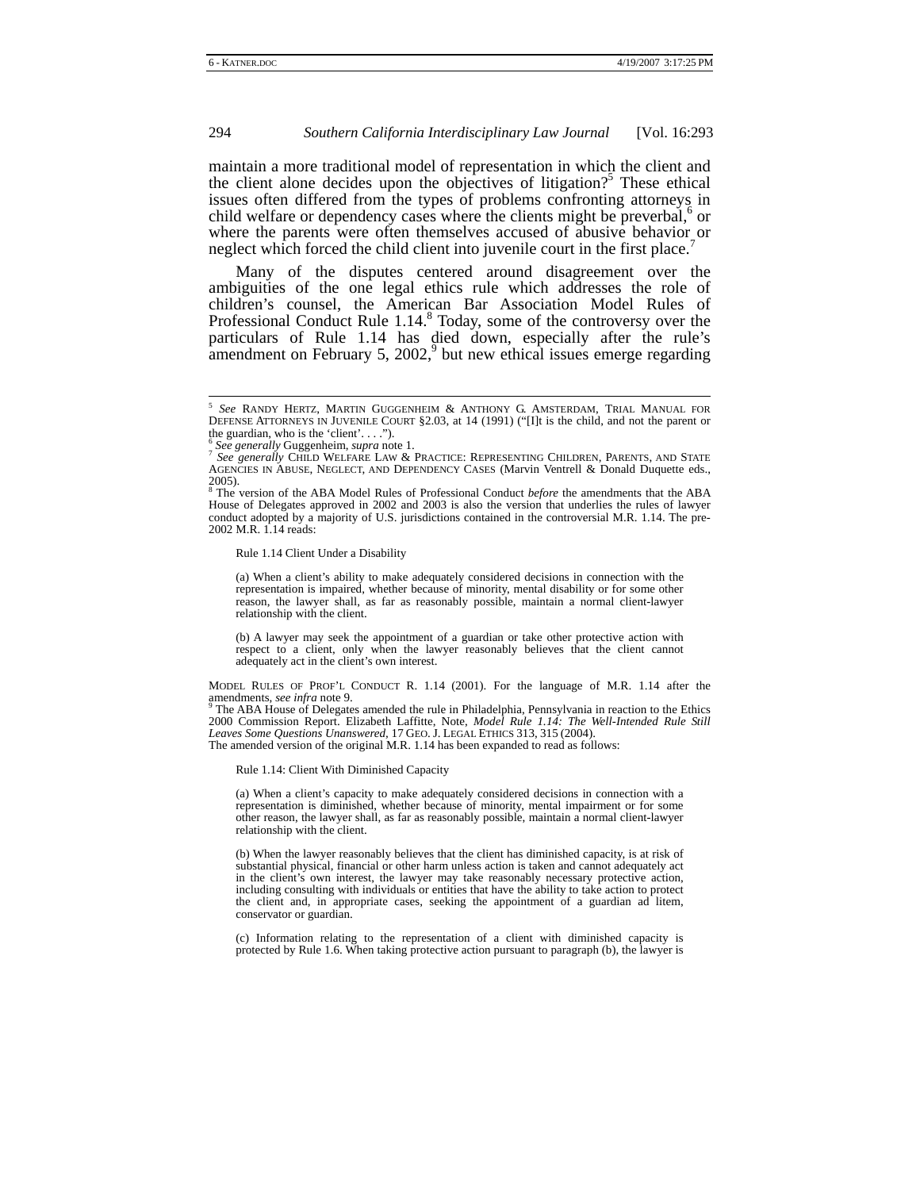maintain a more traditional model of representation in which the client and the client alone decides upon the objectives of litigation?[5] These ethical issues often differed from the types of problems confronting attorneys in child welfare or dependency cases where the clients might be preverbal,[6] or where the parents were often themselves accused of abusive behavior or neglect which forced the child client into juvenile court in the first place.[7]

Many of the disputes centered around disagreement over the ambiguities of the one legal ethics rule which addresses the role of children's counsel, the American Bar Association Model Rules of Professional Conduct Rule 1.14.[8] Today, some of the controversy over the particulars of Rule 1.14 has died down, especially after the rule's amendment on February 5, 2002,[9] but new ethical issues emerge regarding

---

[5] *See* RANDY HERTZ, MARTIN GUGGENHEIM & ANTHONY G. AMSTERDAM, TRIAL MANUAL FOR DEFENSE ATTORNEYS IN JUVENILE COURT §2.03, at 14 (1991) ("[I]t is the child, and not the parent or the guardian, who is the 'client'. . . .").

[6] *See generally* Guggenheim, *supra* note 1.

[7] *See generally* CHILD WELFARE LAW & PRACTICE: REPRESENTING CHILDREN, PARENTS, AND STATE AGENCIES IN ABUSE, NEGLECT, AND DEPENDENCY CASES (Marvin Ventrell & Donald Duquette eds., 2005).

[8] The version of the ABA Model Rules of Professional Conduct *before* the amendments that the ABA House of Delegates approved in 2002 and 2003 is also the version that underlies the rules of lawyer conduct adopted by a majority of U.S. jurisdictions contained in the controversial M.R. 1.14. The pre-2002 M.R. 1.14 reads:

> Rule 1.14 Client Under a Disability
>
> (a) When a client's ability to make adequately considered decisions in connection with the representation is impaired, whether because of minority, mental disability or for some other reason, the lawyer shall, as far as reasonably possible, maintain a normal client-lawyer relationship with the client.
>
> (b) A lawyer may seek the appointment of a guardian or take other protective action with respect to a client, only when the lawyer reasonably believes that the client cannot adequately act in the client's own interest.

MODEL RULES OF PROF'L CONDUCT R. 1.14 (2001). For the language of M.R. 1.14 after the amendments, *see infra* note 9.

[9] The ABA House of Delegates amended the rule in Philadelphia, Pennsylvania in reaction to the Ethics 2000 Commission Report. Elizabeth Laffitte, Note, *Model Rule 1.14: The Well-Intended Rule Still Leaves Some Questions Unanswered*, 17 GEO. J. LEGAL ETHICS 313, 315 (2004).

The amended version of the original M.R. 1.14 has been expanded to read as follows:

> Rule 1.14: Client With Diminished Capacity
>
> (a) When a client's capacity to make adequately considered decisions in connection with a representation is diminished, whether because of minority, mental impairment or for some other reason, the lawyer shall, as far as reasonably possible, maintain a normal client-lawyer relationship with the client.
>
> (b) When the lawyer reasonably believes that the client has diminished capacity, is at risk of substantial physical, financial or other harm unless action is taken and cannot adequately act in the client's own interest, the lawyer may take reasonably necessary protective action, including consulting with individuals or entities that have the ability to take action to protect the client and, in appropriate cases, seeking the appointment of a guardian ad litem, conservator or guardian.
>
> (c) Information relating to the representation of a client with diminished capacity is protected by Rule 1.6. When taking protective action pursuant to paragraph (b), the lawyer is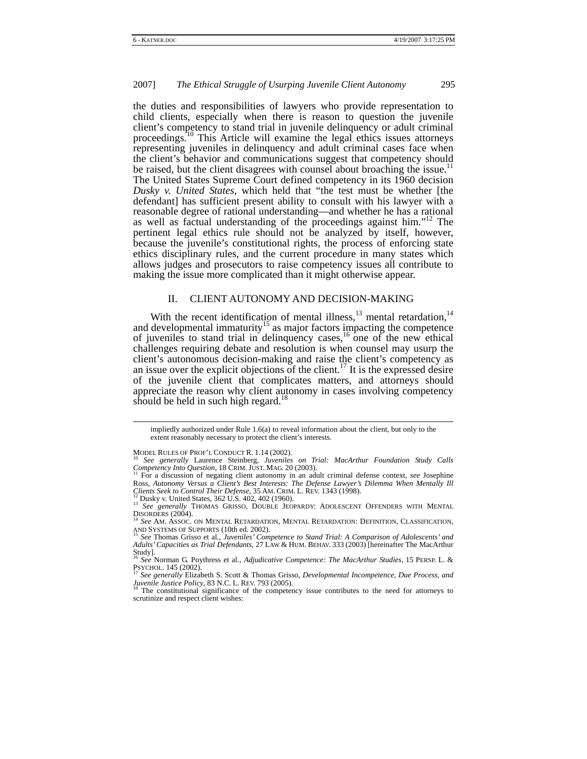the duties and responsibilities of lawyers who provide representation to child clients, especially when there is reason to question the juvenile client's competency to stand trial in juvenile delinquency or adult criminal proceedings.[10] This Article will examine the legal ethics issues attorneys representing juveniles in delinquency and adult criminal cases face when the client's behavior and communications suggest that competency should be raised, but the client disagrees with counsel about broaching the issue.[11] The United States Supreme Court defined competency in its 1960 decision *Dusky v. United States*, which held that "the test must be whether [the defendant] has sufficient present ability to consult with his lawyer with a reasonable degree of rational understanding—and whether he has a rational as well as factual understanding of the proceedings against him."[12] The pertinent legal ethics rule should not be analyzed by itself, however, because the juvenile's constitutional rights, the process of enforcing state ethics disciplinary rules, and the current procedure in many states which allows judges and prosecutors to raise competency issues all contribute to making the issue more complicated than it might otherwise appear.

## II. CLIENT AUTONOMY AND DECISION-MAKING

With the recent identification of mental illness,[13] mental retardation,[14] and developmental immaturity[15] as major factors impacting the competence of juveniles to stand trial in delinquency cases,[16] one of the new ethical challenges requiring debate and resolution is when counsel may usurp the client's autonomous decision-making and raise the client's competency as an issue over the explicit objections of the client.[17] It is the expressed desire of the juvenile client that complicates matters, and attorneys should appreciate the reason why client autonomy in cases involving competency should be held in such high regard.[18]

---

impliedly authorized under Rule 1.6(a) to reveal information about the client, but only to the extent reasonably necessary to protect the client's interests.

MODEL RULES OF PROF'L CONDUCT R. 1.14 (2002).

[10] *See generally* Laurence Steinberg, *Juveniles on Trial: MacArthur Foundation Study Calls Competency Into Question*, 18 CRIM. JUST. MAG. 20 (2003).

[11] For a discussion of negating client autonomy in an adult criminal defense context, *see* Josephine Ross, *Autonomy Versus a Client's Best Interests: The Defense Lawyer's Dilemma When Mentally Ill Clients Seek to Control Their Defense*, 35 AM. CRIM. L. REV. 1343 (1998).

[12] Dusky v. United States, 362 U.S. 402, 402 (1960).

[13] *See generally* THOMAS GRISSO, DOUBLE JEOPARDY: ADOLESCENT OFFENDERS WITH MENTAL DISORDERS (2004).

[14] *See* AM. ASSOC. ON MENTAL RETARDATION, MENTAL RETARDATION: DEFINITION, CLASSIFICATION, AND SYSTEMS OF SUPPORTS (10th ed. 2002).

[15] *See* Thomas Grisso et al., *Juveniles' Competence to Stand Trial: A Comparison of Adolescents' and Adults' Capacities as Trial Defendants*, 27 LAW & HUM. BEHAV. 333 (2003) [hereinafter The MacArthur Study].

[16] *See* Norman G. Poythress et al., *Adjudicative Competence: The MacArthur Studies*, 15 PERSP. L. & PSYCHOL. 145 (2002).

[17] *See generally* Elizabeth S. Scott & Thomas Grisso, *Developmental Incompetence, Due Process, and Juvenile Justice Policy*, 83 N.C. L. REV. 793 (2005).

[18] The constitutional significance of the competency issue contributes to the need for attorneys to scrutinize and respect client wishes: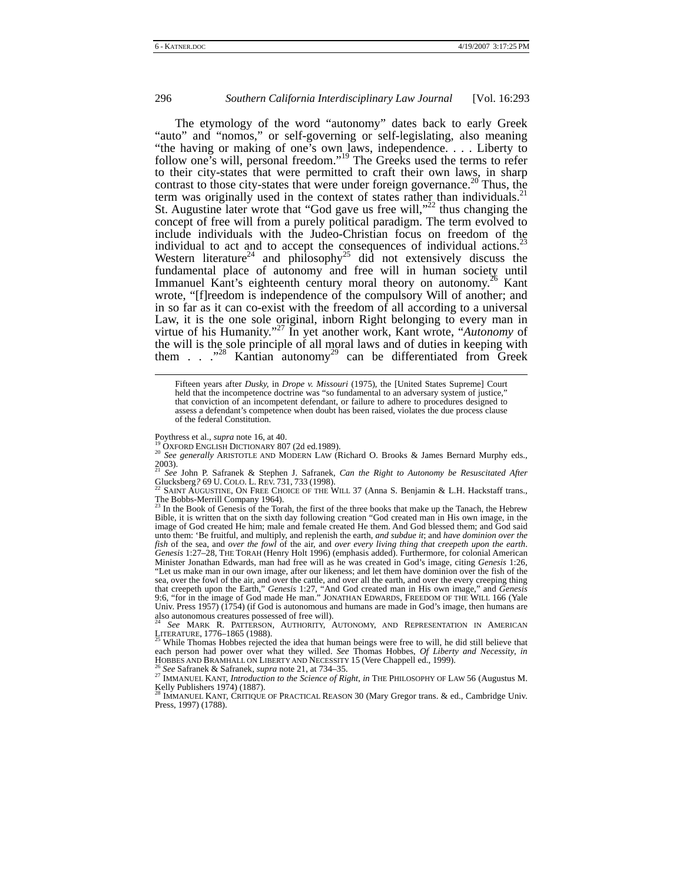The etymology of the word "autonomy" dates back to early Greek "auto" and "nomos," or self-governing or self-legislating, also meaning "the having or making of one's own laws, independence. . . . Liberty to follow one's will, personal freedom."[19] The Greeks used the terms to refer to their city-states that were permitted to craft their own laws, in sharp contrast to those city-states that were under foreign governance.[20] Thus, the term was originally used in the context of states rather than individuals.[21] St. Augustine later wrote that "God gave us free will,"[22] thus changing the concept of free will from a purely political paradigm. The term evolved to include individuals with the Judeo-Christian focus on freedom of the individual to act and to accept the consequences of individual actions.[23] Western literature[24] and philosophy[25] did not extensively discuss the fundamental place of autonomy and free will in human society until Immanuel Kant's eighteenth century moral theory on autonomy.[26] Kant wrote, "[f]reedom is independence of the compulsory Will of another; and in so far as it can co-exist with the freedom of all according to a universal Law, it is the one sole original, inborn Right belonging to every man in virtue of his Humanity."[27] In yet another work, Kant wrote, "*Autonomy* of the will is the sole principle of all moral laws and of duties in keeping with them . . ."[28] Kantian autonomy[29] can be differentiated from Greek

---

> Fifteen years after *Dusky,* in *Drope v. Missouri* (1975), the [United States Supreme] Court held that the incompetence doctrine was "so fundamental to an adversary system of justice," that conviction of an incompetent defendant, or failure to adhere to procedures designed to assess a defendant's competence when doubt has been raised, violates the due process clause of the federal Constitution.

Poythress et al., *supra* note 16, at 40.

[19] OXFORD ENGLISH DICTIONARY 807 (2d ed.1989).

[20] *See generally* ARISTOTLE AND MODERN LAW (Richard O. Brooks & James Bernard Murphy eds., 2003).

[21] *See* John P. Safranek & Stephen J. Safranek, *Can the Right to Autonomy be Resuscitated After* Glucksberg*?* 69 U. COLO. L. REV. 731, 733 (1998).

[22] SAINT AUGUSTINE, ON FREE CHOICE OF THE WILL 37 (Anna S. Benjamin & L.H. Hackstaff trans., The Bobbs-Merrill Company 1964).

[23] In the Book of Genesis of the Torah, the first of the three books that make up the Tanach, the Hebrew Bible, it is written that on the sixth day following creation "God created man in His own image, in the image of God created He him; male and female created He them. And God blessed them; and God said unto them: 'Be fruitful, and multiply, and replenish the earth, *and subdue it*; and *have dominion over the fish* of the sea, and *over the fowl* of the air, and *over every living thing that creepeth upon the earth*. *Genesis* 1:27–28, THE TORAH (Henry Holt 1996) (emphasis added). Furthermore, for colonial American Minister Jonathan Edwards, man had free will as he was created in God's image, citing *Genesis* 1:26, "Let us make man in our own image, after our likeness; and let them have dominion over the fish of the sea, over the fowl of the air, and over the cattle, and over all the earth, and over the every creeping thing that creepeth upon the Earth," *Genesis* 1:27, "And God created man in His own image," and *Genesis* 9:6, "for in the image of God made He man." JONATHAN EDWARDS, FREEDOM OF THE WILL 166 (Yale Univ. Press 1957) (1754) (if God is autonomous and humans are made in God's image, then humans are also autonomous creatures possessed of free will).

[24] *See* MARK R. PATTERSON, AUTHORITY, AUTONOMY, AND REPRESENTATION IN AMERICAN LITERATURE, 1776–1865 (1988).

[25] While Thomas Hobbes rejected the idea that human beings were free to will, he did still believe that each person had power over what they willed. *See* Thomas Hobbes, *Of Liberty and Necessity*, *in* HOBBES AND BRAMHALL ON LIBERTY AND NECESSITY 15 (Vere Chappell ed., 1999).

[26] *See* Safranek & Safranek, *supra* note 21, at 734–35.

[27] IMMANUEL KANT, *Introduction to the Science of Right*, *in* THE PHILOSOPHY OF LAW 56 (Augustus M. Kelly Publishers 1974) (1887).

[28] IMMANUEL KANT, CRITIQUE OF PRACTICAL REASON 30 (Mary Gregor trans. & ed., Cambridge Univ. Press, 1997) (1788).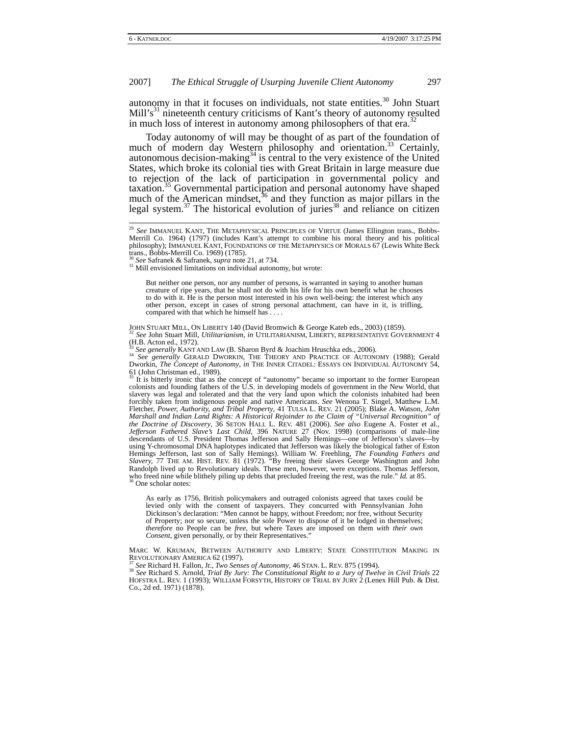autonomy in that it focuses on individuals, not state entities.[30] John Stuart Mill's[31] nineteenth century criticisms of Kant's theory of autonomy resulted in much loss of interest in autonomy among philosophers of that era.[32]

Today autonomy of will may be thought of as part of the foundation of much of modern day Western philosophy and orientation.[33] Certainly, autonomous decision-making[34] is central to the very existence of the United States, which broke its colonial ties with Great Britain in large measure due to rejection of the lack of participation in governmental policy and taxation.[35] Governmental participation and personal autonomy have shaped much of the American mindset,[36] and they function as major pillars in the legal system.[37] The historical evolution of juries[38] and reliance on citizen

---

[29] *See* IMMANUEL KANT, THE METAPHYSICAL PRINCIPLES OF VIRTUE (James Ellington trans., Bobbs-Merrill Co. 1964) (1797) (includes Kant's attempt to combine his moral theory and his political philosophy); IMMANUEL KANT, FOUNDATIONS OF THE METAPHYSICS OF MORALS 67 (Lewis White Beck trans., Bobbs-Merrill Co. 1969) (1785).

[30] *See* Safranek & Safranek, *supra* note 21, at 734.

[31] Mill envisioned limitations on individual autonomy, but wrote:

> But neither one person, nor any number of persons, is warranted in saying to another human creature of ripe years, that he shall not do with his life for his own benefit what he chooses to do with it. He is the person most interested in his own well-being: the interest which any other person, except in cases of strong personal attachment, can have in it, is trifling, compared with that which he himself has . . . .

JOHN STUART MILL, ON LIBERTY 140 (David Bromwich & George Kateb eds., 2003) (1859).

[32] *See* John Stuart Mill, *Utilitarianism*, *in* UTILITARIANISM, LIBERTY, REPRESENTATIVE GOVERNMENT 4 (H.B. Acton ed., 1972).

[33] *See generally* KANT AND LAW (B. Sharon Byrd & Joachim Hruschka eds., 2006).

[34] *See generally* GERALD DWORKIN, THE THEORY AND PRACTICE OF AUTONOMY (1988); Gerald Dworkin, *The Concept of Autonomy*, *in* THE INNER CITADEL: ESSAYS ON INDIVIDUAL AUTONOMY 54, 61 (John Christman ed., 1989).

[35] It is bitterly ironic that as the concept of "autonomy" became so important to the former European colonists and founding fathers of the U.S. in developing models of government in the New World, that slavery was legal and tolerated and that the very land upon which the colonists inhabited had been forcibly taken from indigenous people and native Americans. *See* Wenona T. Singel, Matthew L.M. Fletcher, *Power, Authority, and Tribal Property*, 41 TULSA L. REV. 21 (2005); Blake A. Watson, *John Marshall and Indian Land Rights: A Historical Rejoinder to the Claim of "Universal Recognition" of the Doctrine of Discovery*, 36 SETON HALL L. REV. 481 (2006). *See also* Eugene A. Foster et al., *Jefferson Fathered Slave's Last Child*, 396 NATURE 27 (Nov. 1998) (comparisons of male-line descendants of U.S. President Thomas Jefferson and Sally Hemings—one of Jefferson's slaves—by using Y-chromosomal DNA haplotypes indicated that Jefferson was likely the biological father of Eston Hemings Jefferson, last son of Sally Hemings). William W. Freehling, *The Founding Fathers and Slavery*, 77 THE AM. HIST. REV. 81 (1972). "By freeing their slaves George Washington and John Randolph lived up to Revolutionary ideals. These men, however, were exceptions. Thomas Jefferson, who freed nine while blithely piling up debts that precluded freeing the rest, was the rule." *Id.* at 85.

[36] One scholar notes:

> As early as 1756, British policymakers and outraged colonists agreed that taxes could be levied only with the consent of taxpayers. They concurred with Pennsylvanian John Dickinson's declaration: "Men cannot be happy, without Freedom; nor free, without Security of Property; nor so secure, unless the sole Power to dispose of it be lodged in themselves; *therefore* no People can be *free*, but where Taxes are imposed on them *with their own Consent*, given personally, or by their Representatives."

MARC W. KRUMAN, BETWEEN AUTHORITY AND LIBERTY: STATE CONSTITUTION MAKING IN REVOLUTIONARY AMERICA 62 (1997).

[37] *See* Richard H. Fallon, Jr., *Two Senses of Autonomy*, 46 STAN. L. REV. 875 (1994).

[38] *See* Richard S. Arnold, *Trial By Jury: The Constitutional Right to a Jury of Twelve in Civil Trials* 22 HOFSTRA L. REV. 1 (1993); WILLIAM FORSYTH, HISTORY OF TRIAL BY JURY 2 (Lenex Hill Pub. & Dist. Co., 2d ed. 1971) (1878).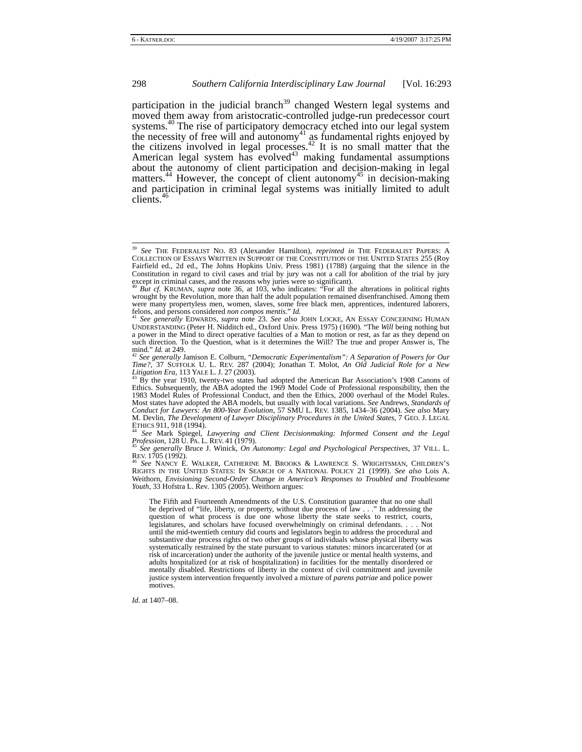participation in the judicial branch[39] changed Western legal systems and moved them away from aristocratic-controlled judge-run predecessor court systems.[40] The rise of participatory democracy etched into our legal system the necessity of free will and autonomy[41] as fundamental rights enjoyed by the citizens involved in legal processes.[42] It is no small matter that the American legal system has evolved[43] making fundamental assumptions about the autonomy of client participation and decision-making in legal matters.[44] However, the concept of client autonomy[45] in decision-making and participation in criminal legal systems was initially limited to adult clients.[46]

---

[39] *See* THE FEDERALIST NO. 83 (Alexander Hamilton), *reprinted in* THE FEDERALIST PAPERS: A COLLECTION OF ESSAYS WRITTEN IN SUPPORT OF THE CONSTITUTION OF THE UNITED STATES 255 (Roy Fairfield ed., 2d ed., The Johns Hopkins Univ. Press 1981) (1788) (arguing that the silence in the Constitution in regard to civil cases and trial by jury was not a call for abolition of the trial by jury except in criminal cases, and the reasons why juries were so significant).

[40] *But cf.* KRUMAN, *supra* note 36, at 103, who indicates: "For all the alterations in political rights wrought by the Revolution, more than half the adult population remained disenfranchised. Among them were many propertyless men, women, slaves, some free black men, apprentices, indentured laborers, felons, and persons considered *non compos mentis*." *Id*.

[41] *See generally* EDWARDS, *supra* note 23. *See also* JOHN LOCKE, AN ESSAY CONCERNING HUMAN UNDERSTANDING (Peter H. Nidditch ed., Oxford Univ. Press 1975) (1690). "The *Will* being nothing but a power in the Mind to direct operative faculties of a Man to motion or rest, as far as they depend on such direction. To the Question, what is it determines the Will? The true and proper Answer is, The mind." *Id.* at 249.

[42] *See generally* Jamison E. Colburn, "*Democratic Experimentalism": A Separation of Powers for Our Time?*, 37 SUFFOLK U. L. REV. 287 (2004); Jonathan T. Molot, *An Old Judicial Role for a New Litigation Era*, 113 YALE L. J. 27 (2003).

[43] By the year 1910, twenty-two states had adopted the American Bar Association's 1908 Canons of Ethics. Subsequently, the ABA adopted the 1969 Model Code of Professional responsibility, then the 1983 Model Rules of Professional Conduct, and then the Ethics, 2000 overhaul of the Model Rules. Most states have adopted the ABA models, but usually with local variations. *See* Andrews, *Standards of Conduct for Lawyers: An 800-Year Evolution*, 57 SMU L. REV. 1385, 1434–36 (2004). *See also* Mary M. Devlin, *The Development of Lawyer Disciplinary Procedures in the United States*, 7 GEO. J. LEGAL ETHICS 911, 918 (1994).

[44] *See* Mark Spiegel, *Lawyering and Client Decisionmaking: Informed Consent and the Legal Profession*, 128 U. PA. L. REV. 41 (1979).

[45] *See generally* Bruce J. Winick, *On Autonomy: Legal and Psychological Perspectives*, 37 VILL. L. REV. 1705 (1992).

[46] *See* NANCY E. WALKER, CATHERINE M. BROOKS & LAWRENCE S. WRIGHTSMAN, CHILDREN'S RIGHTS IN THE UNITED STATES: IN SEARCH OF A NATIONAL POLICY 21 (1999). *See also* Lois A. Weithorn, *Envisioning Second-Order Change in America's Responses to Troubled and Troublesome Youth*, 33 Hofstra L. Rev. 1305 (2005). Weithorn argues:

> The Fifth and Fourteenth Amendments of the U.S. Constitution guarantee that no one shall be deprived of "life, liberty, or property, without due process of law . . ." In addressing the question of what process is due one whose liberty the state seeks to restrict, courts, legislatures, and scholars have focused overwhelmingly on criminal defendants. . . . Not until the mid-twentieth century did courts and legislators begin to address the procedural and substantive due process rights of two other groups of individuals whose physical liberty was systematically restrained by the state pursuant to various statutes: minors incarcerated (or at risk of incarceration) under the authority of the juvenile justice or mental health systems, and adults hospitalized (or at risk of hospitalization) in facilities for the mentally disordered or mentally disabled. Restrictions of liberty in the context of civil commitment and juvenile justice system intervention frequently involved a mixture of *parens patriae* and police power motives.

*Id.* at 1407–08.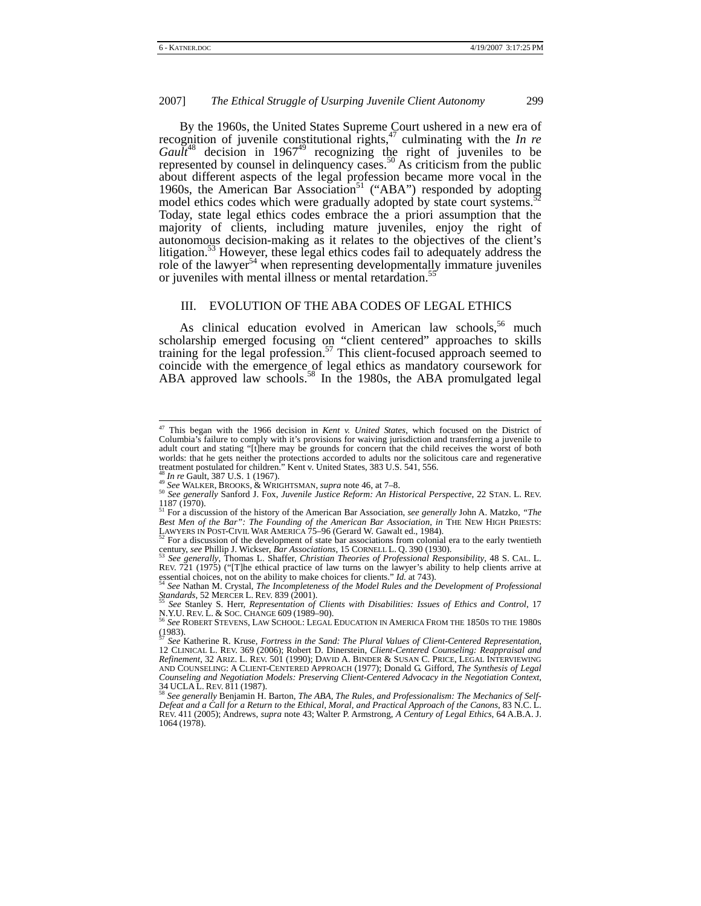By the 1960s, the United States Supreme Court ushered in a new era of recognition of juvenile constitutional rights,[47] culminating with the *In re Gault*[48] decision in 1967[49] recognizing the right of juveniles to be represented by counsel in delinquency cases.[50] As criticism from the public about different aspects of the legal profession became more vocal in the 1960s, the American Bar Association[51] ("ABA") responded by adopting model ethics codes which were gradually adopted by state court systems.[52] Today, state legal ethics codes embrace the a priori assumption that the majority of clients, including mature juveniles, enjoy the right of autonomous decision-making as it relates to the objectives of the client's litigation.[53] However, these legal ethics codes fail to adequately address the role of the lawyer[54] when representing developmentally immature juveniles or juveniles with mental illness or mental retardation.[55]

## III. EVOLUTION OF THE ABA CODES OF LEGAL ETHICS

As clinical education evolved in American law schools,[56] much scholarship emerged focusing on "client centered" approaches to skills training for the legal profession.[57] This client-focused approach seemed to coincide with the emergence of legal ethics as mandatory coursework for ABA approved law schools.[58] In the 1980s, the ABA promulgated legal

---

[47] This began with the 1966 decision in *Kent v. United States*, which focused on the District of Columbia's failure to comply with it's provisions for waiving jurisdiction and transferring a juvenile to adult court and stating "[t]here may be grounds for concern that the child receives the worst of both worlds: that he gets neither the protections accorded to adults nor the solicitous care and regenerative treatment postulated for children." Kent v. United States, 383 U.S. 541, 556.

[48] *In re* Gault, 387 U.S. 1 (1967).

[49] *See* WALKER, BROOKS, & WRIGHTSMAN, *supra* note 46, at 7–8.

[50] *See generally* Sanford J. Fox, *Juvenile Justice Reform: An Historical Perspective*, 22 STAN. L. REV. 1187 (1970).

[51] For a discussion of the history of the American Bar Association, *see generally* John A. Matzko, *"The Best Men of the Bar": The Founding of the American Bar Association*, *in* THE NEW HIGH PRIESTS: LAWYERS IN POST-CIVIL WAR AMERICA 75–96 (Gerard W. Gawalt ed., 1984).

[52] For a discussion of the development of state bar associations from colonial era to the early twentieth century, *see* Phillip J. Wickser, *Bar Associations*, 15 CORNELL L. Q. 390 (1930).

[53] *See generally*, Thomas L. Shaffer, *Christian Theories of Professional Responsibility*, 48 S. CAL. L. REV. 721 (1975) ("[T]he ethical practice of law turns on the lawyer's ability to help clients arrive at essential choices, not on the ability to make choices for clients." *Id.* at 743).

[54] *See* Nathan M. Crystal, *The Incompleteness of the Model Rules and the Development of Professional Standards*, 52 MERCER L. REV. 839 (2001).

[55] *See* Stanley S. Herr, *Representation of Clients with Disabilities: Issues of Ethics and Control*, 17 N.Y.U. REV. L. & SOC. CHANGE 609 (1989–90).

[56] *See* ROBERT STEVENS, LAW SCHOOL: LEGAL EDUCATION IN AMERICA FROM THE 1850S TO THE 1980S (1983).

[57] *See* Katherine R. Kruse, *Fortress in the Sand: The Plural Values of Client-Centered Representation*, 12 CLINICAL L. REV. 369 (2006); Robert D. Dinerstein, *Client-Centered Counseling: Reappraisal and Refinement*, 32 ARIZ. L. REV. 501 (1990); DAVID A. BINDER & SUSAN C. PRICE, LEGAL INTERVIEWING AND COUNSELING: A CLIENT-CENTERED APPROACH (1977); Donald G. Gifford, *The Synthesis of Legal Counseling and Negotiation Models: Preserving Client-Centered Advocacy in the Negotiation Context*, 34 UCLA L. REV. 811 (1987).

[58] *See generally* Benjamin H. Barton, *The ABA, The Rules, and Professionalism: The Mechanics of Self-Defeat and a Call for a Return to the Ethical, Moral, and Practical Approach of the Canons*, 83 N.C. L. REV. 411 (2005); Andrews, *supra* note 43; Walter P. Armstrong, *A Century of Legal Ethics*, 64 A.B.A. J. 1064 (1978).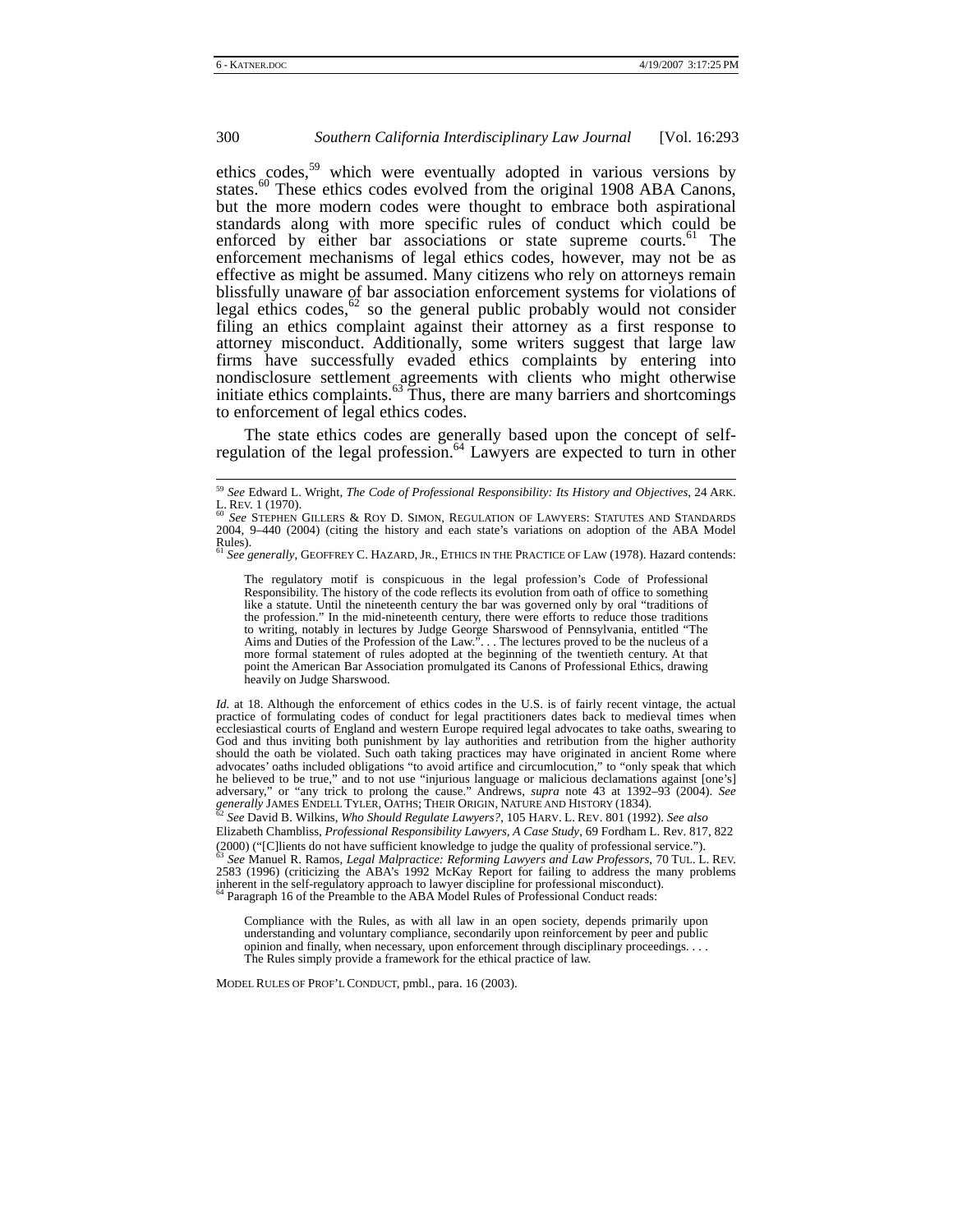ethics codes,[59] which were eventually adopted in various versions by states.[60] These ethics codes evolved from the original 1908 ABA Canons, but the more modern codes were thought to embrace both aspirational standards along with more specific rules of conduct which could be enforced by either bar associations or state supreme courts.[61] The enforcement mechanisms of legal ethics codes, however, may not be as effective as might be assumed. Many citizens who rely on attorneys remain blissfully unaware of bar association enforcement systems for violations of legal ethics codes,[62] so the general public probably would not consider filing an ethics complaint against their attorney as a first response to attorney misconduct. Additionally, some writers suggest that large law firms have successfully evaded ethics complaints by entering into nondisclosure settlement agreements with clients who might otherwise initiate ethics complaints.[63] Thus, there are many barriers and shortcomings to enforcement of legal ethics codes.

The state ethics codes are generally based upon the concept of self-regulation of the legal profession.[64] Lawyers are expected to turn in other

---

[59] *See* Edward L. Wright, *The Code of Professional Responsibility: Its History and Objectives*, 24 ARK. L. REV. 1 (1970).

[60] *See* STEPHEN GILLERS & ROY D. SIMON, REGULATION OF LAWYERS: STATUTES AND STANDARDS 2004, 9–440 (2004) (citing the history and each state's variations on adoption of the ABA Model Rules).

[61] *See generally*, GEOFFREY C. HAZARD, JR., ETHICS IN THE PRACTICE OF LAW (1978). Hazard contends:

> The regulatory motif is conspicuous in the legal profession's Code of Professional Responsibility. The history of the code reflects its evolution from oath of office to something like a statute. Until the nineteenth century the bar was governed only by oral "traditions of the profession." In the mid-nineteenth century, there were efforts to reduce those traditions to writing, notably in lectures by Judge George Sharswood of Pennsylvania, entitled "The Aims and Duties of the Profession of the Law.". . . The lectures proved to be the nucleus of a more formal statement of rules adopted at the beginning of the twentieth century. At that point the American Bar Association promulgated its Canons of Professional Ethics, drawing heavily on Judge Sharswood.

*Id.* at 18. Although the enforcement of ethics codes in the U.S. is of fairly recent vintage, the actual practice of formulating codes of conduct for legal practitioners dates back to medieval times when ecclesiastical courts of England and western Europe required legal advocates to take oaths, swearing to God and thus inviting both punishment by lay authorities and retribution from the higher authority should the oath be violated. Such oath taking practices may have originated in ancient Rome where advocates' oaths included obligations "to avoid artifice and circumlocution," to "only speak that which he believed to be true," and to not use "injurious language or malicious declamations against [one's] adversary," or "any trick to prolong the cause." Andrews, *supra* note 43 at 1392–93 (2004). *See generally* JAMES ENDELL TYLER, OATHS; THEIR ORIGIN, NATURE AND HISTORY (1834).

[62] *See* David B. Wilkins, *Who Should Regulate Lawyers?*, 105 HARV. L. REV. 801 (1992). *See also* Elizabeth Chambliss, *Professional Responsibility Lawyers, A Case Study*, 69 Fordham L. Rev. 817, 822 (2000) ("[C]lients do not have sufficient knowledge to judge the quality of professional service.").

[63] *See* Manuel R. Ramos, *Legal Malpractice: Reforming Lawyers and Law Professors*, 70 TUL. L. REV. 2583 (1996) (criticizing the ABA's 1992 McKay Report for failing to address the many problems inherent in the self-regulatory approach to lawyer discipline for professional misconduct).

[64] Paragraph 16 of the Preamble to the ABA Model Rules of Professional Conduct reads:

> Compliance with the Rules, as with all law in an open society, depends primarily upon understanding and voluntary compliance, secondarily upon reinforcement by peer and public opinion and finally, when necessary, upon enforcement through disciplinary proceedings. . . . The Rules simply provide a framework for the ethical practice of law.

MODEL RULES OF PROF'L CONDUCT, pmbl., para. 16 (2003).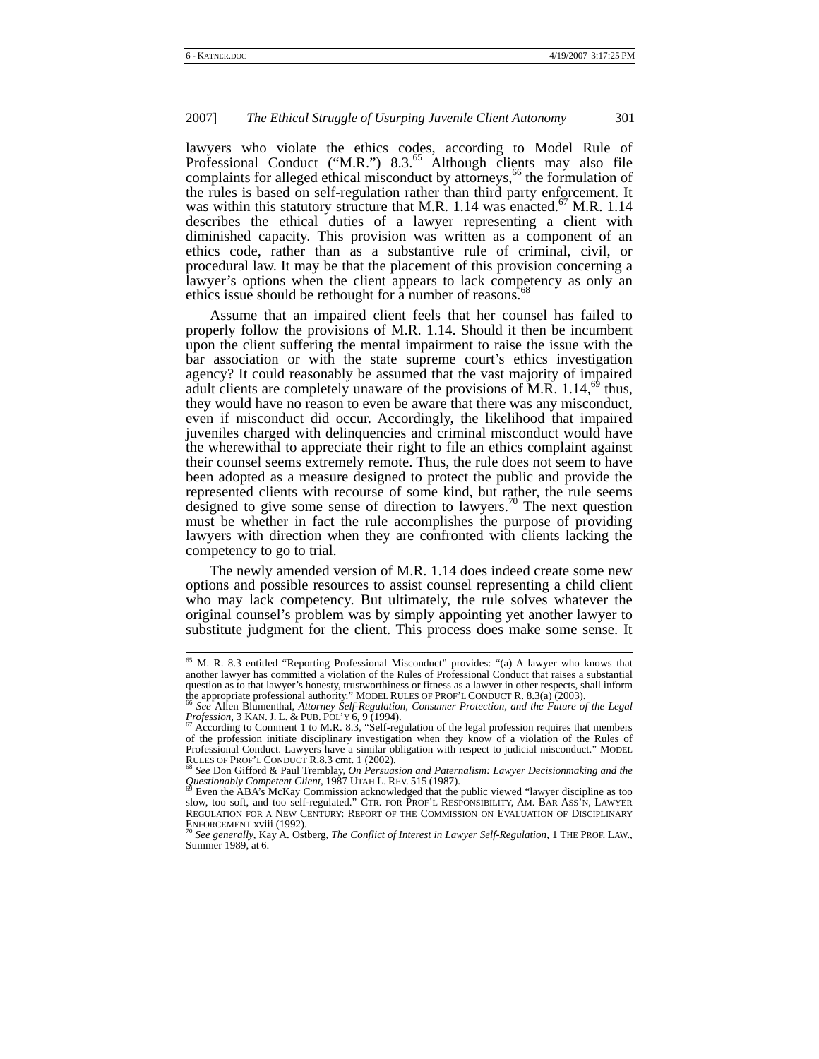lawyers who violate the ethics codes, according to Model Rule of Professional Conduct ("M.R.") 8.3.[65] Although clients may also file complaints for alleged ethical misconduct by attorneys,[66] the formulation of the rules is based on self-regulation rather than third party enforcement. It was within this statutory structure that M.R. 1.14 was enacted.[67] M.R. 1.14 describes the ethical duties of a lawyer representing a client with diminished capacity. This provision was written as a component of an ethics code, rather than as a substantive rule of criminal, civil, or procedural law. It may be that the placement of this provision concerning a lawyer's options when the client appears to lack competency as only an ethics issue should be rethought for a number of reasons.[68]

Assume that an impaired client feels that her counsel has failed to properly follow the provisions of M.R. 1.14. Should it then be incumbent upon the client suffering the mental impairment to raise the issue with the bar association or with the state supreme court's ethics investigation agency? It could reasonably be assumed that the vast majority of impaired adult clients are completely unaware of the provisions of M.R. 1.14,[69] thus, they would have no reason to even be aware that there was any misconduct, even if misconduct did occur. Accordingly, the likelihood that impaired juveniles charged with delinquencies and criminal misconduct would have the wherewithal to appreciate their right to file an ethics complaint against their counsel seems extremely remote. Thus, the rule does not seem to have been adopted as a measure designed to protect the public and provide the represented clients with recourse of some kind, but rather, the rule seems designed to give some sense of direction to lawyers.[70] The next question must be whether in fact the rule accomplishes the purpose of providing lawyers with direction when they are confronted with clients lacking the competency to go to trial.

The newly amended version of M.R. 1.14 does indeed create some new options and possible resources to assist counsel representing a child client who may lack competency. But ultimately, the rule solves whatever the original counsel's problem was by simply appointing yet another lawyer to substitute judgment for the client. This process does make some sense. It

---

[65] M. R. 8.3 entitled "Reporting Professional Misconduct" provides: "(a) A lawyer who knows that another lawyer has committed a violation of the Rules of Professional Conduct that raises a substantial question as to that lawyer's honesty, trustworthiness or fitness as a lawyer in other respects, shall inform the appropriate professional authority." MODEL RULES OF PROF'L CONDUCT R. 8.3(a) (2003).

[66] *See* Allen Blumenthal, *Attorney Self-Regulation, Consumer Protection, and the Future of the Legal Profession*, 3 KAN. J. L. & PUB. POL'Y 6, 9 (1994).

[67] According to Comment 1 to M.R. 8.3, "Self-regulation of the legal profession requires that members of the profession initiate disciplinary investigation when they know of a violation of the Rules of Professional Conduct. Lawyers have a similar obligation with respect to judicial misconduct." MODEL RULES OF PROF'L CONDUCT R.8.3 cmt. 1 (2002).

[68] *See* Don Gifford & Paul Tremblay, *On Persuasion and Paternalism: Lawyer Decisionmaking and the Questionably Competent Client*, 1987 UTAH L. REV. 515 (1987).

[69] Even the ABA's McKay Commission acknowledged that the public viewed "lawyer discipline as too slow, too soft, and too self-regulated." CTR. FOR PROF'L RESPONSIBILITY, AM. BAR ASS'N, LAWYER REGULATION FOR A NEW CENTURY: REPORT OF THE COMMISSION ON EVALUATION OF DISCIPLINARY ENFORCEMENT xviii (1992).

[70] *See generally*, Kay A. Ostberg, *The Conflict of Interest in Lawyer Self-Regulation*, 1 THE PROF. LAW., Summer 1989, at 6.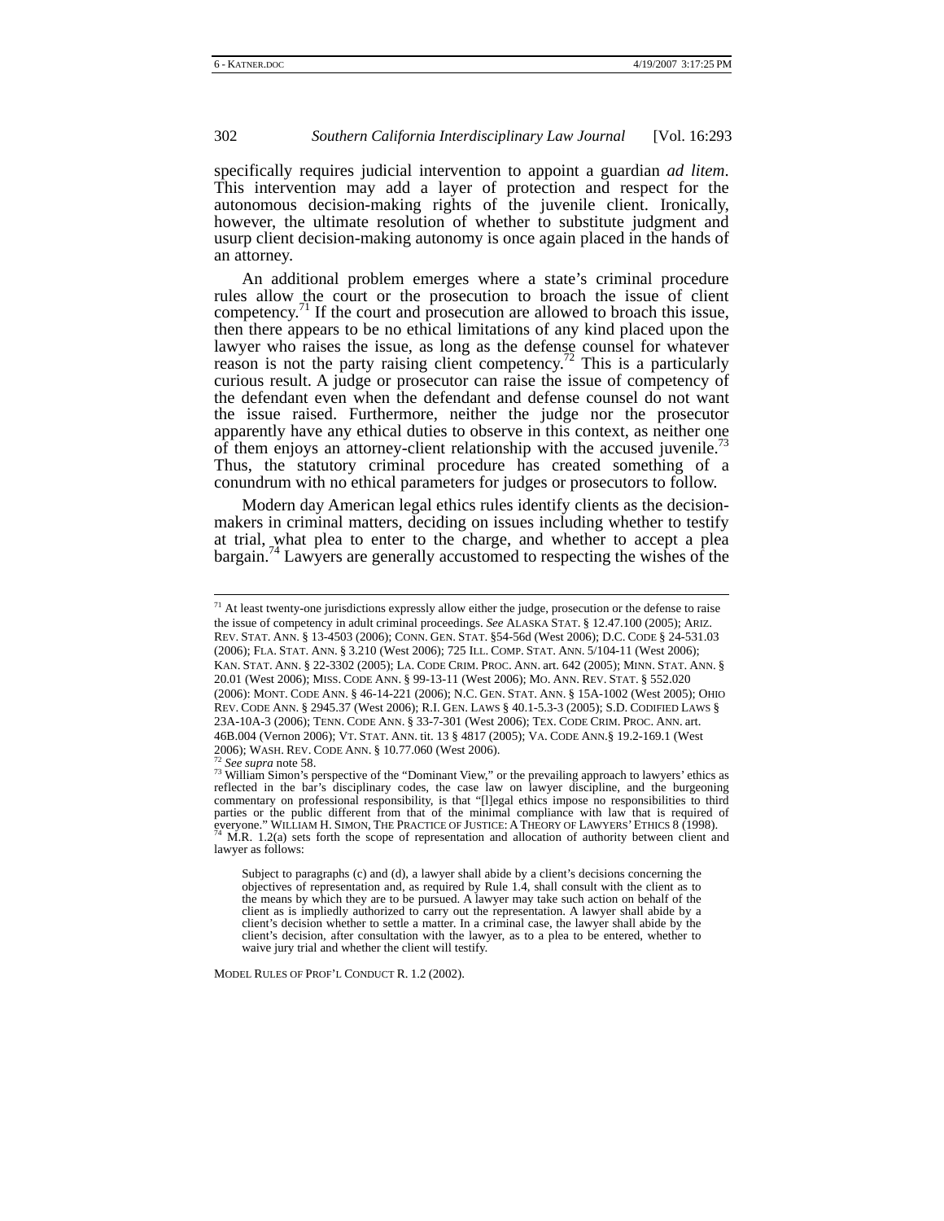specifically requires judicial intervention to appoint a guardian *ad litem*. This intervention may add a layer of protection and respect for the autonomous decision-making rights of the juvenile client. Ironically, however, the ultimate resolution of whether to substitute judgment and usurp client decision-making autonomy is once again placed in the hands of an attorney.

An additional problem emerges where a state's criminal procedure rules allow the court or the prosecution to broach the issue of client competency.[71] If the court and prosecution are allowed to broach this issue, then there appears to be no ethical limitations of any kind placed upon the lawyer who raises the issue, as long as the defense counsel for whatever reason is not the party raising client competency.[72] This is a particularly curious result. A judge or prosecutor can raise the issue of competency of the defendant even when the defendant and defense counsel do not want the issue raised. Furthermore, neither the judge nor the prosecutor apparently have any ethical duties to observe in this context, as neither one of them enjoys an attorney-client relationship with the accused juvenile.[73] Thus, the statutory criminal procedure has created something of a conundrum with no ethical parameters for judges or prosecutors to follow.

Modern day American legal ethics rules identify clients as the decision-makers in criminal matters, deciding on issues including whether to testify at trial, what plea to enter to the charge, and whether to accept a plea bargain.[74] Lawyers are generally accustomed to respecting the wishes of the

---

[71] At least twenty-one jurisdictions expressly allow either the judge, prosecution or the defense to raise the issue of competency in adult criminal proceedings. *See* ALASKA STAT. § 12.47.100 (2005); ARIZ. REV. STAT. ANN. § 13-4503 (2006); CONN. GEN. STAT. §54-56d (West 2006); D.C. CODE § 24-531.03 (2006); FLA. STAT. ANN. § 3.210 (West 2006); 725 ILL. COMP. STAT. ANN. 5/104-11 (West 2006); KAN. STAT. ANN. § 22-3302 (2005); LA. CODE CRIM. PROC. ANN. art. 642 (2005); MINN. STAT. ANN. § 20.01 (West 2006); MISS. CODE ANN. § 99-13-11 (West 2006); MO. ANN. REV. STAT. § 552.020 (2006): MONT. CODE ANN. § 46-14-221 (2006); N.C. GEN. STAT. ANN. § 15A-1002 (West 2005); OHIO REV. CODE ANN. § 2945.37 (West 2006); R.I. GEN. LAWS § 40.1-5.3-3 (2005); S.D. CODIFIED LAWS § 23A-10A-3 (2006); TENN. CODE ANN. § 33-7-301 (West 2006); TEX. CODE CRIM. PROC. ANN. art. 46B.004 (Vernon 2006); VT. STAT. ANN. tit. 13 § 4817 (2005); VA. CODE ANN.§ 19.2-169.1 (West 2006); WASH. REV. CODE ANN. § 10.77.060 (West 2006).

[72] *See supra* note 58.

[73] William Simon's perspective of the "Dominant View," or the prevailing approach to lawyers' ethics as reflected in the bar's disciplinary codes, the case law on lawyer discipline, and the burgeoning commentary on professional responsibility, is that "[l]egal ethics impose no responsibilities to third parties or the public different from that of the minimal compliance with law that is required of everyone." WILLIAM H. SIMON, THE PRACTICE OF JUSTICE: A THEORY OF LAWYERS' ETHICS 8 (1998).

[74] M.R. 1.2(a) sets forth the scope of representation and allocation of authority between client and lawyer as follows:

> Subject to paragraphs (c) and (d), a lawyer shall abide by a client's decisions concerning the objectives of representation and, as required by Rule 1.4, shall consult with the client as to the means by which they are to be pursued. A lawyer may take such action on behalf of the client as is impliedly authorized to carry out the representation. A lawyer shall abide by a client's decision whether to settle a matter. In a criminal case, the lawyer shall abide by the client's decision, after consultation with the lawyer, as to a plea to be entered, whether to waive jury trial and whether the client will testify.

MODEL RULES OF PROF'L CONDUCT R. 1.2 (2002).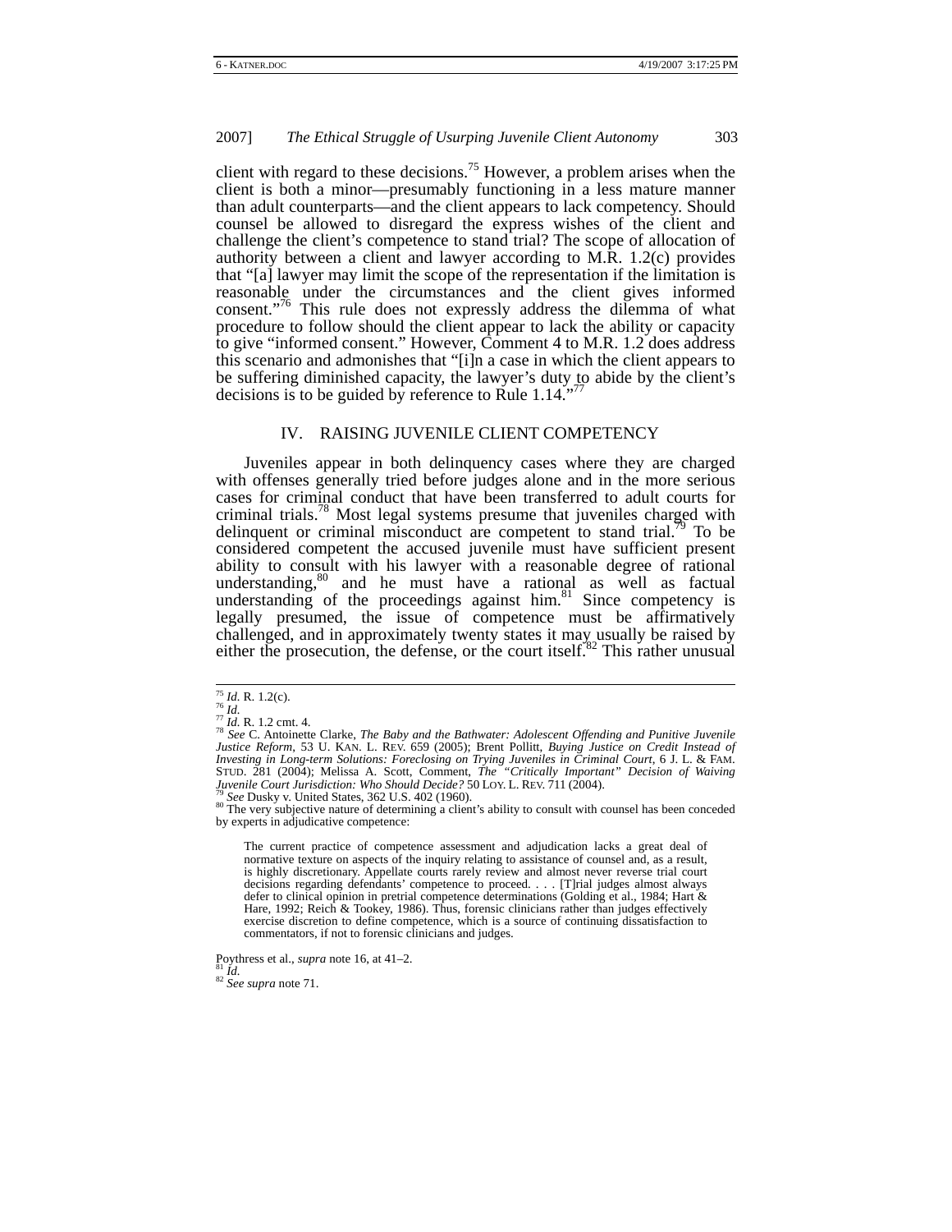client with regard to these decisions.[75] However, a problem arises when the client is both a minor—presumably functioning in a less mature manner than adult counterparts—and the client appears to lack competency. Should counsel be allowed to disregard the express wishes of the client and challenge the client's competence to stand trial? The scope of allocation of authority between a client and lawyer according to M.R. 1.2(c) provides that "[a] lawyer may limit the scope of the representation if the limitation is reasonable under the circumstances and the client gives informed consent."[76] This rule does not expressly address the dilemma of what procedure to follow should the client appear to lack the ability or capacity to give "informed consent." However, Comment 4 to M.R. 1.2 does address this scenario and admonishes that "[i]n a case in which the client appears to be suffering diminished capacity, the lawyer's duty to abide by the client's decisions is to be guided by reference to Rule 1.14."[77]

## IV. RAISING JUVENILE CLIENT COMPETENCY

Juveniles appear in both delinquency cases where they are charged with offenses generally tried before judges alone and in the more serious cases for criminal conduct that have been transferred to adult courts for criminal trials.[78] Most legal systems presume that juveniles charged with delinquent or criminal misconduct are competent to stand trial.[79] To be considered competent the accused juvenile must have sufficient present ability to consult with his lawyer with a reasonable degree of rational understanding,[80] and he must have a rational as well as factual understanding of the proceedings against him.[81] Since competency is legally presumed, the issue of competence must be affirmatively challenged, and in approximately twenty states it may usually be raised by either the prosecution, the defense, or the court itself.[82] This rather unusual

---

[75] *Id.* R. 1.2(c).

[76] *Id.*

[77] *Id.* R. 1.2 cmt. 4.

[78] *See* C. Antoinette Clarke, *The Baby and the Bathwater: Adolescent Offending and Punitive Juvenile Justice Reform*, 53 U. KAN. L. REV. 659 (2005); Brent Pollitt, *Buying Justice on Credit Instead of Investing in Long-term Solutions: Foreclosing on Trying Juveniles in Criminal Court*, 6 J. L. & FAM. STUD. 281 (2004); Melissa A. Scott, Comment, *The "Critically Important" Decision of Waiving Juvenile Court Jurisdiction: Who Should Decide?* 50 LOY. L. REV. 711 (2004).

[79] *See* Dusky v. United States, 362 U.S. 402 (1960).

[80] The very subjective nature of determining a client's ability to consult with counsel has been conceded by experts in adjudicative competence:

> The current practice of competence assessment and adjudication lacks a great deal of normative texture on aspects of the inquiry relating to assistance of counsel and, as a result, is highly discretionary. Appellate courts rarely review and almost never reverse trial court decisions regarding defendants' competence to proceed. . . . [T]rial judges almost always defer to clinical opinion in pretrial competence determinations (Golding et al., 1984; Hart & Hare, 1992; Reich & Tookey, 1986). Thus, forensic clinicians rather than judges effectively exercise discretion to define competence, which is a source of continuing dissatisfaction to commentators, if not to forensic clinicians and judges.

Poythress et al., *supra* note 16, at 41–2.

[81] *Id.*

[82] *See supra* note 71.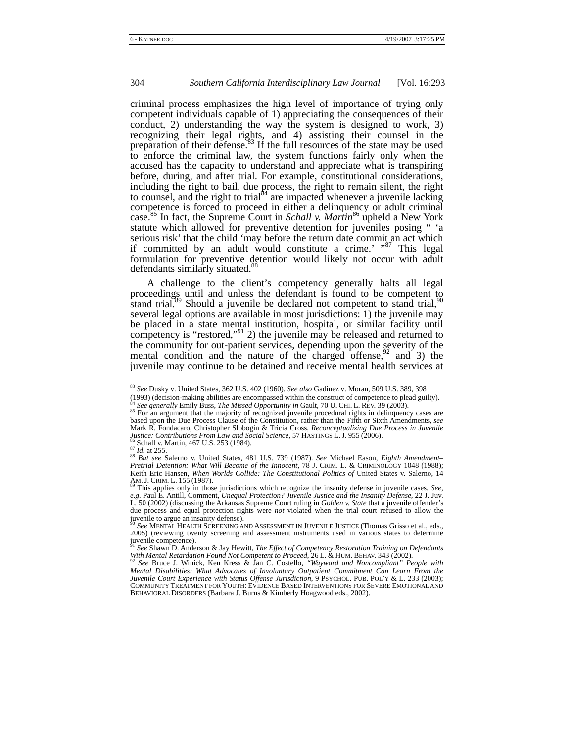criminal process emphasizes the high level of importance of trying only competent individuals capable of 1) appreciating the consequences of their conduct, 2) understanding the way the system is designed to work, 3) recognizing their legal rights, and 4) assisting their counsel in the preparation of their defense.[83] If the full resources of the state may be used to enforce the criminal law, the system functions fairly only when the accused has the capacity to understand and appreciate what is transpiring before, during, and after trial. For example, constitutional considerations, including the right to bail, due process, the right to remain silent, the right to counsel, and the right to trial[84] are impacted whenever a juvenile lacking competence is forced to proceed in either a delinquency or adult criminal case.[85] In fact, the Supreme Court in *Schall v. Martin*[86] upheld a New York statute which allowed for preventive detention for juveniles posing " 'a serious risk' that the child 'may before the return date commit an act which if committed by an adult would constitute a crime.' "[87] This legal formulation for preventive detention would likely not occur with adult defendants similarly situated.[88]

A challenge to the client's competency generally halts all legal proceedings until and unless the defendant is found to be competent to stand trial.[89] Should a juvenile be declared not competent to stand trial,[90] several legal options are available in most jurisdictions: 1) the juvenile may be placed in a state mental institution, hospital, or similar facility until competency is "restored,"[91] 2) the juvenile may be released and returned to the community for out-patient services, depending upon the severity of the mental condition and the nature of the charged offense,[92] and 3) the juvenile may continue to be detained and receive mental health services at

---

[83] *See* Dusky v. United States, 362 U.S. 402 (1960). *See also* Gadinez v. Moran, 509 U.S. 389, 398 (1993) (decision-making abilities are encompassed within the construct of competence to plead guilty).

[84] *See generally* Emily Buss, *The Missed Opportunity in* Gault, 70 U. CHI. L. REV. 39 (2003).

[85] For an argument that the majority of recognized juvenile procedural rights in delinquency cases are based upon the Due Process Clause of the Constitution, rather than the Fifth or Sixth Amendments, *see* Mark R. Fondacaro, Christopher Slobogin & Tricia Cross, *Reconceptualizing Due Process in Juvenile Justice: Contributions From Law and Social Science*, 57 HASTINGS L. J. 955 (2006).

[86] Schall v. Martin, 467 U.S. 253 (1984).

[87] *Id.* at 255.

[88] *But see* Salerno v. United States, 481 U.S. 739 (1987). *See* Michael Eason, *Eighth Amendment–Pretrial Detention: What Will Become of the Innocent*, 78 J. CRIM. L. & CRIMINOLOGY 1048 (1988); Keith Eric Hansen, *When Worlds Collide: The Constitutional Politics of* United States v. Salerno, 14 AM. J. CRIM. L. 155 (1987).

[89] This applies only in those jurisdictions which recognize the insanity defense in juvenile cases. *See, e.g.* Paul E. Antill, Comment, *Unequal Protection? Juvenile Justice and the Insanity Defense*, 22 J. Juv. L. 50 (2002) (discussing the Arkansas Supreme Court ruling in *Golden v. State* that a juvenile offender's due process and equal protection rights were *not* violated when the trial court refused to allow the juvenile to argue an insanity defense).

[90] *See* MENTAL HEALTH SCREENING AND ASSESSMENT IN JUVENILE JUSTICE (Thomas Grisso et al., eds., 2005) (reviewing twenty screening and assessment instruments used in various states to determine juvenile competence).

[91] *See* Shawn D. Anderson & Jay Hewitt, *The Effect of Competency Restoration Training on Defendants With Mental Retardation Found Not Competent to Proceed*, 26 L. & HUM. BEHAV. 343 (2002).

[92] *See* Bruce J. Winick, Ken Kress & Jan C. Costello, *"Wayward and Noncompliant" People with Mental Disabilities: What Advocates of Involuntary Outpatient Commitment Can Learn From the Juvenile Court Experience with Status Offense Jurisdiction*, 9 PSYCHOL. PUB. POL'Y & L. 233 (2003); COMMUNITY TREATMENT FOR YOUTH: EVIDENCE BASED INTERVENTIONS FOR SEVERE EMOTIONAL AND BEHAVIORAL DISORDERS (Barbara J. Burns & Kimberly Hoagwood eds., 2002).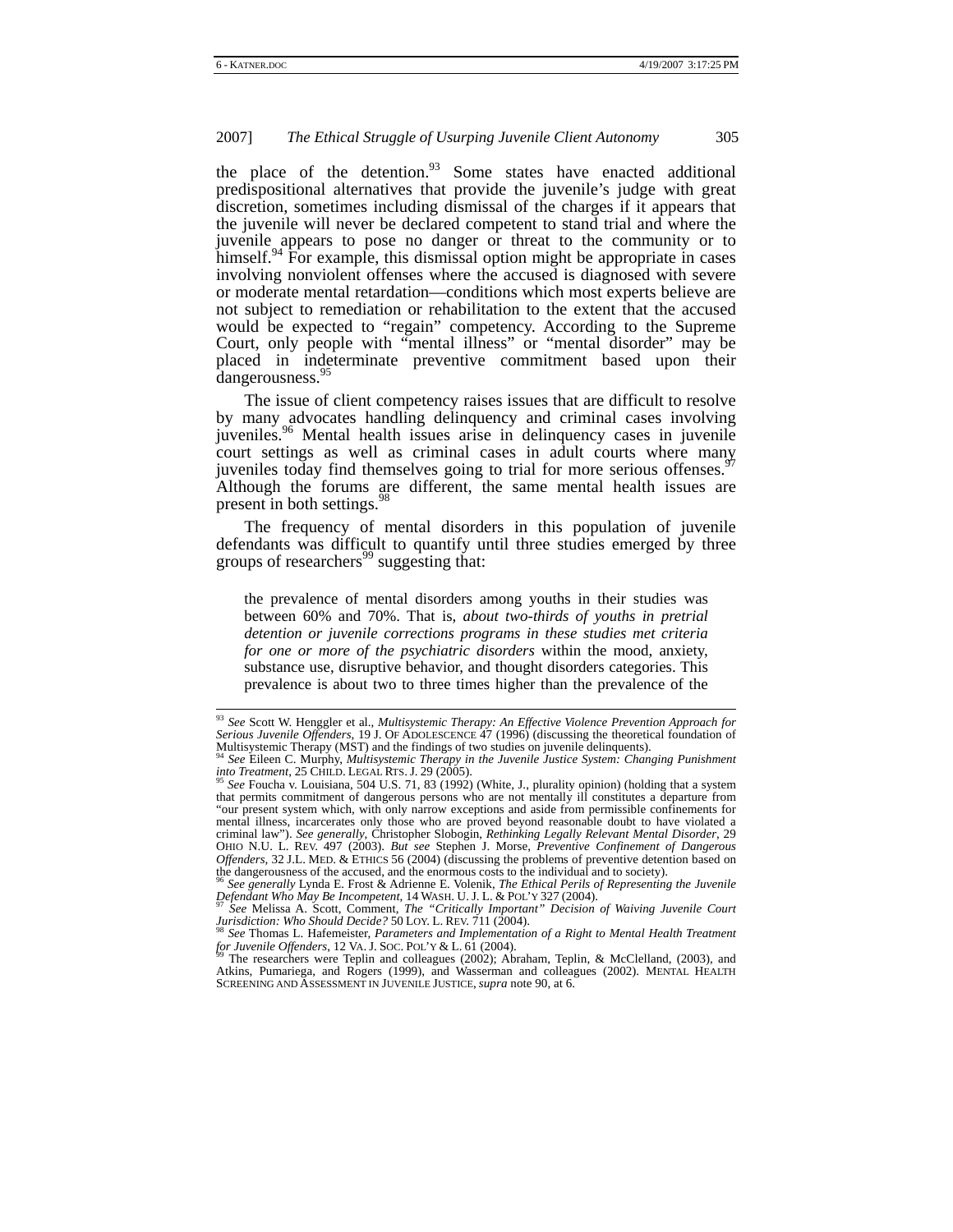the place of the detention.[93] Some states have enacted additional predispositional alternatives that provide the juvenile's judge with great discretion, sometimes including dismissal of the charges if it appears that the juvenile will never be declared competent to stand trial and where the juvenile appears to pose no danger or threat to the community or to himself.[94] For example, this dismissal option might be appropriate in cases involving nonviolent offenses where the accused is diagnosed with severe or moderate mental retardation—conditions which most experts believe are not subject to remediation or rehabilitation to the extent that the accused would be expected to "regain" competency. According to the Supreme Court, only people with "mental illness" or "mental disorder" may be placed in indeterminate preventive commitment based upon their dangerousness.[95]

The issue of client competency raises issues that are difficult to resolve by many advocates handling delinquency and criminal cases involving juveniles.[96] Mental health issues arise in delinquency cases in juvenile court settings as well as criminal cases in adult courts where many juveniles today find themselves going to trial for more serious offenses.[97] Although the forums are different, the same mental health issues are present in both settings.[98]

The frequency of mental disorders in this population of juvenile defendants was difficult to quantify until three studies emerged by three groups of researchers[99] suggesting that:

> the prevalence of mental disorders among youths in their studies was between 60% and 70%. That is, *about two-thirds of youths in pretrial detention or juvenile corrections programs in these studies met criteria for one or more of the psychiatric disorders* within the mood, anxiety, substance use, disruptive behavior, and thought disorders categories. This prevalence is about two to three times higher than the prevalence of the

---

[93] *See* Scott W. Henggler et al., *Multisystemic Therapy: An Effective Violence Prevention Approach for Serious Juvenile Offenders*, 19 J. OF ADOLESCENCE 47 (1996) (discussing the theoretical foundation of Multisystemic Therapy (MST) and the findings of two studies on juvenile delinquents).

[94] *See* Eileen C. Murphy, *Multisystemic Therapy in the Juvenile Justice System: Changing Punishment into Treatment*, 25 CHILD. LEGAL RTS. J. 29 (2005).

[95] *See* Foucha v. Louisiana, 504 U.S. 71, 83 (1992) (White, J., plurality opinion) (holding that a system that permits commitment of dangerous persons who are not mentally ill constitutes a departure from "our present system which, with only narrow exceptions and aside from permissible confinements for mental illness, incarcerates only those who are proved beyond reasonable doubt to have violated a criminal law"). *See generally*, Christopher Slobogin, *Rethinking Legally Relevant Mental Disorder*, 29 OHIO N.U. L. REV. 497 (2003). *But see* Stephen J. Morse, *Preventive Confinement of Dangerous Offenders*, 32 J.L. MED. & ETHICS 56 (2004) (discussing the problems of preventive detention based on the dangerousness of the accused, and the enormous costs to the individual and to society).

[96] *See generally* Lynda E. Frost & Adrienne E. Volenik, *The Ethical Perils of Representing the Juvenile Defendant Who May Be Incompetent*, 14 WASH. U. J. L. & POL'Y 327 (2004).

[97] *See* Melissa A. Scott, Comment, *The "Critically Important" Decision of Waiving Juvenile Court Jurisdiction: Who Should Decide?* 50 LOY. L. REV. 711 (2004).

[98] *See* Thomas L. Hafemeister, *Parameters and Implementation of a Right to Mental Health Treatment for Juvenile Offenders*, 12 VA. J. SOC. POL'Y & L. 61 (2004).

[99] The researchers were Teplin and colleagues (2002); Abraham, Teplin, & McClelland, (2003), and Atkins, Pumariega, and Rogers (1999), and Wasserman and colleagues (2002). MENTAL HEALTH SCREENING AND ASSESSMENT IN JUVENILE JUSTICE, *supra* note 90, at 6.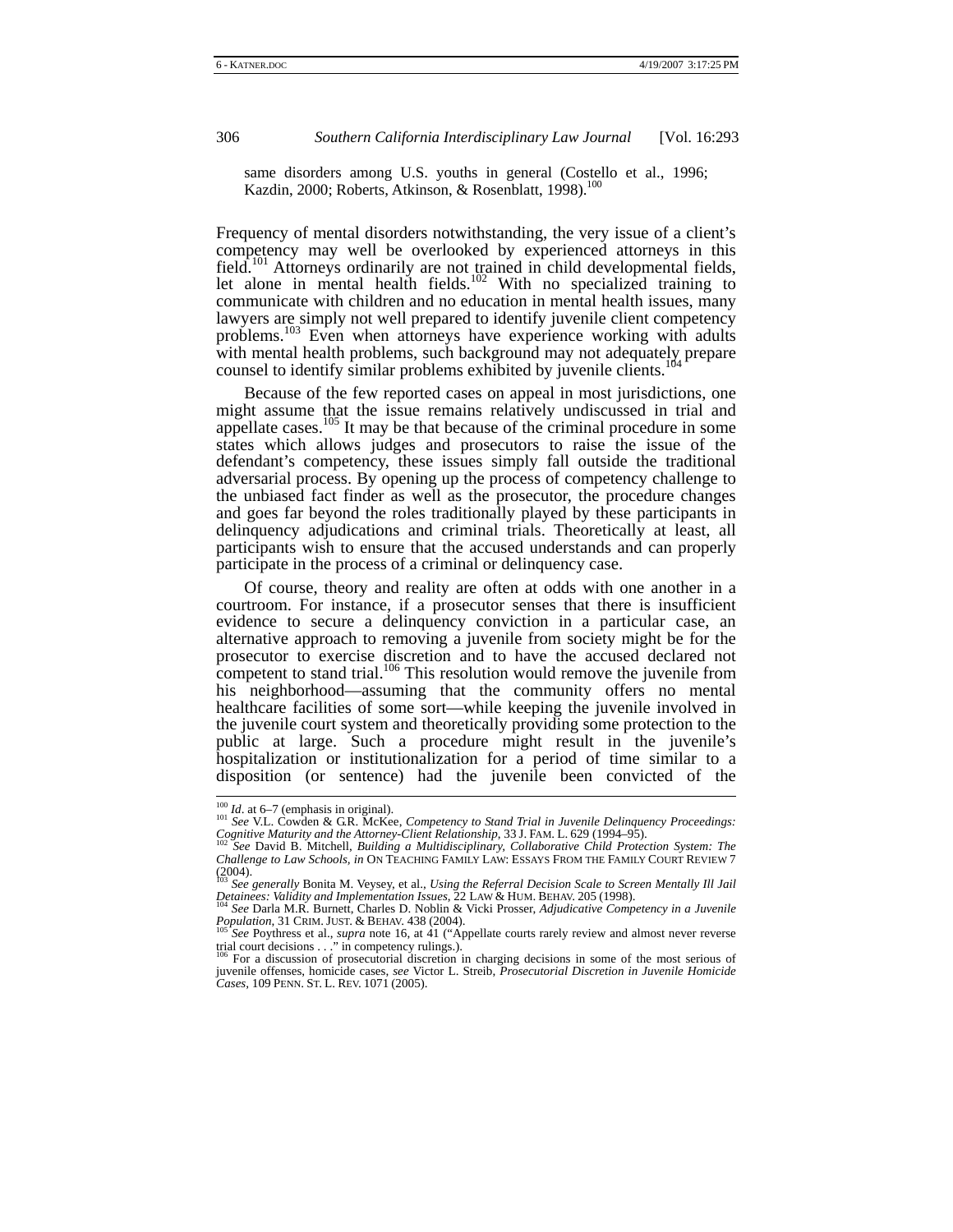same disorders among U.S. youths in general (Costello et al., 1996; Kazdin, 2000; Roberts, Atkinson, & Rosenblatt, 1998).[100]

Frequency of mental disorders notwithstanding, the very issue of a client's competency may well be overlooked by experienced attorneys in this field.[101] Attorneys ordinarily are not trained in child developmental fields, let alone in mental health fields.[102] With no specialized training to communicate with children and no education in mental health issues, many lawyers are simply not well prepared to identify juvenile client competency problems.[103] Even when attorneys have experience working with adults with mental health problems, such background may not adequately prepare counsel to identify similar problems exhibited by juvenile clients.[104]

Because of the few reported cases on appeal in most jurisdictions, one might assume that the issue remains relatively undiscussed in trial and appellate cases.[105] It may be that because of the criminal procedure in some states which allows judges and prosecutors to raise the issue of the defendant's competency, these issues simply fall outside the traditional adversarial process. By opening up the process of competency challenge to the unbiased fact finder as well as the prosecutor, the procedure changes and goes far beyond the roles traditionally played by these participants in delinquency adjudications and criminal trials. Theoretically at least, all participants wish to ensure that the accused understands and can properly participate in the process of a criminal or delinquency case.

Of course, theory and reality are often at odds with one another in a courtroom. For instance, if a prosecutor senses that there is insufficient evidence to secure a delinquency conviction in a particular case, an alternative approach to removing a juvenile from society might be for the prosecutor to exercise discretion and to have the accused declared not competent to stand trial.[106] This resolution would remove the juvenile from his neighborhood—assuming that the community offers no mental healthcare facilities of some sort—while keeping the juvenile involved in the juvenile court system and theoretically providing some protection to the public at large. Such a procedure might result in the juvenile's hospitalization or institutionalization for a period of time similar to a disposition (or sentence) had the juvenile been convicted of the

---

[100] *Id*. at 6–7 (emphasis in original).

[101] *See* V.L. Cowden & G.R. McKee, *Competency to Stand Trial in Juvenile Delinquency Proceedings: Cognitive Maturity and the Attorney-Client Relationship*, 33 J. FAM. L. 629 (1994–95).

[102] *See* David B. Mitchell, *Building a Multidisciplinary, Collaborative Child Protection System: The Challenge to Law Schools*, *in* ON TEACHING FAMILY LAW: ESSAYS FROM THE FAMILY COURT REVIEW 7 (2004).

[103] *See generally* Bonita M. Veysey, et al., *Using the Referral Decision Scale to Screen Mentally Ill Jail Detainees: Validity and Implementation Issues*, 22 LAW & HUM. BEHAV. 205 (1998).

[104] *See* Darla M.R. Burnett, Charles D. Noblin & Vicki Prosser, *Adjudicative Competency in a Juvenile Population*, 31 CRIM. JUST. & BEHAV. 438 (2004).

[105] *See* Poythress et al., *supra* note 16, at 41 ("Appellate courts rarely review and almost never reverse trial court decisions . . ." in competency rulings.).

[106] For a discussion of prosecutorial discretion in charging decisions in some of the most serious of juvenile offenses, homicide cases, *see* Victor L. Streib, *Prosecutorial Discretion in Juvenile Homicide Cases*, 109 PENN. ST. L. REV. 1071 (2005).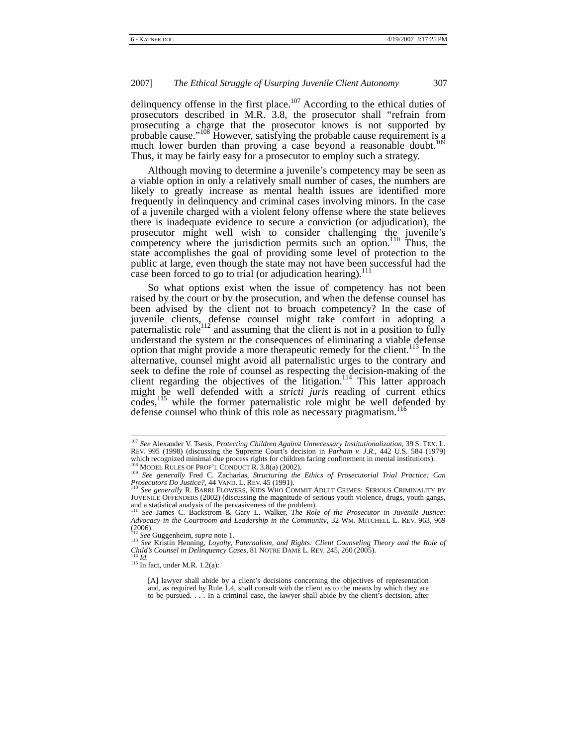delinquency offense in the first place.[107] According to the ethical duties of prosecutors described in M.R. 3.8, the prosecutor shall "refrain from prosecuting a charge that the prosecutor knows is not supported by probable cause."[108] However, satisfying the probable cause requirement is a much lower burden than proving a case beyond a reasonable doubt.[109] Thus, it may be fairly easy for a prosecutor to employ such a strategy.

Although moving to determine a juvenile's competency may be seen as a viable option in only a relatively small number of cases, the numbers are likely to greatly increase as mental health issues are identified more frequently in delinquency and criminal cases involving minors. In the case of a juvenile charged with a violent felony offense where the state believes there is inadequate evidence to secure a conviction (or adjudication), the prosecutor might well wish to consider challenging the juvenile's competency where the jurisdiction permits such an option.[110] Thus, the state accomplishes the goal of providing some level of protection to the public at large, even though the state may not have been successful had the case been forced to go to trial (or adjudication hearing).[111]

So what options exist when the issue of competency has not been raised by the court or by the prosecution, and when the defense counsel has been advised by the client not to broach competency? In the case of juvenile clients, defense counsel might take comfort in adopting a paternalistic role[112] and assuming that the client is not in a position to fully understand the system or the consequences of eliminating a viable defense option that might provide a more therapeutic remedy for the client.[113] In the alternative, counsel might avoid all paternalistic urges to the contrary and seek to define the role of counsel as respecting the decision-making of the client regarding the objectives of the litigation.[114] This latter approach might be well defended with a *stricti juris* reading of current ethics codes,[115] while the former paternalistic role might be well defended by defense counsel who think of this role as necessary pragmatism.[116]

---

[107] *See* Alexander V. Tsesis, *Protecting Children Against Unnecessary Institutionalization*, 39 S. TEX. L. REV. 995 (1998) (discussing the Supreme Court's decision in *Parham v. J.R.*, 442 U.S. 584 (1979) which recognized minimal due process rights for children facing confinement in mental institutions).

[108] MODEL RULES OF PROF'L CONDUCT R. 3.8(a) (2002).

[109] *See generally* Fred C. Zacharias, *Structuring the Ethics of Prosecutorial Trial Practice: Can Prosecutors Do Justice?*, 44 VAND. L. REV. 45 (1991).

[110] *See generally* R. BARRI FLOWERS, KIDS WHO COMMIT ADULT CRIMES: SERIOUS CRIMINALITY BY JUVENILE OFFENDERS (2002) (discussing the magnitude of serious youth violence, drugs, youth gangs, and a statistical analysis of the pervasiveness of the problem).

[111] *See* James C. Backstrom & Gary L. Walker, *The Role of the Prosecutor in Juvenile Justice: Advocacy in the Courtroom and Leadership in the Community*, 32 WM. MITCHELL L. REV. 963, 969 (2006).

[112] *See* Guggenheim, *supra* note 1.

[113] *See* Kristin Henning, *Loyalty, Paternalism, and Rights: Client Counseling Theory and the Role of Child's Counsel in Delinquency Cases*, 81 NOTRE DAME L. REV. 245, 260 (2005).

[114] *Id.*

[115] In fact, under M.R. 1.2(a):

> [A] lawyer shall abide by a client's decisions concerning the objectives of representation and, as required by Rule 1.4, shall consult with the client as to the means by which they are to be pursued. . . . In a criminal case, the lawyer shall abide by the client's decision, after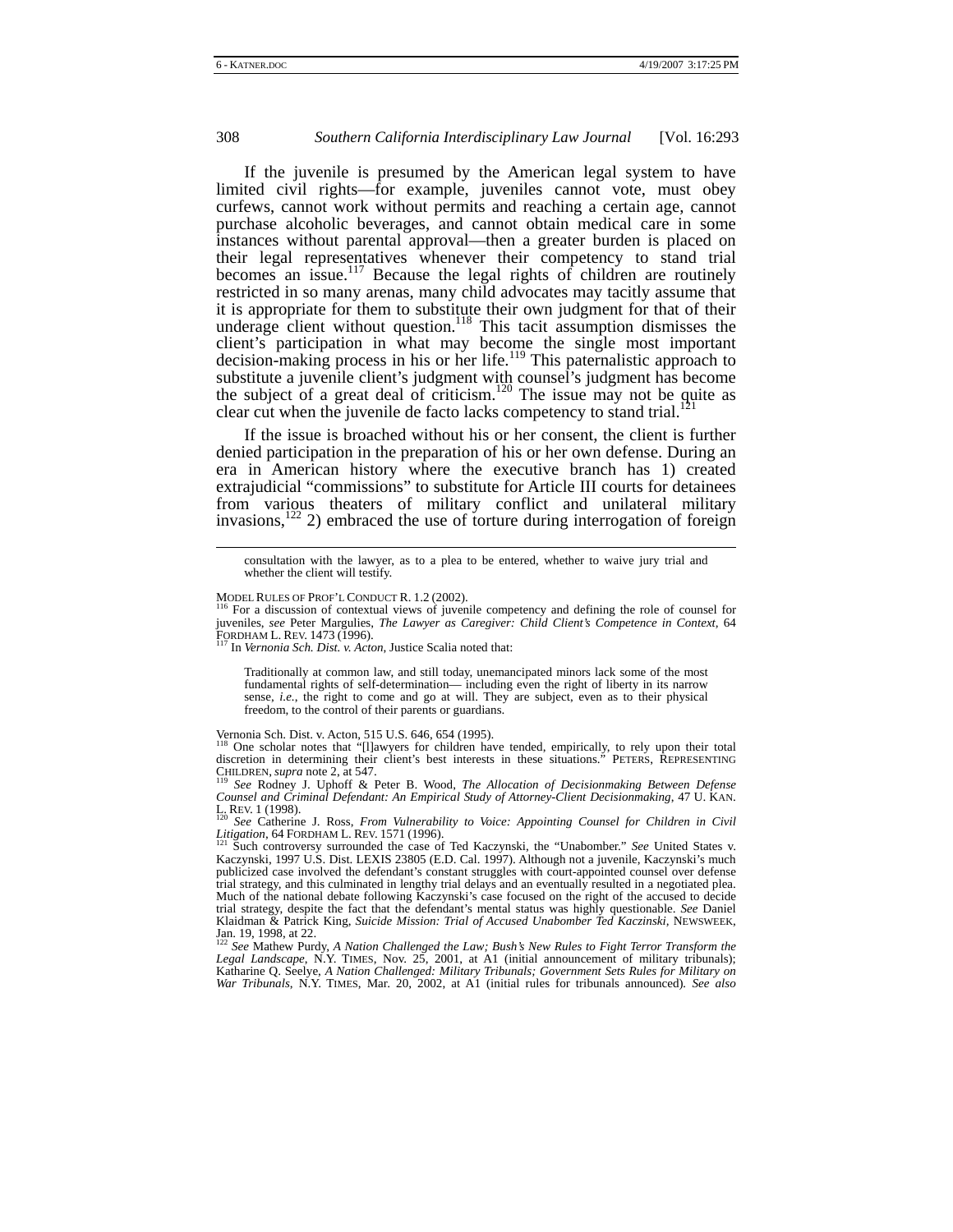If the juvenile is presumed by the American legal system to have limited civil rights—for example, juveniles cannot vote, must obey curfews, cannot work without permits and reaching a certain age, cannot purchase alcoholic beverages, and cannot obtain medical care in some instances without parental approval—then a greater burden is placed on their legal representatives whenever their competency to stand trial becomes an issue.[117] Because the legal rights of children are routinely restricted in so many arenas, many child advocates may tacitly assume that it is appropriate for them to substitute their own judgment for that of their underage client without question.[118] This tacit assumption dismisses the client's participation in what may become the single most important decision-making process in his or her life.[119] This paternalistic approach to substitute a juvenile client's judgment with counsel's judgment has become the subject of a great deal of criticism.[120] The issue may not be quite as clear cut when the juvenile de facto lacks competency to stand trial.[121]

If the issue is broached without his or her consent, the client is further denied participation in the preparation of his or her own defense. During an era in American history where the executive branch has 1) created extrajudicial "commissions" to substitute for Article III courts for detainees from various theaters of military conflict and unilateral military invasions,[122] 2) embraced the use of torture during interrogation of foreign

---

> consultation with the lawyer, as to a plea to be entered, whether to waive jury trial and whether the client will testify.

MODEL RULES OF PROF'L CONDUCT R. 1.2 (2002).

[116] For a discussion of contextual views of juvenile competency and defining the role of counsel for juveniles, *see* Peter Margulies, *The Lawyer as Caregiver: Child Client's Competence in Context*, 64 FORDHAM L. REV. 1473 (1996).

[117] In *Vernonia Sch. Dist. v. Acton*, Justice Scalia noted that:

> Traditionally at common law, and still today, unemancipated minors lack some of the most fundamental rights of self-determination— including even the right of liberty in its narrow sense, *i.e.*, the right to come and go at will. They are subject, even as to their physical freedom, to the control of their parents or guardians.

Vernonia Sch. Dist. v. Acton, 515 U.S. 646, 654 (1995).

[118] One scholar notes that "[l]awyers for children have tended, empirically, to rely upon their total discretion in determining their client's best interests in these situations." PETERS, REPRESENTING CHILDREN, *supra* note 2, at 547.

[119] *See* Rodney J. Uphoff & Peter B. Wood, *The Allocation of Decisionmaking Between Defense Counsel and Criminal Defendant: An Empirical Study of Attorney-Client Decisionmaking*, 47 U. KAN. L. REV. 1 (1998).

[120] *See* Catherine J. Ross, *From Vulnerability to Voice: Appointing Counsel for Children in Civil Litigation*, 64 FORDHAM L. REV. 1571 (1996).

[121] Such controversy surrounded the case of Ted Kaczynski, the "Unabomber." *See* United States v. Kaczynski, 1997 U.S. Dist. LEXIS 23805 (E.D. Cal. 1997). Although not a juvenile, Kaczynski's much publicized case involved the defendant's constant struggles with court-appointed counsel over defense trial strategy, and this culminated in lengthy trial delays and an eventually resulted in a negotiated plea. Much of the national debate following Kaczynski's case focused on the right of the accused to decide trial strategy, despite the fact that the defendant's mental status was highly questionable. *See* Daniel Klaidman & Patrick King, *Suicide Mission: Trial of Accused Unabomber Ted Kaczinski*, NEWSWEEK, Jan. 19, 1998, at 22.

[122] *See* Mathew Purdy, *A Nation Challenged the Law; Bush's New Rules to Fight Terror Transform the Legal Landscape*, N.Y. TIMES, Nov. 25, 2001, at A1 (initial announcement of military tribunals); Katharine Q. Seelye, *A Nation Challenged: Military Tribunals; Government Sets Rules for Military on War Tribunals*, N.Y. TIMES, Mar. 20, 2002, at A1 (initial rules for tribunals announced). *See also*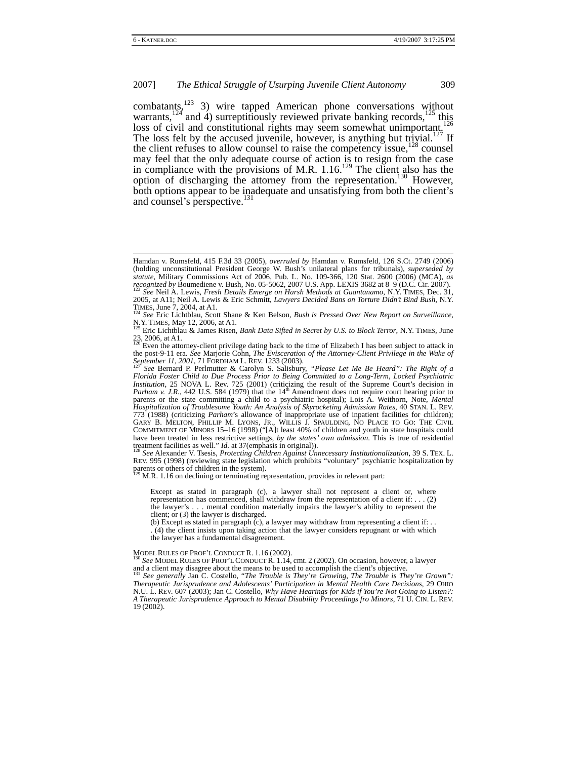combatants,[123] 3) wire tapped American phone conversations without warrants,[124] and 4) surreptitiously reviewed private banking records,[125] this loss of civil and constitutional rights may seem somewhat unimportant.[126] The loss felt by the accused juvenile, however, is anything but trivial.[127] If the client refuses to allow counsel to raise the competency issue,[128] counsel may feel that the only adequate course of action is to resign from the case in compliance with the provisions of M.R. 1.16.[129] The client also has the option of discharging the attorney from the representation.[130] However, both options appear to be inadequate and unsatisfying from both the client's and counsel's perspective.[131]

---

Hamdan v. Rumsfeld, 415 F.3d 33 (2005), *overruled by* Hamdan v. Rumsfeld, 126 S.Ct. 2749 (2006) (holding unconstitutional President George W. Bush's unilateral plans for tribunals), *superseded by statute*, Military Commissions Act of 2006, Pub. L. No. 109-366, 120 Stat. 2600 (2006) (MCA), *as recognized by* Boumediene v. Bush, No. 05-5062, 2007 U.S. App. LEXIS 3682 at 8–9 (D.C. Cir. 2007).

[123] *See* Neil A. Lewis, *Fresh Details Emerge on Harsh Methods at Guantanamo*, N.Y. TIMES, Dec. 31, 2005, at A11; Neil A. Lewis & Eric Schmitt, *Lawyers Decided Bans on Torture Didn't Bind Bush*, N.Y. TIMES, June 7, 2004, at A1.

[124] *See* Eric Lichtblau, Scott Shane & Ken Belson, *Bush is Pressed Over New Report on Surveillance*, N.Y. TIMES, May 12, 2006, at A1.

[125] Eric Lichtblau & James Risen, *Bank Data Sifted in Secret by U.S. to Block Terror*, N.Y. TIMES, June 23, 2006, at A1.

[126] Even the attorney-client privilege dating back to the time of Elizabeth I has been subject to attack in the post-9-11 era. *See* Marjorie Cohn, *The Evisceration of the Attorney-Client Privilege in the Wake of September 11, 2001*, 71 FORDHAM L. REV. 1233 (2003).

[127] *See* Bernard P. Perlmutter & Carolyn S. Salisbury, *"Please Let Me Be Heard": The Right of a Florida Foster Child to Due Process Prior to Being Committed to a Long-Term, Locked Psychiatric Institution*, 25 NOVA L. Rev. 725 (2001) (criticizing the result of the Supreme Court's decision in *Parham v. J.R.*, 442 U.S. 584 (1979) that the 14th Amendment does not require court hearing prior to parents or the state committing a child to a psychiatric hospital); Lois A. Weithorn, Note, *Mental Hospitalization of Troublesome Youth: An Analysis of Skyrocketing Admission Rates*, 40 STAN. L. REV. 773 (1988) (criticizing *Parham*'s allowance of inappropriate use of inpatient facilities for children); GARY B. MELTON, PHILLIP M. LYONS, JR., WILLIS J. SPAULDING, NO PLACE TO GO: THE CIVIL COMMITMENT OF MINORS 15–16 (1998) ("[A]t least 40% of children and youth in state hospitals could have been treated in less restrictive settings, *by the states' own admission*. This is true of residential treatment facilities as well." *Id.* at 37(emphasis in original)).

[128] *See* Alexander V. Tsesis, *Protecting Children Against Unnecessary Institutionalization*, 39 S. TEX. L. REV. 995 (1998) (reviewing state legislation which prohibits "voluntary" psychiatric hospitalization by parents or others of children in the system).

[129] M.R. 1.16 on declining or terminating representation, provides in relevant part:

> Except as stated in paragraph (c), a lawyer shall not represent a client or, where representation has commenced, shall withdraw from the representation of a client if: . . . (2) the lawyer's . . . mental condition materially impairs the lawyer's ability to represent the client; or (3) the lawyer is discharged.
>
> (b) Except as stated in paragraph (c), a lawyer may withdraw from representing a client if: . . . (4) the client insists upon taking action that the lawyer considers repugnant or with which the lawyer has a fundamental disagreement.

MODEL RULES OF PROF'L CONDUCT R. 1.16 (2002).

[130] *See* MODEL RULES OF PROF'L CONDUCT R. 1.14, cmt. 2 (2002). On occasion, however, a lawyer and a client may disagree about the means to be used to accomplish the client's objective.

[131] *See generally* Jan C. Costello, *"The Trouble is They're Growing, The Trouble is They're Grown": Therapeutic Jurisprudence and Adolescents' Participation in Mental Health Care Decisions*, 29 OHIO N.U. L. REV. 607 (2003); Jan C. Costello, *Why Have Hearings for Kids if You're Not Going to Listen?: A Therapeutic Jurisprudence Approach to Mental Disability Proceedings fro Minors*, 71 U. CIN. L. REV. 19 (2002).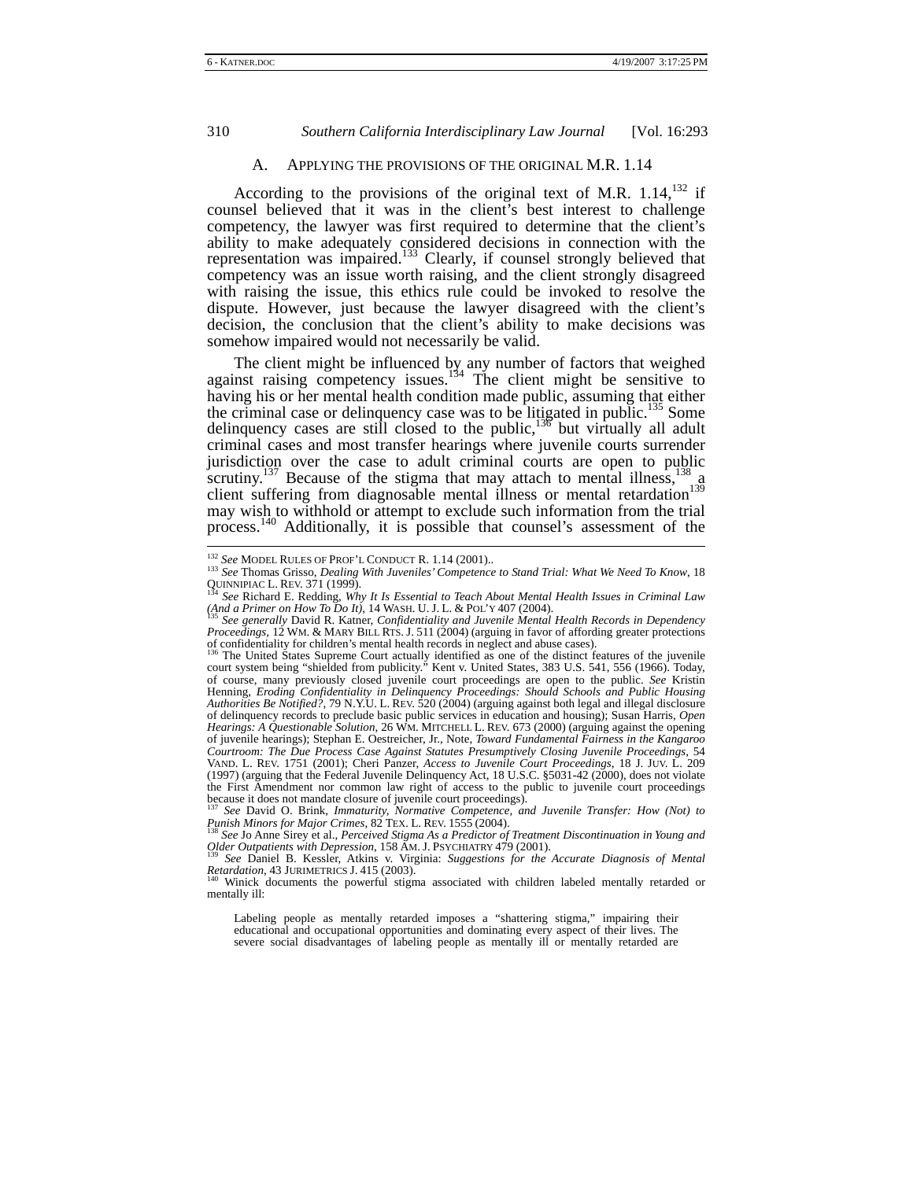### A. APPLYING THE PROVISIONS OF THE ORIGINAL M.R. 1.14

According to the provisions of the original text of M.R. 1.14,[132] if counsel believed that it was in the client's best interest to challenge competency, the lawyer was first required to determine that the client's ability to make adequately considered decisions in connection with the representation was impaired.[133] Clearly, if counsel strongly believed that competency was an issue worth raising, and the client strongly disagreed with raising the issue, this ethics rule could be invoked to resolve the dispute. However, just because the lawyer disagreed with the client's decision, the conclusion that the client's ability to make decisions was somehow impaired would not necessarily be valid.

The client might be influenced by any number of factors that weighed against raising competency issues.[134] The client might be sensitive to having his or her mental health condition made public, assuming that either the criminal case or delinquency case was to be litigated in public.[135] Some delinquency cases are still closed to the public,[136] but virtually all adult criminal cases and most transfer hearings where juvenile courts surrender jurisdiction over the case to adult criminal courts are open to public scrutiny.[137] Because of the stigma that may attach to mental illness,[138] a client suffering from diagnosable mental illness or mental retardation[139] may wish to withhold or attempt to exclude such information from the trial process.[140] Additionally, it is possible that counsel's assessment of the

---

[132] *See* MODEL RULES OF PROF'L CONDUCT R. 1.14 (2001)..

[133] *See* Thomas Grisso, *Dealing With Juveniles' Competence to Stand Trial: What We Need To Know*, 18 QUINNIPIAC L. REV. 371 (1999).

[134] *See* Richard E. Redding, *Why It Is Essential to Teach About Mental Health Issues in Criminal Law (And a Primer on How To Do It)*, 14 WASH. U. J. L. & POL'Y 407 (2004).

[135] *See generally* David R. Katner, *Confidentiality and Juvenile Mental Health Records in Dependency Proceedings*, 12 WM. & MARY BILL RTS. J. 511 (2004) (arguing in favor of affording greater protections of confidentiality for children's mental health records in neglect and abuse cases).

[136] The United States Supreme Court actually identified as one of the distinct features of the juvenile court system being "shielded from publicity." Kent v. United States, 383 U.S. 541, 556 (1966). Today, of course, many previously closed juvenile court proceedings are open to the public. *See* Kristin Henning, *Eroding Confidentiality in Delinquency Proceedings: Should Schools and Public Housing Authorities Be Notified?*, 79 N.Y.U. L. REV. 520 (2004) (arguing against both legal and illegal disclosure of delinquency records to preclude basic public services in education and housing); Susan Harris, *Open Hearings: A Questionable Solution*, 26 WM. MITCHELL L. REV. 673 (2000) (arguing against the opening of juvenile hearings); Stephan E. Oestreicher, Jr., Note, *Toward Fundamental Fairness in the Kangaroo Courtroom: The Due Process Case Against Statutes Presumptively Closing Juvenile Proceedings*, 54 VAND. L. REV. 1751 (2001); Cheri Panzer, *Access to Juvenile Court Proceedings*, 18 J. JUV. L. 209 (1997) (arguing that the Federal Juvenile Delinquency Act, 18 U.S.C. §5031-42 (2000), does not violate the First Amendment nor common law right of access to the public to juvenile court proceedings because it does not mandate closure of juvenile court proceedings).

[137] *See* David O. Brink, *Immaturity, Normative Competence, and Juvenile Transfer: How (Not) to Punish Minors for Major Crimes*, 82 TEX. L. REV. 1555 (2004).

[138] *See* Jo Anne Sirey et al., *Perceived Stigma As a Predictor of Treatment Discontinuation in Young and Older Outpatients with Depression*, 158 AM. J. PSYCHIATRY 479 (2001).

[139] *See* Daniel B. Kessler, Atkins v. Virginia: *Suggestions for the Accurate Diagnosis of Mental Retardation*, 43 JURIMETRICS J. 415 (2003).

[140] Winick documents the powerful stigma associated with children labeled mentally retarded or mentally ill:

> Labeling people as mentally retarded imposes a "shattering stigma," impairing their educational and occupational opportunities and dominating every aspect of their lives. The severe social disadvantages of labeling people as mentally ill or mentally retarded are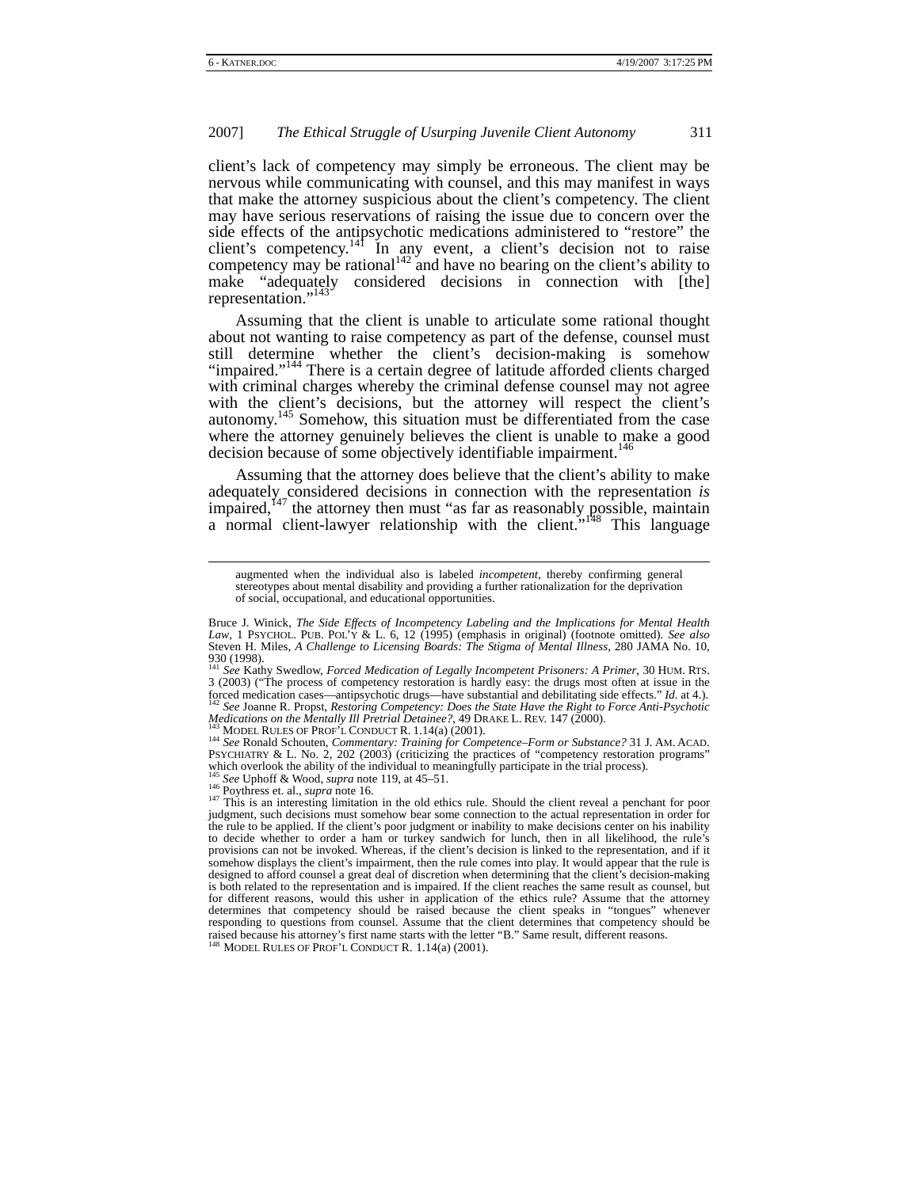client's lack of competency may simply be erroneous. The client may be nervous while communicating with counsel, and this may manifest in ways that make the attorney suspicious about the client's competency. The client may have serious reservations of raising the issue due to concern over the side effects of the antipsychotic medications administered to "restore" the client's competency.[141] In any event, a client's decision not to raise competency may be rational[142] and have no bearing on the client's ability to make "adequately considered decisions in connection with [the] representation."[143]

Assuming that the client is unable to articulate some rational thought about not wanting to raise competency as part of the defense, counsel must still determine whether the client's decision-making is somehow "impaired."[144] There is a certain degree of latitude afforded clients charged with criminal charges whereby the criminal defense counsel may not agree with the client's decisions, but the attorney will respect the client's autonomy.[145] Somehow, this situation must be differentiated from the case where the attorney genuinely believes the client is unable to make a good decision because of some objectively identifiable impairment.[146]

Assuming that the attorney does believe that the client's ability to make adequately considered decisions in connection with the representation *is* impaired,[147] the attorney then must "as far as reasonably possible, maintain a normal client-lawyer relationship with the client."[148] This language

---

> augmented when the individual also is labeled *incompetent*, thereby confirming general stereotypes about mental disability and providing a further rationalization for the deprivation of social, occupational, and educational opportunities.

Bruce J. Winick, *The Side Effects of Incompetency Labeling and the Implications for Mental Health Law*, 1 PSYCHOL. PUB. POL'Y & L. 6, 12 (1995) (emphasis in original) (footnote omitted). *See also* Steven H. Miles, *A Challenge to Licensing Boards: The Stigma of Mental Illness*, 280 JAMA No. 10, 930 (1998).

[141] *See* Kathy Swedlow, *Forced Medication of Legally Incompetent Prisoners: A Primer*, 30 HUM. RTS. 3 (2003) ("The process of competency restoration is hardly easy: the drugs most often at issue in the forced medication cases—antipsychotic drugs—have substantial and debilitating side effects." *Id.* at 4.).

[142] *See* Joanne R. Propst, *Restoring Competency: Does the State Have the Right to Force Anti-Psychotic Medications on the Mentally Ill Pretrial Detainee?*, 49 DRAKE L. REV. 147 (2000).

[143] MODEL RULES OF PROF'L CONDUCT R. 1.14(a) (2001).

[144] *See* Ronald Schouten, *Commentary: Training for Competence–Form or Substance?* 31 J. AM. ACAD. PSYCHIATRY & L. No. 2, 202 (2003) (criticizing the practices of "competency restoration programs" which overlook the ability of the individual to meaningfully participate in the trial process).

[145] *See* Uphoff & Wood, *supra* note 119, at 45–51.

[146] Poythress et. al., *supra* note 16.

[147] This is an interesting limitation in the old ethics rule. Should the client reveal a penchant for poor judgment, such decisions must somehow bear some connection to the actual representation in order for the rule to be applied. If the client's poor judgment or inability to make decisions center on his inability to decide whether to order a ham or turkey sandwich for lunch, then in all likelihood, the rule's provisions can not be invoked. Whereas, if the client's decision is linked to the representation, and if it somehow displays the client's impairment, then the rule comes into play. It would appear that the rule is designed to afford counsel a great deal of discretion when determining that the client's decision-making is both related to the representation and is impaired. If the client reaches the same result as counsel, but for different reasons, would this usher in application of the ethics rule? Assume that the attorney determines that competency should be raised because the client speaks in "tongues" whenever responding to questions from counsel. Assume that the client determines that competency should be raised because his attorney's first name starts with the letter "B." Same result, different reasons.

[148] MODEL RULES OF PROF'L CONDUCT R. 1.14(a) (2001).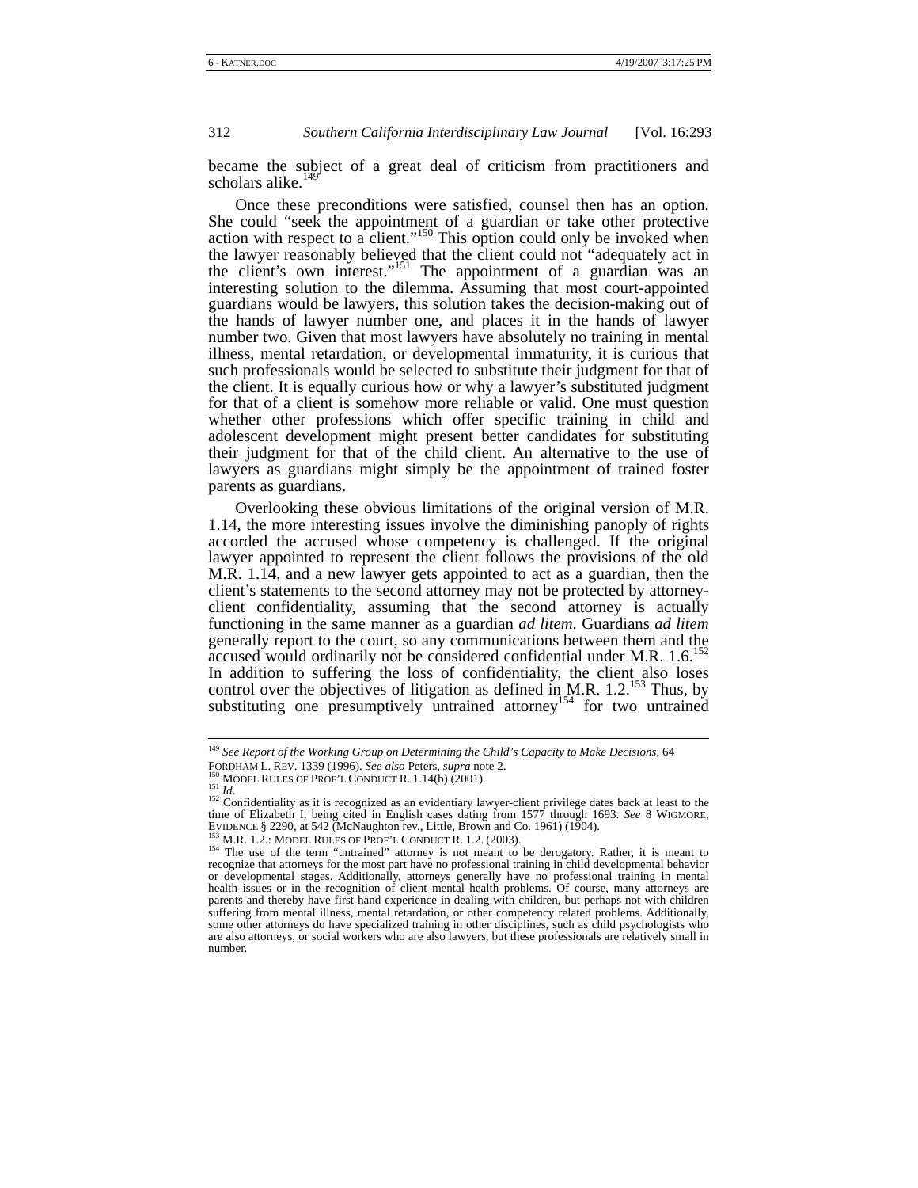became the subject of a great deal of criticism from practitioners and scholars alike.[149]

Once these preconditions were satisfied, counsel then has an option. She could "seek the appointment of a guardian or take other protective action with respect to a client."[150] This option could only be invoked when the lawyer reasonably believed that the client could not "adequately act in the client's own interest."[151] The appointment of a guardian was an interesting solution to the dilemma. Assuming that most court-appointed guardians would be lawyers, this solution takes the decision-making out of the hands of lawyer number one, and places it in the hands of lawyer number two. Given that most lawyers have absolutely no training in mental illness, mental retardation, or developmental immaturity, it is curious that such professionals would be selected to substitute their judgment for that of the client. It is equally curious how or why a lawyer's substituted judgment for that of a client is somehow more reliable or valid. One must question whether other professions which offer specific training in child and adolescent development might present better candidates for substituting their judgment for that of the child client. An alternative to the use of lawyers as guardians might simply be the appointment of trained foster parents as guardians.

Overlooking these obvious limitations of the original version of M.R. 1.14, the more interesting issues involve the diminishing panoply of rights accorded the accused whose competency is challenged. If the original lawyer appointed to represent the client follows the provisions of the old M.R. 1.14, and a new lawyer gets appointed to act as a guardian, then the client's statements to the second attorney may not be protected by attorney-client confidentiality, assuming that the second attorney is actually functioning in the same manner as a guardian *ad litem*. Guardians *ad litem* generally report to the court, so any communications between them and the accused would ordinarily not be considered confidential under M.R. 1.6.[152] In addition to suffering the loss of confidentiality, the client also loses control over the objectives of litigation as defined in M.R. 1.2.[153] Thus, by substituting one presumptively untrained attorney[154] for two untrained

---

[149] *See Report of the Working Group on Determining the Child's Capacity to Make Decisions*, 64 FORDHAM L. REV. 1339 (1996). *See also* Peters, *supra* note 2.

[150] MODEL RULES OF PROF'L CONDUCT R. 1.14(b) (2001).

[151] *Id*.

[152] Confidentiality as it is recognized as an evidentiary lawyer-client privilege dates back at least to the time of Elizabeth I, being cited in English cases dating from 1577 through 1693. *See* 8 WIGMORE, EVIDENCE § 2290, at 542 (McNaughton rev., Little, Brown and Co. 1961) (1904).

[153] M.R. 1.2.: MODEL RULES OF PROF'L CONDUCT R. 1.2. (2003).

[154] The use of the term "untrained" attorney is not meant to be derogatory. Rather, it is meant to recognize that attorneys for the most part have no professional training in child developmental behavior or developmental stages. Additionally, attorneys generally have no professional training in mental health issues or in the recognition of client mental health problems. Of course, many attorneys are parents and thereby have first hand experience in dealing with children, but perhaps not with children suffering from mental illness, mental retardation, or other competency related problems. Additionally, some other attorneys do have specialized training in other disciplines, such as child psychologists who are also attorneys, or social workers who are also lawyers, but these professionals are relatively small in number.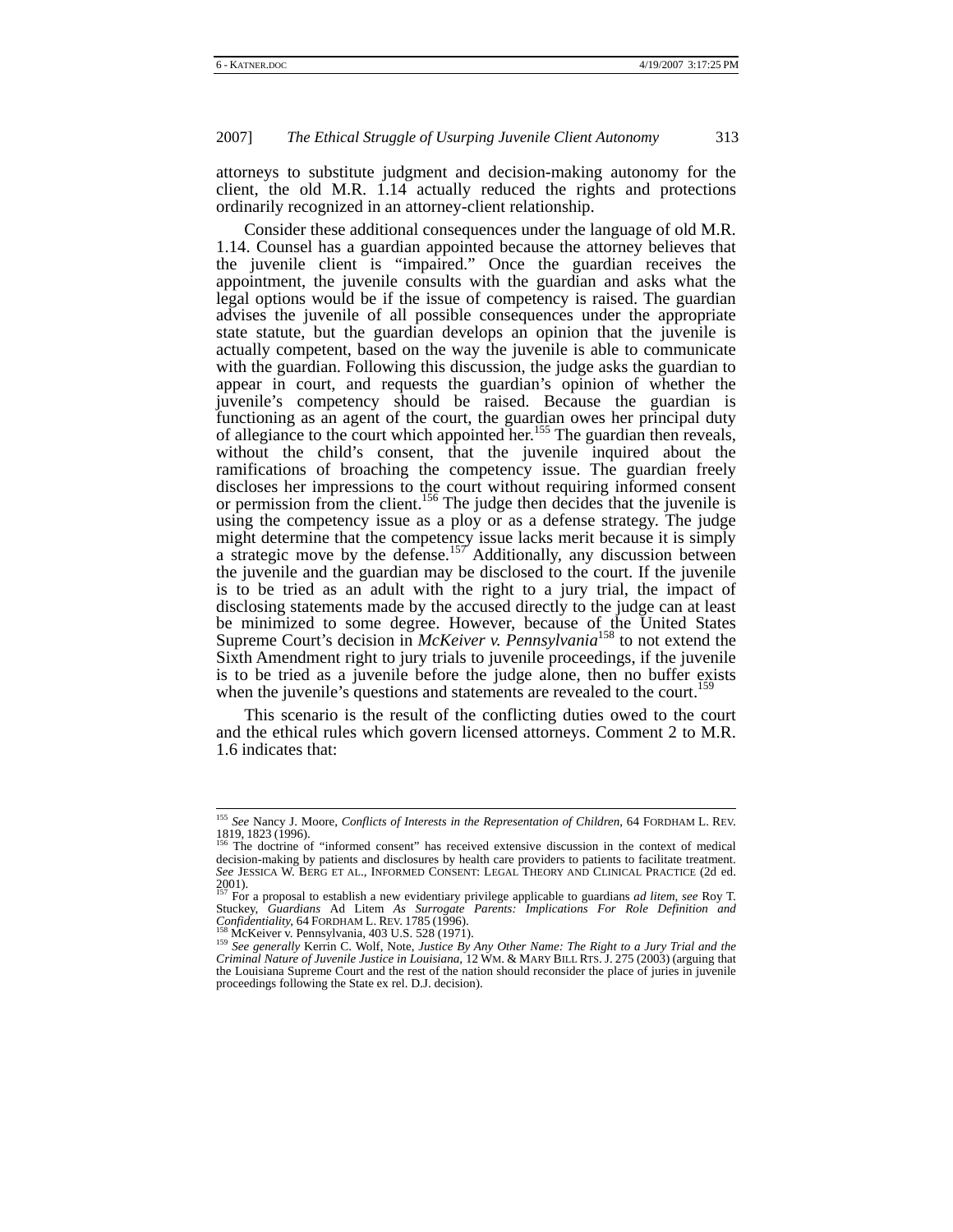attorneys to substitute judgment and decision-making autonomy for the client, the old M.R. 1.14 actually reduced the rights and protections ordinarily recognized in an attorney-client relationship.

Consider these additional consequences under the language of old M.R. 1.14. Counsel has a guardian appointed because the attorney believes that the juvenile client is "impaired." Once the guardian receives the appointment, the juvenile consults with the guardian and asks what the legal options would be if the issue of competency is raised. The guardian advises the juvenile of all possible consequences under the appropriate state statute, but the guardian develops an opinion that the juvenile is actually competent, based on the way the juvenile is able to communicate with the guardian. Following this discussion, the judge asks the guardian to appear in court, and requests the guardian's opinion of whether the juvenile's competency should be raised. Because the guardian is functioning as an agent of the court, the guardian owes her principal duty of allegiance to the court which appointed her.[155] The guardian then reveals, without the child's consent, that the juvenile inquired about the ramifications of broaching the competency issue. The guardian freely discloses her impressions to the court without requiring informed consent or permission from the client.[156] The judge then decides that the juvenile is using the competency issue as a ploy or as a defense strategy. The judge might determine that the competency issue lacks merit because it is simply a strategic move by the defense.[157] Additionally, any discussion between the juvenile and the guardian may be disclosed to the court. If the juvenile is to be tried as an adult with the right to a jury trial, the impact of disclosing statements made by the accused directly to the judge can at least be minimized to some degree. However, because of the United States Supreme Court's decision in *McKeiver v. Pennsylvania*[158] to not extend the Sixth Amendment right to jury trials to juvenile proceedings, if the juvenile is to be tried as a juvenile before the judge alone, then no buffer exists when the juvenile's questions and statements are revealed to the court.[159]

This scenario is the result of the conflicting duties owed to the court and the ethical rules which govern licensed attorneys. Comment 2 to M.R. 1.6 indicates that:

---

[155] *See* Nancy J. Moore, *Conflicts of Interests in the Representation of Children*, 64 FORDHAM L. REV. 1819, 1823 (1996).

[156] The doctrine of "informed consent" has received extensive discussion in the context of medical decision-making by patients and disclosures by health care providers to patients to facilitate treatment. *See* JESSICA W. BERG ET AL., INFORMED CONSENT: LEGAL THEORY AND CLINICAL PRACTICE (2d ed. 2001).

[157] For a proposal to establish a new evidentiary privilege applicable to guardians *ad litem*, *see* Roy T. Stuckey, *Guardians* Ad Litem *As Surrogate Parents: Implications For Role Definition and Confidentiality*, 64 FORDHAM L. REV. 1785 (1996).

[158] McKeiver v. Pennsylvania, 403 U.S. 528 (1971).

[159] *See generally* Kerrin C. Wolf, Note, *Justice By Any Other Name: The Right to a Jury Trial and the Criminal Nature of Juvenile Justice in Louisiana*, 12 WM. & MARY BILL RTS. J. 275 (2003) (arguing that the Louisiana Supreme Court and the rest of the nation should reconsider the place of juries in juvenile proceedings following the State ex rel. D.J. decision).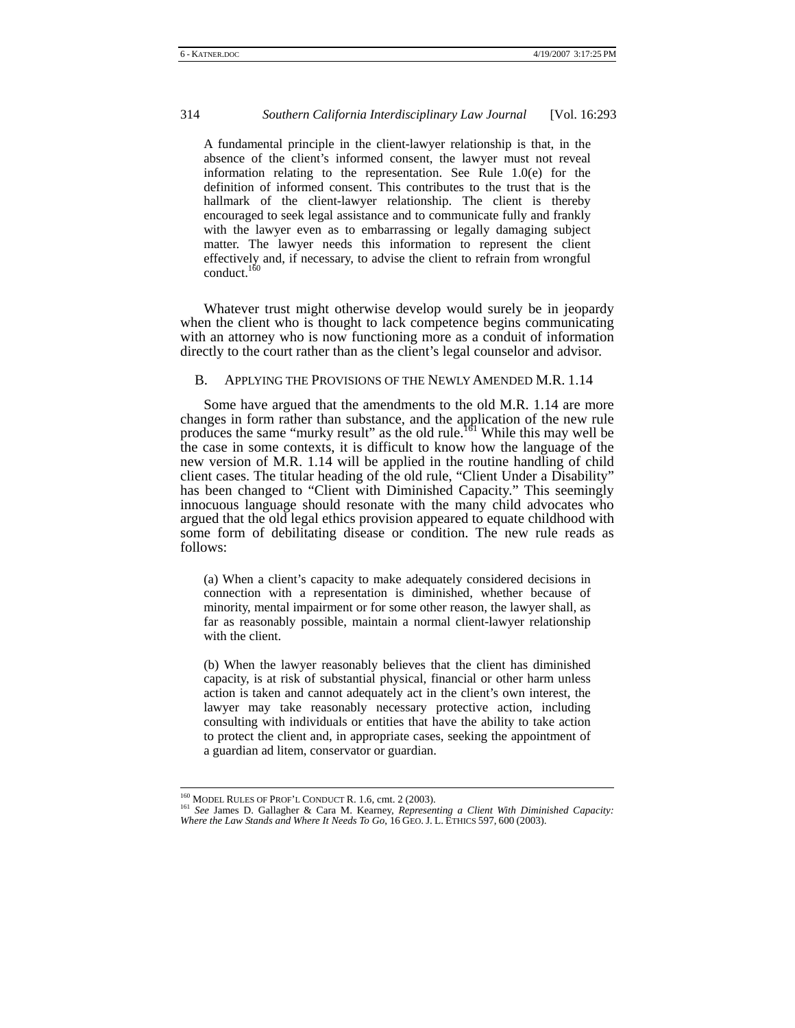> A fundamental principle in the client-lawyer relationship is that, in the absence of the client's informed consent, the lawyer must not reveal information relating to the representation. See Rule 1.0(e) for the definition of informed consent. This contributes to the trust that is the hallmark of the client-lawyer relationship. The client is thereby encouraged to seek legal assistance and to communicate fully and frankly with the lawyer even as to embarrassing or legally damaging subject matter. The lawyer needs this information to represent the client effectively and, if necessary, to advise the client to refrain from wrongful conduct.[160]

Whatever trust might otherwise develop would surely be in jeopardy when the client who is thought to lack competence begins communicating with an attorney who is now functioning more as a conduit of information directly to the court rather than as the client's legal counselor and advisor.

## B. Applying the Provisions of the Newly Amended M.R. 1.14

Some have argued that the amendments to the old M.R. 1.14 are more changes in form rather than substance, and the application of the new rule produces the same "murky result" as the old rule.[161] While this may well be the case in some contexts, it is difficult to know how the language of the new version of M.R. 1.14 will be applied in the routine handling of child client cases. The titular heading of the old rule, "Client Under a Disability" has been changed to "Client with Diminished Capacity." This seemingly innocuous language should resonate with the many child advocates who argued that the old legal ethics provision appeared to equate childhood with some form of debilitating disease or condition. The new rule reads as follows:

> (a) When a client's capacity to make adequately considered decisions in connection with a representation is diminished, whether because of minority, mental impairment or for some other reason, the lawyer shall, as far as reasonably possible, maintain a normal client-lawyer relationship with the client.
>
> (b) When the lawyer reasonably believes that the client has diminished capacity, is at risk of substantial physical, financial or other harm unless action is taken and cannot adequately act in the client's own interest, the lawyer may take reasonably necessary protective action, including consulting with individuals or entities that have the ability to take action to protect the client and, in appropriate cases, seeking the appointment of a guardian ad litem, conservator or guardian.

---

[160] Model Rules of Prof'l Conduct R. 1.6, cmt. 2 (2003).

[161] *See* James D. Gallagher & Cara M. Kearney, *Representing a Client With Diminished Capacity: Where the Law Stands and Where It Needs To Go*, 16 Geo. J. L. Ethics 597, 600 (2003).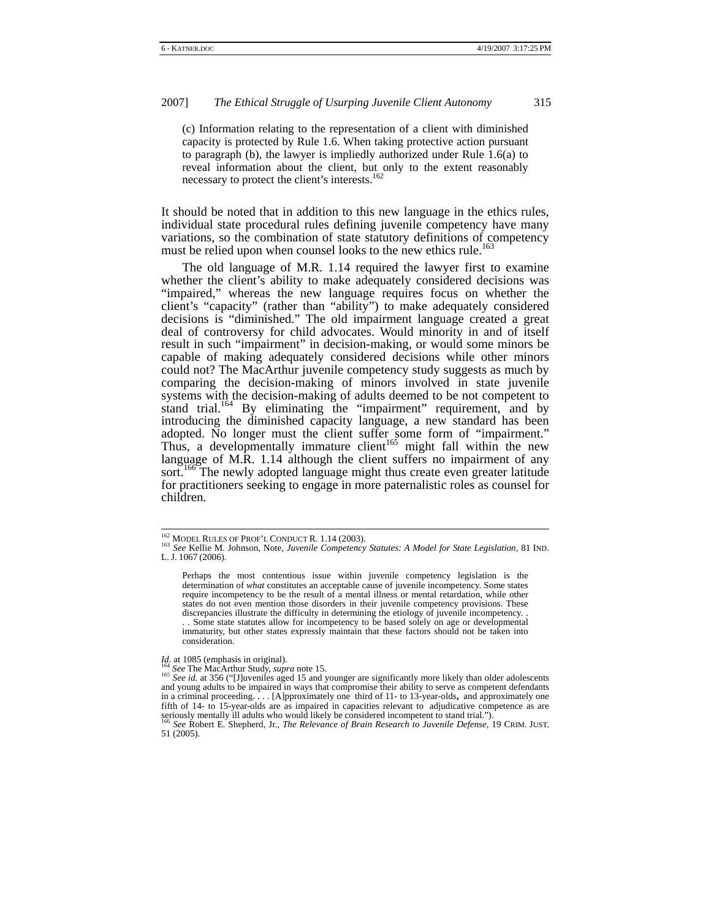> (c) Information relating to the representation of a client with diminished capacity is protected by Rule 1.6. When taking protective action pursuant to paragraph (b), the lawyer is impliedly authorized under Rule 1.6(a) to reveal information about the client, but only to the extent reasonably necessary to protect the client's interests.[162]

It should be noted that in addition to this new language in the ethics rules, individual state procedural rules defining juvenile competency have many variations, so the combination of state statutory definitions of competency must be relied upon when counsel looks to the new ethics rule.[163]

The old language of M.R. 1.14 required the lawyer first to examine whether the client's ability to make adequately considered decisions was "impaired," whereas the new language requires focus on whether the client's "capacity" (rather than "ability") to make adequately considered decisions is "diminished." The old impairment language created a great deal of controversy for child advocates. Would minority in and of itself result in such "impairment" in decision-making, or would some minors be capable of making adequately considered decisions while other minors could not? The MacArthur juvenile competency study suggests as much by comparing the decision-making of minors involved in state juvenile systems with the decision-making of adults deemed to be not competent to stand trial.[164] By eliminating the "impairment" requirement, and by introducing the diminished capacity language, a new standard has been adopted. No longer must the client suffer some form of "impairment." Thus, a developmentally immature client[165] might fall within the new language of M.R. 1.14 although the client suffers no impairment of any sort.[166] The newly adopted language might thus create even greater latitude for practitioners seeking to engage in more paternalistic roles as counsel for children.

---

[162] MODEL RULES OF PROF'L CONDUCT R. 1.14 (2003).

[163] *See* Kellie M. Johnson, Note, *Juvenile Competency Statutes: A Model for State Legislation*, 81 IND. L. J. 1067 (2006).

> Perhaps the most contentious issue within juvenile competency legislation is the determination of *what* constitutes an acceptable cause of juvenile incompetency. Some states require incompetency to be the result of a mental illness or mental retardation, while other states do not even mention those disorders in their juvenile competency provisions. These discrepancies illustrate the difficulty in determining the etiology of juvenile incompetency. . . . Some state statutes allow for incompetency to be based solely on age or developmental immaturity, but other states expressly maintain that these factors should not be taken into consideration.

*Id.* at 1085 (emphasis in original).

[164] *See* The MacArthur Study, *supra* note 15.

[165] *See id.* at 356 ("[J]uveniles aged 15 and younger are significantly more likely than older adolescents and young adults to be impaired in ways that compromise their ability to serve as competent defendants in a criminal proceeding. . . . [A]pproximately one third of 11- to 13-year-olds**,** and approximately one fifth of 14- to 15-year-olds are as impaired in capacities relevant to adjudicative competence as are seriously mentally ill adults who would likely be considered incompetent to stand trial.").

[166] *See* Robert E. Shepherd, Jr., *The Relevance of Brain Research to Juvenile Defense*, 19 CRIM. JUST. 51 (2005).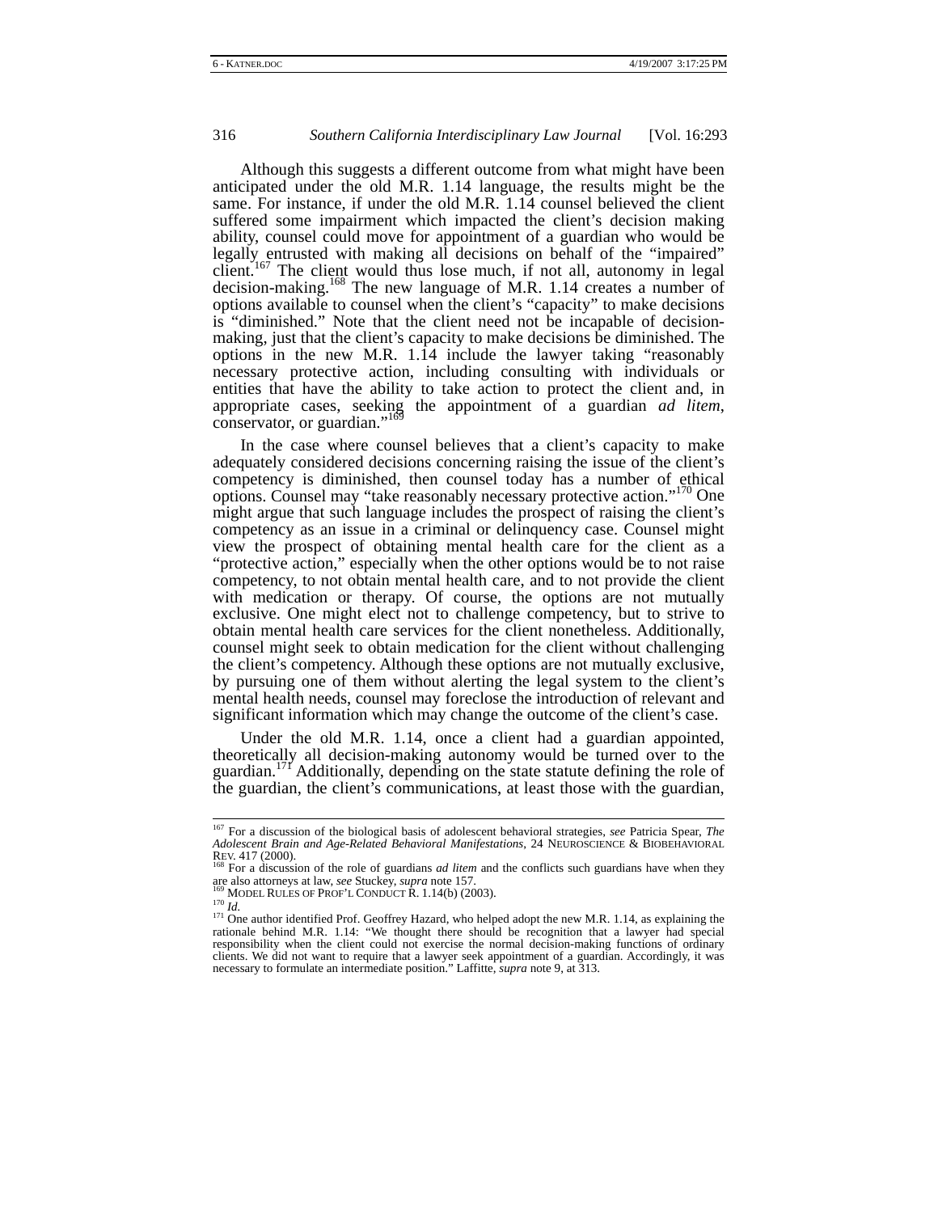Although this suggests a different outcome from what might have been anticipated under the old M.R. 1.14 language, the results might be the same. For instance, if under the old M.R. 1.14 counsel believed the client suffered some impairment which impacted the client's decision making ability, counsel could move for appointment of a guardian who would be legally entrusted with making all decisions on behalf of the "impaired" client.[167] The client would thus lose much, if not all, autonomy in legal decision-making.[168] The new language of M.R. 1.14 creates a number of options available to counsel when the client's "capacity" to make decisions is "diminished." Note that the client need not be incapable of decision-making, just that the client's capacity to make decisions be diminished. The options in the new M.R. 1.14 include the lawyer taking "reasonably necessary protective action, including consulting with individuals or entities that have the ability to take action to protect the client and, in appropriate cases, seeking the appointment of a guardian *ad litem*, conservator, or guardian."[169]

In the case where counsel believes that a client's capacity to make adequately considered decisions concerning raising the issue of the client's competency is diminished, then counsel today has a number of ethical options. Counsel may "take reasonably necessary protective action."[170] One might argue that such language includes the prospect of raising the client's competency as an issue in a criminal or delinquency case. Counsel might view the prospect of obtaining mental health care for the client as a "protective action," especially when the other options would be to not raise competency, to not obtain mental health care, and to not provide the client with medication or therapy. Of course, the options are not mutually exclusive. One might elect not to challenge competency, but to strive to obtain mental health care services for the client nonetheless. Additionally, counsel might seek to obtain medication for the client without challenging the client's competency. Although these options are not mutually exclusive, by pursuing one of them without alerting the legal system to the client's mental health needs, counsel may foreclose the introduction of relevant and significant information which may change the outcome of the client's case.

Under the old M.R. 1.14, once a client had a guardian appointed, theoretically all decision-making autonomy would be turned over to the guardian.[171] Additionally, depending on the state statute defining the role of the guardian, the client's communications, at least those with the guardian,

---

[167] For a discussion of the biological basis of adolescent behavioral strategies, *see* Patricia Spear, *The Adolescent Brain and Age-Related Behavioral Manifestations*, 24 NEUROSCIENCE & BIOBEHAVIORAL REV. 417 (2000).

[168] For a discussion of the role of guardians *ad litem* and the conflicts such guardians have when they are also attorneys at law, *see* Stuckey, *supra* note 157.

[169] MODEL RULES OF PROF'L CONDUCT R. 1.14(b) (2003).

[170] *Id.*

[171] One author identified Prof. Geoffrey Hazard, who helped adopt the new M.R. 1.14, as explaining the rationale behind M.R. 1.14: "We thought there should be recognition that a lawyer had special responsibility when the client could not exercise the normal decision-making functions of ordinary clients. We did not want to require that a lawyer seek appointment of a guardian. Accordingly, it was necessary to formulate an intermediate position." Laffitte, *supra* note 9, at 313.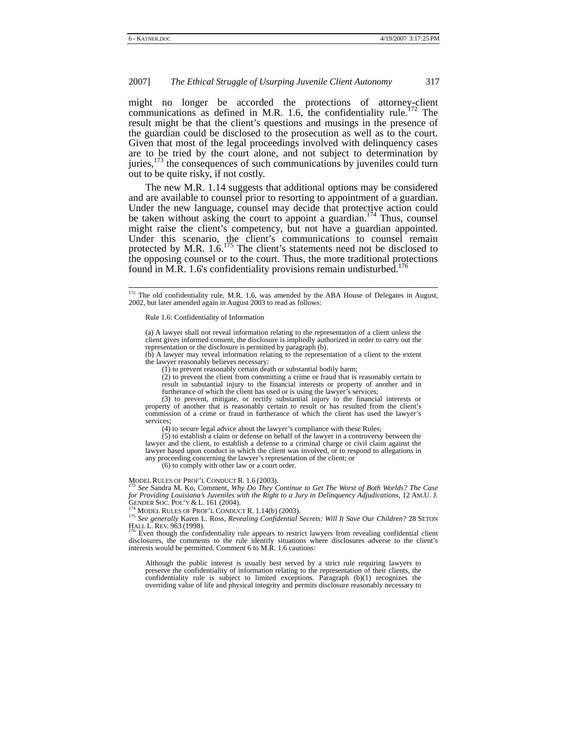might no longer be accorded the protections of attorney-client communications as defined in M.R. 1.6, the confidentiality rule.[172] The result might be that the client's questions and musings in the presence of the guardian could be disclosed to the prosecution as well as to the court. Given that most of the legal proceedings involved with delinquency cases are to be tried by the court alone, and not subject to determination by juries,[173] the consequences of such communications by juveniles could turn out to be quite risky, if not costly.

The new M.R. 1.14 suggests that additional options may be considered and are available to counsel prior to resorting to appointment of a guardian. Under the new language, counsel may decide that protective action could be taken without asking the court to appoint a guardian.[174] Thus, counsel might raise the client's competency, but not have a guardian appointed. Under this scenario, the client's communications to counsel remain protected by M.R. 1.6.[175] The client's statements need not be disclosed to the opposing counsel or to the court. Thus, the more traditional protections found in M.R. 1.6's confidentiality provisions remain undisturbed.[176]

---

[172] The old confidentiality rule, M.R. 1.6, was amended by the ABA House of Delegates in August, 2002, but later amended again in August 2003 to read as follows:

> Rule 1.6: Confidentiality of Information
>
> (a) A lawyer shall not reveal information relating to the representation of a client unless the client gives informed consent, the disclosure is impliedly authorized in order to carry out the representation or the disclosure is permitted by paragraph (b).
> (b) A lawyer may reveal information relating to the representation of a client to the extent the lawyer reasonably believes necessary:
>
> (1) to prevent reasonably certain death or substantial bodily harm;
>
> (2) to prevent the client from committing a crime or fraud that is reasonably certain to result in substantial injury to the financial interests or property of another and in furtherance of which the client has used or is using the lawyer's services;
>
> (3) to prevent, mitigate, or rectify substantial injury to the financial interests or property of another that is reasonably certain to result or has resulted from the client's commission of a crime or fraud in furtherance of which the client has used the lawyer's services;
>
> (4) to secure legal advice about the lawyer's compliance with these Rules;
>
> (5) to establish a claim or defense on behalf of the lawyer in a controversy between the lawyer and the client, to establish a defense to a criminal charge or civil claim against the lawyer based upon conduct in which the client was involved, or to respond to allegations in any proceeding concerning the lawyer's representation of the client; or
>
> (6) to comply with other law or a court order.

MODEL RULES OF PROF'L CONDUCT R. 1.6 (2003).

[173] *See* Sandra M. Ko, Comment, *Why Do They Continue to Get The Worst of Both Worlds? The Case for Providing Louisiana's Juveniles with the Right to a Jury in Delinquency Adjudications*, 12 AM.U. J. GENDER SOC. POL'Y & L. 161 (2004).

[174] MODEL RULES OF PROF'L CONDUCT R. 1.14(b) (2003).

[175] *See generally* Karen L. Ross, *Revealing Confidential Secrets: Will It Save Our Children?* 28 SETON HALL L. REV. 963 (1998).

[176] Even though the confidentiality rule appears to restrict lawyers from revealing confidential client disclosures, the comments to the rule identify situations where disclosures adverse to the client's interests would be permitted. Comment 6 to M.R. 1.6 cautions:

> Although the public interest is usually best served by a strict rule requiring lawyers to preserve the confidentiality of information relating to the representation of their clients, the confidentiality rule is subject to limited exceptions. Paragraph (b)(1) recognizes the overriding value of life and physical integrity and permits disclosure reasonably necessary to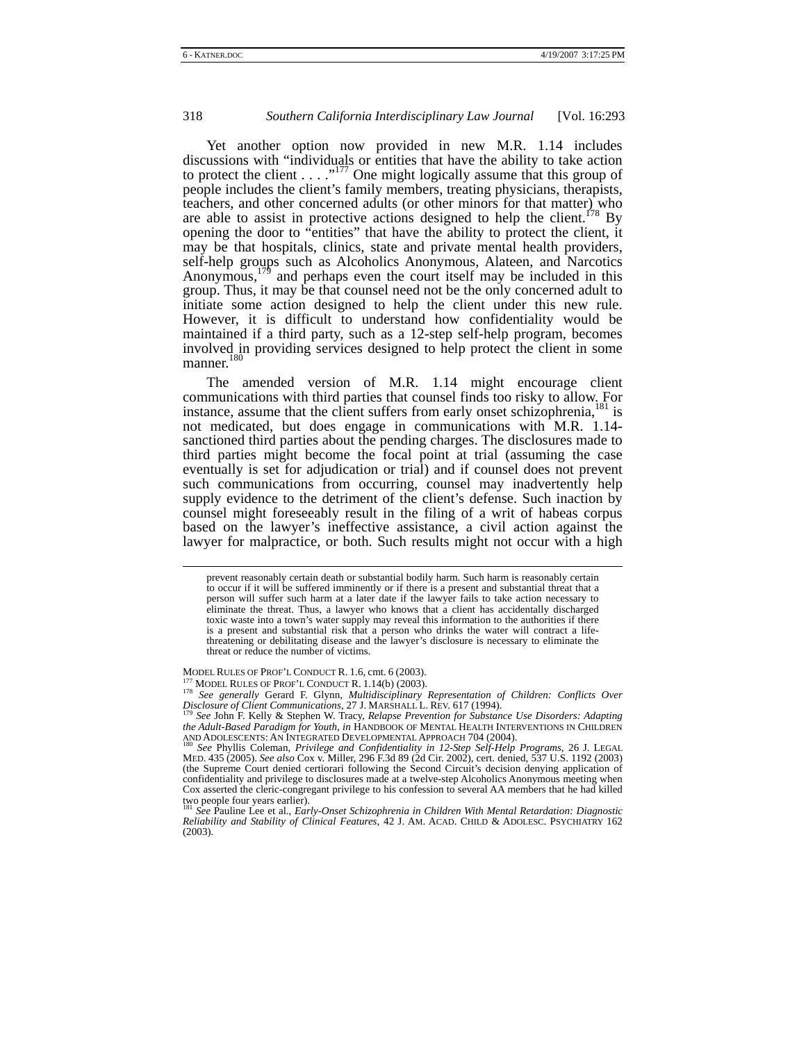Yet another option now provided in new M.R. 1.14 includes discussions with "individuals or entities that have the ability to take action to protect the client . . . ."[177] One might logically assume that this group of people includes the client's family members, treating physicians, therapists, teachers, and other concerned adults (or other minors for that matter) who are able to assist in protective actions designed to help the client.[178] By opening the door to "entities" that have the ability to protect the client, it may be that hospitals, clinics, state and private mental health providers, self-help groups such as Alcoholics Anonymous, Alateen, and Narcotics Anonymous,[179] and perhaps even the court itself may be included in this group. Thus, it may be that counsel need not be the only concerned adult to initiate some action designed to help the client under this new rule. However, it is difficult to understand how confidentiality would be maintained if a third party, such as a 12-step self-help program, becomes involved in providing services designed to help protect the client in some manner.[180]

The amended version of M.R. 1.14 might encourage client communications with third parties that counsel finds too risky to allow. For instance, assume that the client suffers from early onset schizophrenia,[181] is not medicated, but does engage in communications with M.R. 1.14-sanctioned third parties about the pending charges. The disclosures made to third parties might become the focal point at trial (assuming the case eventually is set for adjudication or trial) and if counsel does not prevent such communications from occurring, counsel may inadvertently help supply evidence to the detriment of the client's defense. Such inaction by counsel might foreseeably result in the filing of a writ of habeas corpus based on the lawyer's ineffective assistance, a civil action against the lawyer for malpractice, or both. Such results might not occur with a high

---

prevent reasonably certain death or substantial bodily harm. Such harm is reasonably certain to occur if it will be suffered imminently or if there is a present and substantial threat that a person will suffer such harm at a later date if the lawyer fails to take action necessary to eliminate the threat. Thus, a lawyer who knows that a client has accidentally discharged toxic waste into a town's water supply may reveal this information to the authorities if there is a present and substantial risk that a person who drinks the water will contract a life-threatening or debilitating disease and the lawyer's disclosure is necessary to eliminate the threat or reduce the number of victims.

MODEL RULES OF PROF'L CONDUCT R. 1.6, cmt. 6 (2003).

[177] MODEL RULES OF PROF'L CONDUCT R. 1.14(b) (2003).

[178] *See generally* Gerard F. Glynn, *Multidisciplinary Representation of Children: Conflicts Over Disclosure of Client Communications*, 27 J. MARSHALL L. REV. 617 (1994).

[179] *See* John F. Kelly & Stephen W. Tracy, *Relapse Prevention for Substance Use Disorders: Adapting the Adult-Based Paradigm for Youth*, *in* HANDBOOK OF MENTAL HEALTH INTERVENTIONS IN CHILDREN AND ADOLESCENTS: AN INTEGRATED DEVELOPMENTAL APPROACH 704 (2004).

[180] *See* Phyllis Coleman, *Privilege and Confidentiality in 12-Step Self-Help Programs*, 26 J. LEGAL MED. 435 (2005). *See also* Cox v. Miller, 296 F.3d 89 (2d Cir. 2002), cert. denied, 537 U.S. 1192 (2003) (the Supreme Court denied certiorari following the Second Circuit's decision denying application of confidentiality and privilege to disclosures made at a twelve-step Alcoholics Anonymous meeting when Cox asserted the cleric-congregant privilege to his confession to several AA members that he had killed two people four years earlier).

[181] *See* Pauline Lee et al., *Early-Onset Schizophrenia in Children With Mental Retardation: Diagnostic Reliability and Stability of Clinical Features*, 42 J. AM. ACAD. CHILD & ADOLESC. PSYCHIATRY 162 (2003).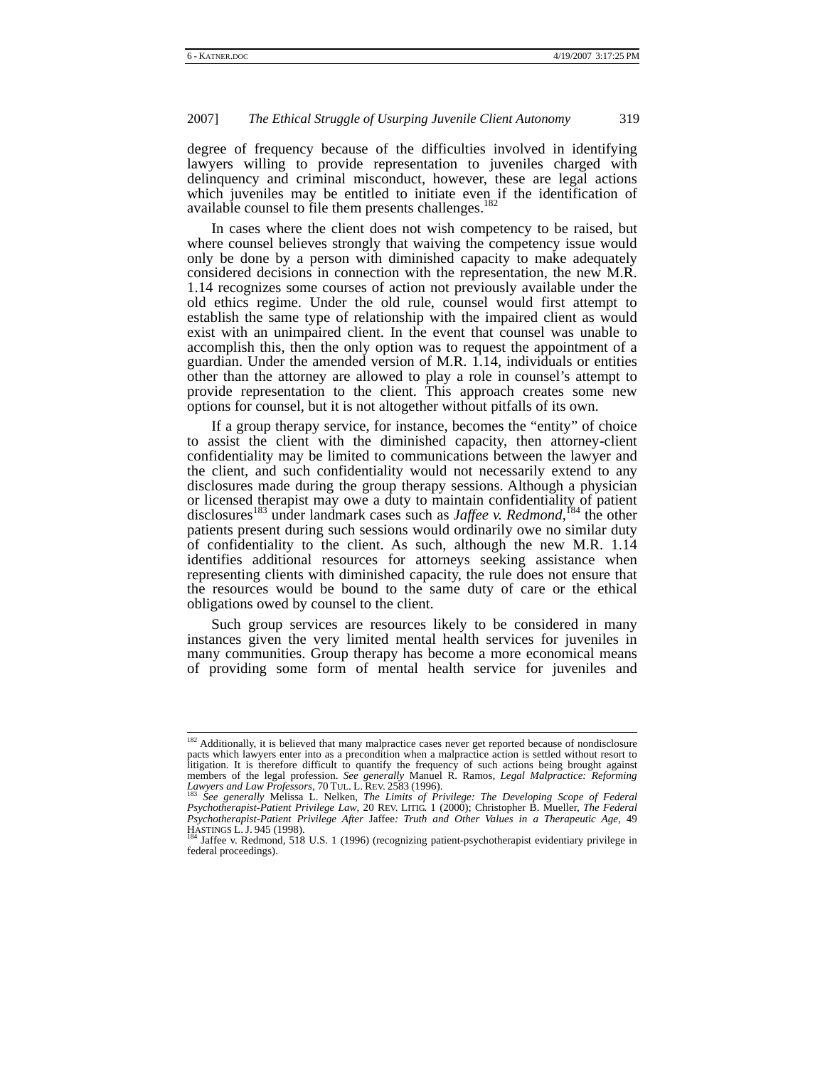degree of frequency because of the difficulties involved in identifying lawyers willing to provide representation to juveniles charged with delinquency and criminal misconduct, however, these are legal actions which juveniles may be entitled to initiate even if the identification of available counsel to file them presents challenges.[182]

In cases where the client does not wish competency to be raised, but where counsel believes strongly that waiving the competency issue would only be done by a person with diminished capacity to make adequately considered decisions in connection with the representation, the new M.R. 1.14 recognizes some courses of action not previously available under the old ethics regime. Under the old rule, counsel would first attempt to establish the same type of relationship with the impaired client as would exist with an unimpaired client. In the event that counsel was unable to accomplish this, then the only option was to request the appointment of a guardian. Under the amended version of M.R. 1.14, individuals or entities other than the attorney are allowed to play a role in counsel's attempt to provide representation to the client. This approach creates some new options for counsel, but it is not altogether without pitfalls of its own.

If a group therapy service, for instance, becomes the "entity" of choice to assist the client with the diminished capacity, then attorney-client confidentiality may be limited to communications between the lawyer and the client, and such confidentiality would not necessarily extend to any disclosures made during the group therapy sessions. Although a physician or licensed therapist may owe a duty to maintain confidentiality of patient disclosures[183] under landmark cases such as *Jaffee v. Redmond*,[184] the other patients present during such sessions would ordinarily owe no similar duty of confidentiality to the client. As such, although the new M.R. 1.14 identifies additional resources for attorneys seeking assistance when representing clients with diminished capacity, the rule does not ensure that the resources would be bound to the same duty of care or the ethical obligations owed by counsel to the client.

Such group services are resources likely to be considered in many instances given the very limited mental health services for juveniles in many communities. Group therapy has become a more economical means of providing some form of mental health service for juveniles and

---

[182] Additionally, it is believed that many malpractice cases never get reported because of nondisclosure pacts which lawyers enter into as a precondition when a malpractice action is settled without resort to litigation. It is therefore difficult to quantify the frequency of such actions being brought against members of the legal profession. *See generally* Manuel R. Ramos, *Legal Malpractice: Reforming Lawyers and Law Professors*, 70 TUL. L. REV. 2583 (1996).

[183] *See generally* Melissa L. Nelken, *The Limits of Privilege: The Developing Scope of Federal Psychotherapist-Patient Privilege Law*, 20 REV. LITIG. 1 (2000); Christopher B. Mueller, *The Federal Psychotherapist-Patient Privilege After* Jaffee*: Truth and Other Values in a Therapeutic Age*, 49 HASTINGS L. J. 945 (1998).

[184] Jaffee v. Redmond, 518 U.S. 1 (1996) (recognizing patient-psychotherapist evidentiary privilege in federal proceedings).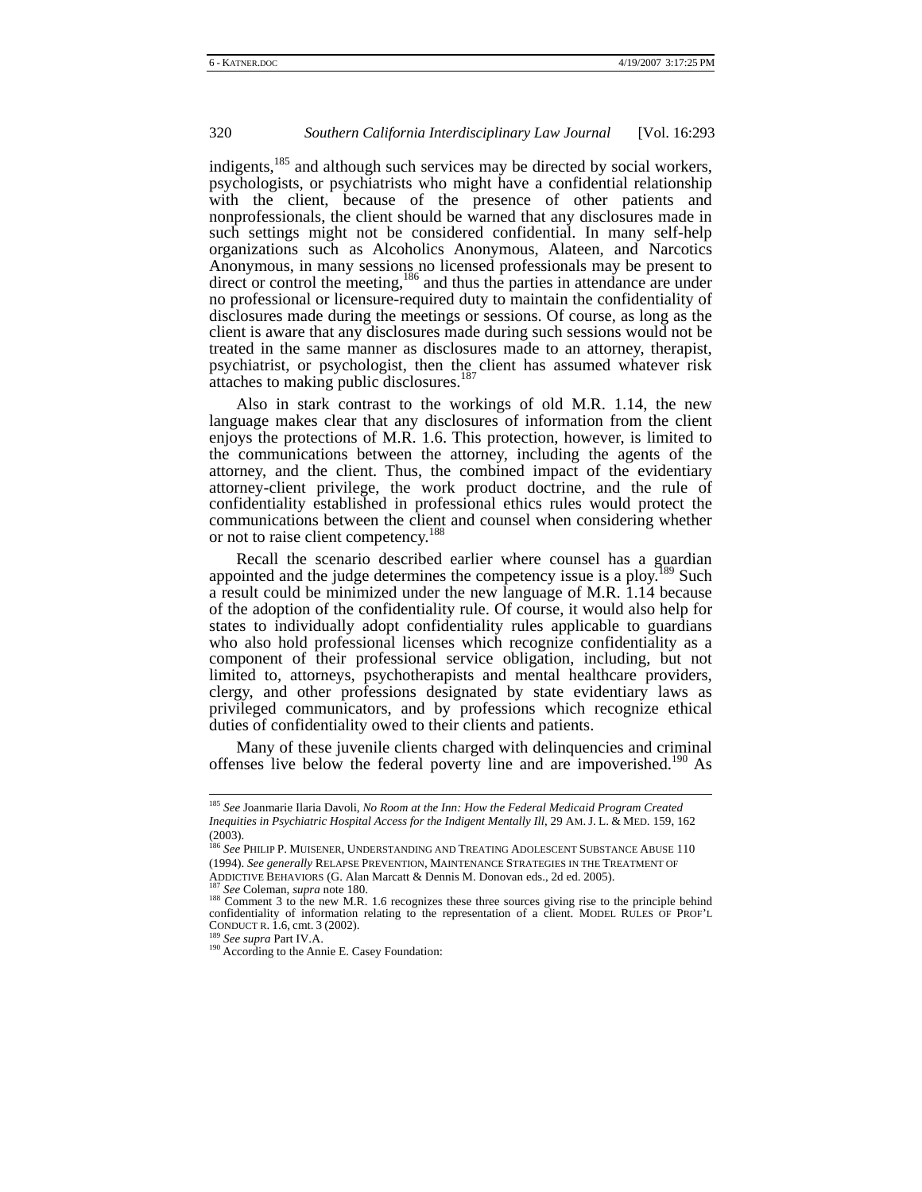indigents,[185] and although such services may be directed by social workers, psychologists, or psychiatrists who might have a confidential relationship with the client, because of the presence of other patients and nonprofessionals, the client should be warned that any disclosures made in such settings might not be considered confidential. In many self-help organizations such as Alcoholics Anonymous, Alateen, and Narcotics Anonymous, in many sessions no licensed professionals may be present to direct or control the meeting,[186] and thus the parties in attendance are under no professional or licensure-required duty to maintain the confidentiality of disclosures made during the meetings or sessions. Of course, as long as the client is aware that any disclosures made during such sessions would not be treated in the same manner as disclosures made to an attorney, therapist, psychiatrist, or psychologist, then the client has assumed whatever risk attaches to making public disclosures.[187]

Also in stark contrast to the workings of old M.R. 1.14, the new language makes clear that any disclosures of information from the client enjoys the protections of M.R. 1.6. This protection, however, is limited to the communications between the attorney, including the agents of the attorney, and the client. Thus, the combined impact of the evidentiary attorney-client privilege, the work product doctrine, and the rule of confidentiality established in professional ethics rules would protect the communications between the client and counsel when considering whether or not to raise client competency.[188]

Recall the scenario described earlier where counsel has a guardian appointed and the judge determines the competency issue is a ploy.[189] Such a result could be minimized under the new language of M.R. 1.14 because of the adoption of the confidentiality rule. Of course, it would also help for states to individually adopt confidentiality rules applicable to guardians who also hold professional licenses which recognize confidentiality as a component of their professional service obligation, including, but not limited to, attorneys, psychotherapists and mental healthcare providers, clergy, and other professions designated by state evidentiary laws as privileged communicators, and by professions which recognize ethical duties of confidentiality owed to their clients and patients.

Many of these juvenile clients charged with delinquencies and criminal offenses live below the federal poverty line and are impoverished.[190] As

---

[185] *See* Joanmarie Ilaria Davoli, *No Room at the Inn: How the Federal Medicaid Program Created Inequities in Psychiatric Hospital Access for the Indigent Mentally Ill*, 29 AM. J. L. & MED. 159, 162 (2003).

[186] *See* PHILIP P. MUISENER, UNDERSTANDING AND TREATING ADOLESCENT SUBSTANCE ABUSE 110 (1994). *See generally* RELAPSE PREVENTION, MAINTENANCE STRATEGIES IN THE TREATMENT OF ADDICTIVE BEHAVIORS (G. Alan Marcatt & Dennis M. Donovan eds., 2d ed. 2005).

[187] *See* Coleman, *supra* note 180.

[188] Comment 3 to the new M.R. 1.6 recognizes these three sources giving rise to the principle behind confidentiality of information relating to the representation of a client. MODEL RULES OF PROF'L CONDUCT R. 1.6, cmt. 3 (2002).

[189] *See supra* Part IV.A.

[190] According to the Annie E. Casey Foundation: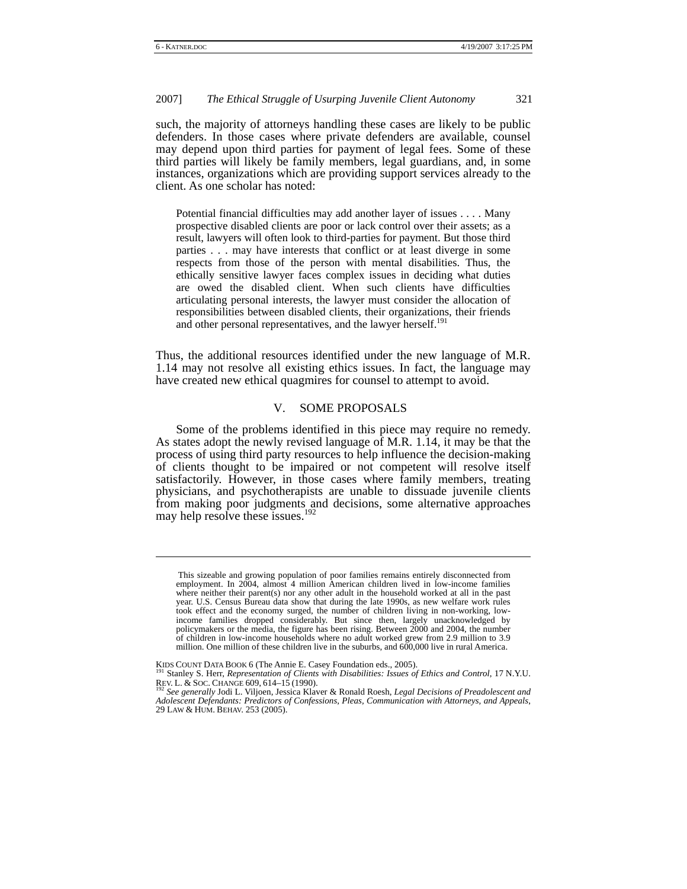such, the majority of attorneys handling these cases are likely to be public defenders. In those cases where private defenders are available, counsel may depend upon third parties for payment of legal fees. Some of these third parties will likely be family members, legal guardians, and, in some instances, organizations which are providing support services already to the client. As one scholar has noted:

> Potential financial difficulties may add another layer of issues . . . . Many prospective disabled clients are poor or lack control over their assets; as a result, lawyers will often look to third-parties for payment. But those third parties . . . may have interests that conflict or at least diverge in some respects from those of the person with mental disabilities. Thus, the ethically sensitive lawyer faces complex issues in deciding what duties are owed the disabled client. When such clients have difficulties articulating personal interests, the lawyer must consider the allocation of responsibilities between disabled clients, their organizations, their friends and other personal representatives, and the lawyer herself.[191]

Thus, the additional resources identified under the new language of M.R. 1.14 may not resolve all existing ethics issues. In fact, the language may have created new ethical quagmires for counsel to attempt to avoid.

## V. SOME PROPOSALS

Some of the problems identified in this piece may require no remedy. As states adopt the newly revised language of M.R. 1.14, it may be that the process of using third party resources to help influence the decision-making of clients thought to be impaired or not competent will resolve itself satisfactorily. However, in those cases where family members, treating physicians, and psychotherapists are unable to dissuade juvenile clients from making poor judgments and decisions, some alternative approaches may help resolve these issues.[192]

---

> This sizeable and growing population of poor families remains entirely disconnected from employment. In 2004, almost 4 million American children lived in low-income families where neither their parent(s) nor any other adult in the household worked at all in the past year. U.S. Census Bureau data show that during the late 1990s, as new welfare work rules took effect and the economy surged, the number of children living in non-working, low-income families dropped considerably. But since then, largely unacknowledged by policymakers or the media, the figure has been rising. Between 2000 and 2004, the number of children in low-income households where no adult worked grew from 2.9 million to 3.9 million. One million of these children live in the suburbs, and 600,000 live in rural America.

KIDS COUNT DATA BOOK 6 (The Annie E. Casey Foundation eds., 2005).

[191] Stanley S. Herr, *Representation of Clients with Disabilities: Issues of Ethics and Control*, 17 N.Y.U. REV. L. & SOC. CHANGE 609, 614–15 (1990).

[192] *See generally* Jodi L. Viljoen, Jessica Klaver & Ronald Roesh, *Legal Decisions of Preadolescent and Adolescent Defendants: Predictors of Confessions, Pleas, Communication with Attorneys, and Appeals*, 29 LAW & HUM. BEHAV. 253 (2005).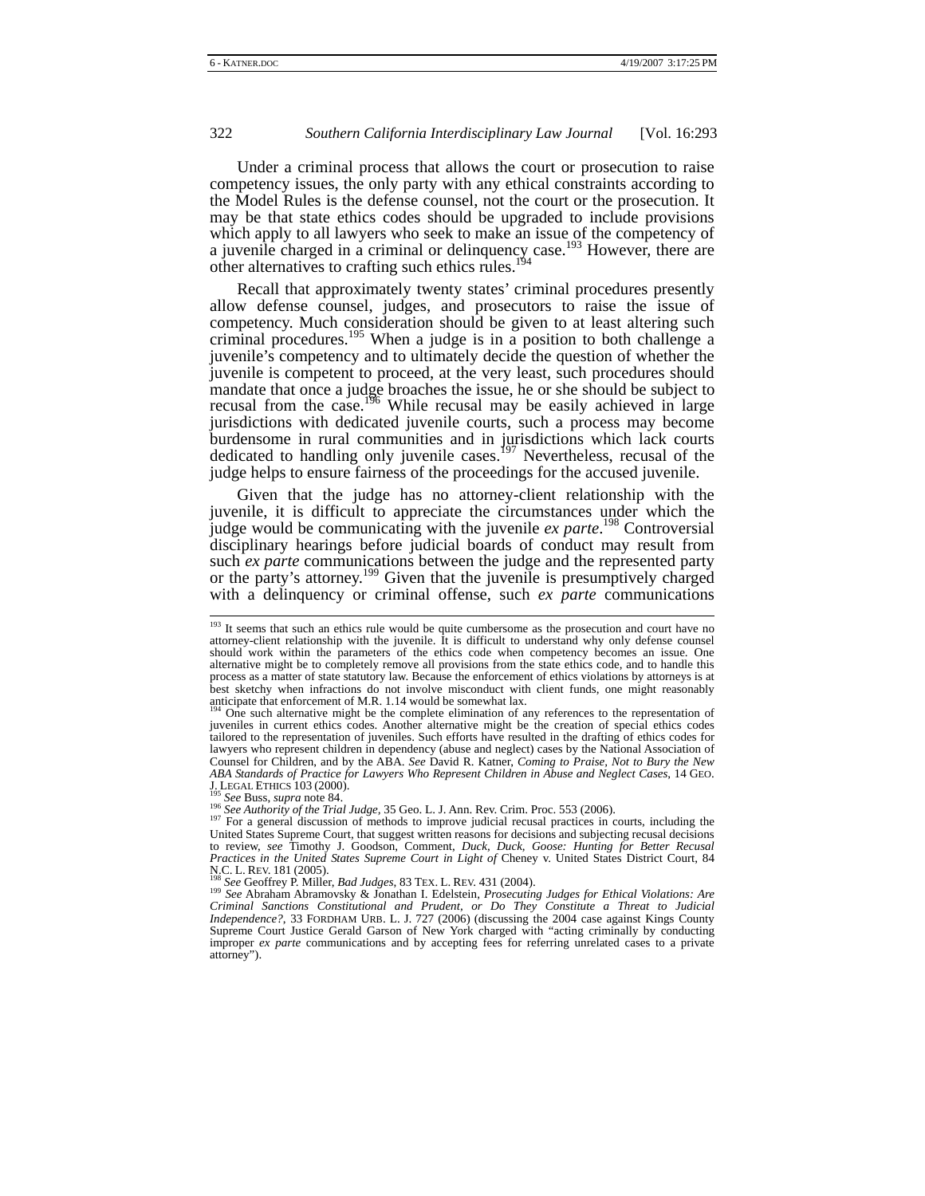Under a criminal process that allows the court or prosecution to raise competency issues, the only party with any ethical constraints according to the Model Rules is the defense counsel, not the court or the prosecution. It may be that state ethics codes should be upgraded to include provisions which apply to all lawyers who seek to make an issue of the competency of a juvenile charged in a criminal or delinquency case.[193] However, there are other alternatives to crafting such ethics rules.[194]

Recall that approximately twenty states' criminal procedures presently allow defense counsel, judges, and prosecutors to raise the issue of competency. Much consideration should be given to at least altering such criminal procedures.[195] When a judge is in a position to both challenge a juvenile's competency and to ultimately decide the question of whether the juvenile is competent to proceed, at the very least, such procedures should mandate that once a judge broaches the issue, he or she should be subject to recusal from the case.[196] While recusal may be easily achieved in large jurisdictions with dedicated juvenile courts, such a process may become burdensome in rural communities and in jurisdictions which lack courts dedicated to handling only juvenile cases.[197] Nevertheless, recusal of the judge helps to ensure fairness of the proceedings for the accused juvenile.

Given that the judge has no attorney-client relationship with the juvenile, it is difficult to appreciate the circumstances under which the judge would be communicating with the juvenile *ex parte*.[198] Controversial disciplinary hearings before judicial boards of conduct may result from such *ex parte* communications between the judge and the represented party or the party's attorney.[199] Given that the juvenile is presumptively charged with a delinquency or criminal offense, such *ex parte* communications

---

[193] It seems that such an ethics rule would be quite cumbersome as the prosecution and court have no attorney-client relationship with the juvenile. It is difficult to understand why only defense counsel should work within the parameters of the ethics code when competency becomes an issue. One alternative might be to completely remove all provisions from the state ethics code, and to handle this process as a matter of state statutory law. Because the enforcement of ethics violations by attorneys is at best sketchy when infractions do not involve misconduct with client funds, one might reasonably anticipate that enforcement of M.R. 1.14 would be somewhat lax.

[194] One such alternative might be the complete elimination of any references to the representation of juveniles in current ethics codes. Another alternative might be the creation of special ethics codes tailored to the representation of juveniles. Such efforts have resulted in the drafting of ethics codes for lawyers who represent children in dependency (abuse and neglect) cases by the National Association of Counsel for Children, and by the ABA. *See* David R. Katner, *Coming to Praise, Not to Bury the New ABA Standards of Practice for Lawyers Who Represent Children in Abuse and Neglect Cases*, 14 GEO. J. LEGAL ETHICS 103 (2000).

[195] *See* Buss, *supra* note 84.

[196] *See Authority of the Trial Judge*, 35 Geo. L. J. Ann. Rev. Crim. Proc. 553 (2006).

[197] For a general discussion of methods to improve judicial recusal practices in courts, including the United States Supreme Court, that suggest written reasons for decisions and subjecting recusal decisions to review, *see* Timothy J. Goodson, Comment, *Duck, Duck, Goose: Hunting for Better Recusal Practices in the United States Supreme Court in Light of* Cheney v. United States District Court, 84 N.C. L. REV. 181 (2005).

[198] *See* Geoffrey P. Miller, *Bad Judges*, 83 TEX. L. REV. 431 (2004).

[199] *See* Abraham Abramovsky & Jonathan I. Edelstein, *Prosecuting Judges for Ethical Violations: Are Criminal Sanctions Constitutional and Prudent, or Do They Constitute a Threat to Judicial Independence?*, 33 FORDHAM URB. L. J. 727 (2006) (discussing the 2004 case against Kings County Supreme Court Justice Gerald Garson of New York charged with "acting criminally by conducting improper *ex parte* communications and by accepting fees for referring unrelated cases to a private attorney").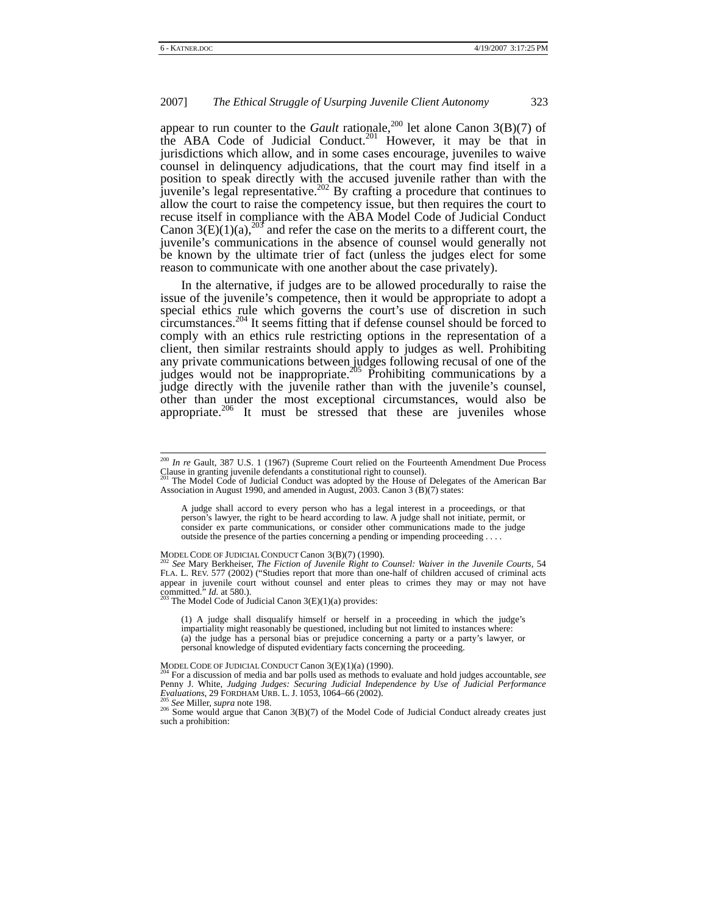appear to run counter to the *Gault* rationale,[200] let alone Canon 3(B)(7) of the ABA Code of Judicial Conduct.[201] However, it may be that in jurisdictions which allow, and in some cases encourage, juveniles to waive counsel in delinquency adjudications, that the court may find itself in a position to speak directly with the accused juvenile rather than with the juvenile's legal representative.[202] By crafting a procedure that continues to allow the court to raise the competency issue, but then requires the court to recuse itself in compliance with the ABA Model Code of Judicial Conduct Canon 3(E)(1)(a),[203] and refer the case on the merits to a different court, the juvenile's communications in the absence of counsel would generally not be known by the ultimate trier of fact (unless the judges elect for some reason to communicate with one another about the case privately).

In the alternative, if judges are to be allowed procedurally to raise the issue of the juvenile's competence, then it would be appropriate to adopt a special ethics rule which governs the court's use of discretion in such circumstances.[204] It seems fitting that if defense counsel should be forced to comply with an ethics rule restricting options in the representation of a client, then similar restraints should apply to judges as well. Prohibiting any private communications between judges following recusal of one of the judges would not be inappropriate.[205] Prohibiting communications by a judge directly with the juvenile rather than with the juvenile's counsel, other than under the most exceptional circumstances, would also be appropriate.[206] It must be stressed that these are juveniles whose

---

[200] *In re* Gault, 387 U.S. 1 (1967) (Supreme Court relied on the Fourteenth Amendment Due Process Clause in granting juvenile defendants a constitutional right to counsel).

[201] The Model Code of Judicial Conduct was adopted by the House of Delegates of the American Bar Association in August 1990, and amended in August, 2003. Canon 3 (B)(7) states:

> A judge shall accord to every person who has a legal interest in a proceedings, or that person's lawyer, the right to be heard according to law. A judge shall not initiate, permit, or consider ex parte communications, or consider other communications made to the judge outside the presence of the parties concerning a pending or impending proceeding . . . .

MODEL CODE OF JUDICIAL CONDUCT Canon 3(B)(7) (1990).

[202] *See* Mary Berkheiser, *The Fiction of Juvenile Right to Counsel: Waiver in the Juvenile Courts*, 54 FLA. L. REV. 577 (2002) ("Studies report that more than one-half of children accused of criminal acts appear in juvenile court without counsel and enter pleas to crimes they may or may not have committed." *Id.* at 580.).

[203] The Model Code of Judicial Canon 3(E)(1)(a) provides:

> (1) A judge shall disqualify himself or herself in a proceeding in which the judge's impartiality might reasonably be questioned, including but not limited to instances where:
> (a) the judge has a personal bias or prejudice concerning a party or a party's lawyer, or personal knowledge of disputed evidentiary facts concerning the proceeding.

MODEL CODE OF JUDICIAL CONDUCT Canon 3(E)(1)(a) (1990).

[204] For a discussion of media and bar polls used as methods to evaluate and hold judges accountable, *see* Penny J. White, *Judging Judges: Securing Judicial Independence by Use of Judicial Performance Evaluations*, 29 FORDHAM URB. L. J. 1053, 1064–66 (2002).

[205] *See* Miller, *supra* note 198.

[206] Some would argue that Canon 3(B)(7) of the Model Code of Judicial Conduct already creates just such a prohibition: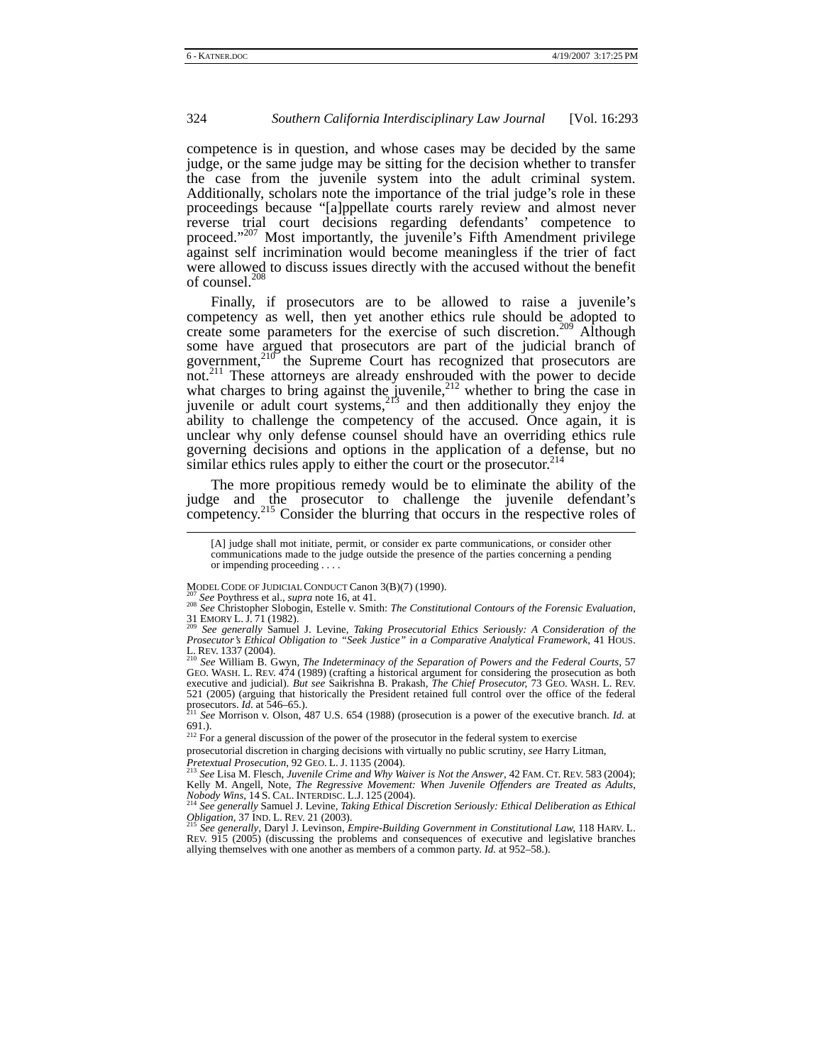competence is in question, and whose cases may be decided by the same judge, or the same judge may be sitting for the decision whether to transfer the case from the juvenile system into the adult criminal system. Additionally, scholars note the importance of the trial judge's role in these proceedings because "[a]ppellate courts rarely review and almost never reverse trial court decisions regarding defendants' competence to proceed."[207] Most importantly, the juvenile's Fifth Amendment privilege against self incrimination would become meaningless if the trier of fact were allowed to discuss issues directly with the accused without the benefit of counsel.[208]

Finally, if prosecutors are to be allowed to raise a juvenile's competency as well, then yet another ethics rule should be adopted to create some parameters for the exercise of such discretion.[209] Although some have argued that prosecutors are part of the judicial branch of government,[210] the Supreme Court has recognized that prosecutors are not.[211] These attorneys are already enshrouded with the power to decide what charges to bring against the juvenile,[212] whether to bring the case in juvenile or adult court systems,[213] and then additionally they enjoy the ability to challenge the competency of the accused. Once again, it is unclear why only defense counsel should have an overriding ethics rule governing decisions and options in the application of a defense, but no similar ethics rules apply to either the court or the prosecutor.[214]

The more propitious remedy would be to eliminate the ability of the judge and the prosecutor to challenge the juvenile defendant's competency.[215] Consider the blurring that occurs in the respective roles of

---

> [A] judge shall mot initiate, permit, or consider ex parte communications, or consider other communications made to the judge outside the presence of the parties concerning a pending or impending proceeding . . . .

MODEL CODE OF JUDICIAL CONDUCT Canon 3(B)(7) (1990).

[207] *See* Poythress et al., *supra* note 16, at 41.

[208] *See* Christopher Slobogin, Estelle v. Smith: *The Constitutional Contours of the Forensic Evaluation*, 31 EMORY L. J. 71 (1982).

[209] *See generally* Samuel J. Levine, *Taking Prosecutorial Ethics Seriously: A Consideration of the Prosecutor's Ethical Obligation to "Seek Justice" in a Comparative Analytical Framework*, 41 HOUS. L. REV. 1337 (2004).

[210] *See* William B. Gwyn, *The Indeterminacy of the Separation of Powers and the Federal Courts*, 57 GEO. WASH. L. REV. 474 (1989) (crafting a historical argument for considering the prosecution as both executive and judicial). *But see* Saikrishna B. Prakash, *The Chief Prosecutor*, 73 GEO. WASH. L. REV. 521 (2005) (arguing that historically the President retained full control over the office of the federal prosecutors. *Id.* at 546–65.).

[211] *See* Morrison v. Olson, 487 U.S. 654 (1988) (prosecution is a power of the executive branch. *Id.* at 691.).

[212] For a general discussion of the power of the prosecutor in the federal system to exercise prosecutorial discretion in charging decisions with virtually no public scrutiny, *see* Harry Litman, *Pretextual Prosecution*, 92 GEO. L. J. 1135 (2004).

[213] *See* Lisa M. Flesch, *Juvenile Crime and Why Waiver is Not the Answer*, 42 FAM. CT. REV. 583 (2004); Kelly M. Angell, Note, *The Regressive Movement: When Juvenile Offenders are Treated as Adults, Nobody Wins*, 14 S. CAL. INTERDISC. L.J. 125 (2004).

[214] *See generally* Samuel J. Levine, *Taking Ethical Discretion Seriously: Ethical Deliberation as Ethical Obligation*, 37 IND. L. REV. 21 (2003).

[215] *See generally*, Daryl J. Levinson, *Empire-Building Government in Constitutional Law*, 118 HARV. L. REV. 915 (2005) (discussing the problems and consequences of executive and legislative branches allying themselves with one another as members of a common party. *Id.* at 952–58.).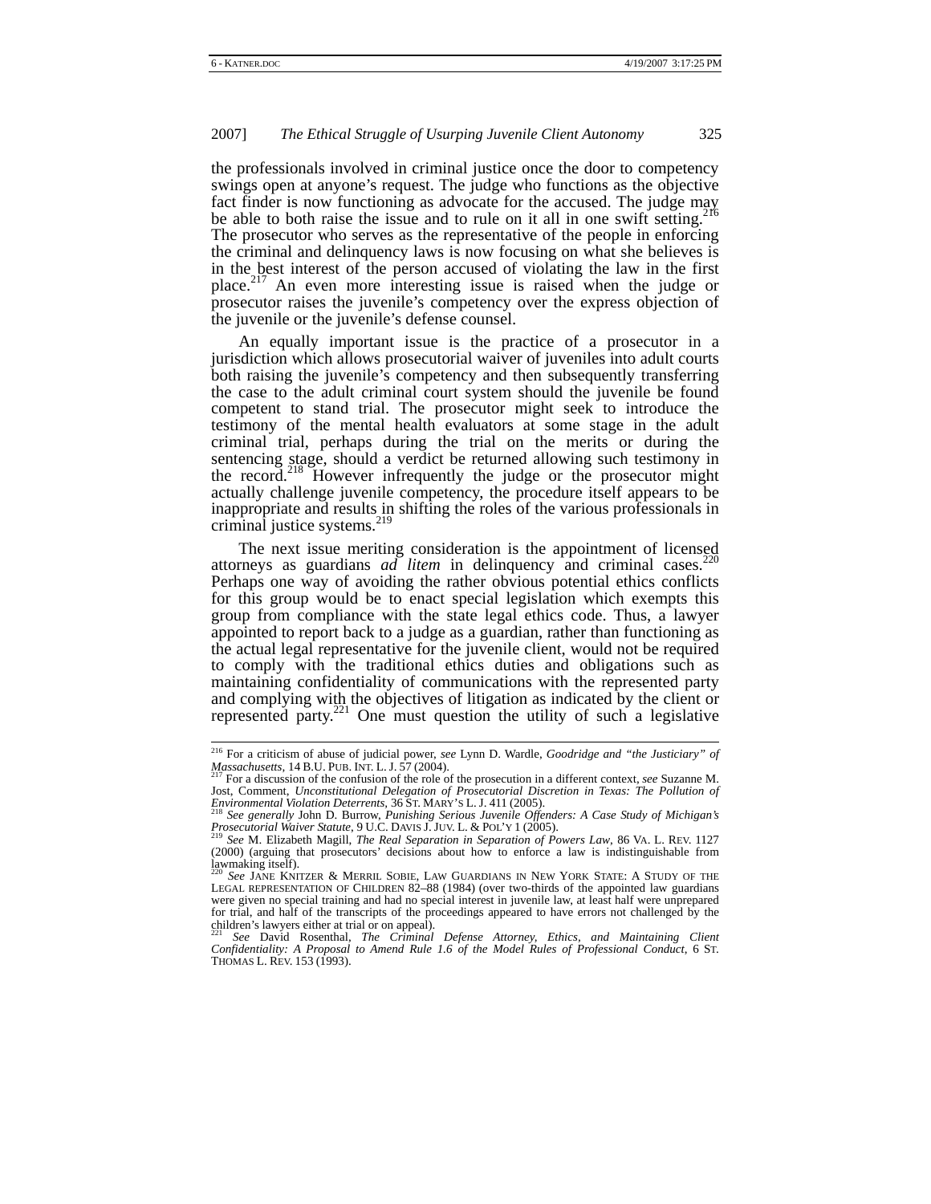the professionals involved in criminal justice once the door to competency swings open at anyone's request. The judge who functions as the objective fact finder is now functioning as advocate for the accused. The judge may be able to both raise the issue and to rule on it all in one swift setting.[216] The prosecutor who serves as the representative of the people in enforcing the criminal and delinquency laws is now focusing on what she believes is in the best interest of the person accused of violating the law in the first place.[217] An even more interesting issue is raised when the judge or prosecutor raises the juvenile's competency over the express objection of the juvenile or the juvenile's defense counsel.

An equally important issue is the practice of a prosecutor in a jurisdiction which allows prosecutorial waiver of juveniles into adult courts both raising the juvenile's competency and then subsequently transferring the case to the adult criminal court system should the juvenile be found competent to stand trial. The prosecutor might seek to introduce the testimony of the mental health evaluators at some stage in the adult criminal trial, perhaps during the trial on the merits or during the sentencing stage, should a verdict be returned allowing such testimony in the record.[218] However infrequently the judge or the prosecutor might actually challenge juvenile competency, the procedure itself appears to be inappropriate and results in shifting the roles of the various professionals in criminal justice systems.[219]

The next issue meriting consideration is the appointment of licensed attorneys as guardians *ad litem* in delinquency and criminal cases.[220] Perhaps one way of avoiding the rather obvious potential ethics conflicts for this group would be to enact special legislation which exempts this group from compliance with the state legal ethics code. Thus, a lawyer appointed to report back to a judge as a guardian, rather than functioning as the actual legal representative for the juvenile client, would not be required to comply with the traditional ethics duties and obligations such as maintaining confidentiality of communications with the represented party and complying with the objectives of litigation as indicated by the client or represented party.[221] One must question the utility of such a legislative

---

[216] For a criticism of abuse of judicial power, *see* Lynn D. Wardle, *Goodridge and "the Justiciary" of Massachusetts*, 14 B.U. PUB. INT. L. J. 57 (2004).

[217] For a discussion of the confusion of the role of the prosecution in a different context, *see* Suzanne M. Jost, Comment, *Unconstitutional Delegation of Prosecutorial Discretion in Texas: The Pollution of Environmental Violation Deterrents*, 36 ST. MARY'S L. J. 411 (2005).

[218] *See generally* John D. Burrow, *Punishing Serious Juvenile Offenders: A Case Study of Michigan's Prosecutorial Waiver Statute*, 9 U.C. DAVIS J. JUV. L. & POL'Y 1 (2005).

[219] *See* M. Elizabeth Magill, *The Real Separation in Separation of Powers Law*, 86 VA. L. REV. 1127 (2000) (arguing that prosecutors' decisions about how to enforce a law is indistinguishable from lawmaking itself).

[220] *See* JANE KNITZER & MERRIL SOBIE, LAW GUARDIANS IN NEW YORK STATE: A STUDY OF THE LEGAL REPRESENTATION OF CHILDREN 82–88 (1984) (over two-thirds of the appointed law guardians were given no special training and had no special interest in juvenile law, at least half were unprepared for trial, and half of the transcripts of the proceedings appeared to have errors not challenged by the children's lawyers either at trial or on appeal).

[221] *See* David Rosenthal, *The Criminal Defense Attorney, Ethics, and Maintaining Client Confidentiality: A Proposal to Amend Rule 1.6 of the Model Rules of Professional Conduct*, 6 ST. THOMAS L. REV. 153 (1993).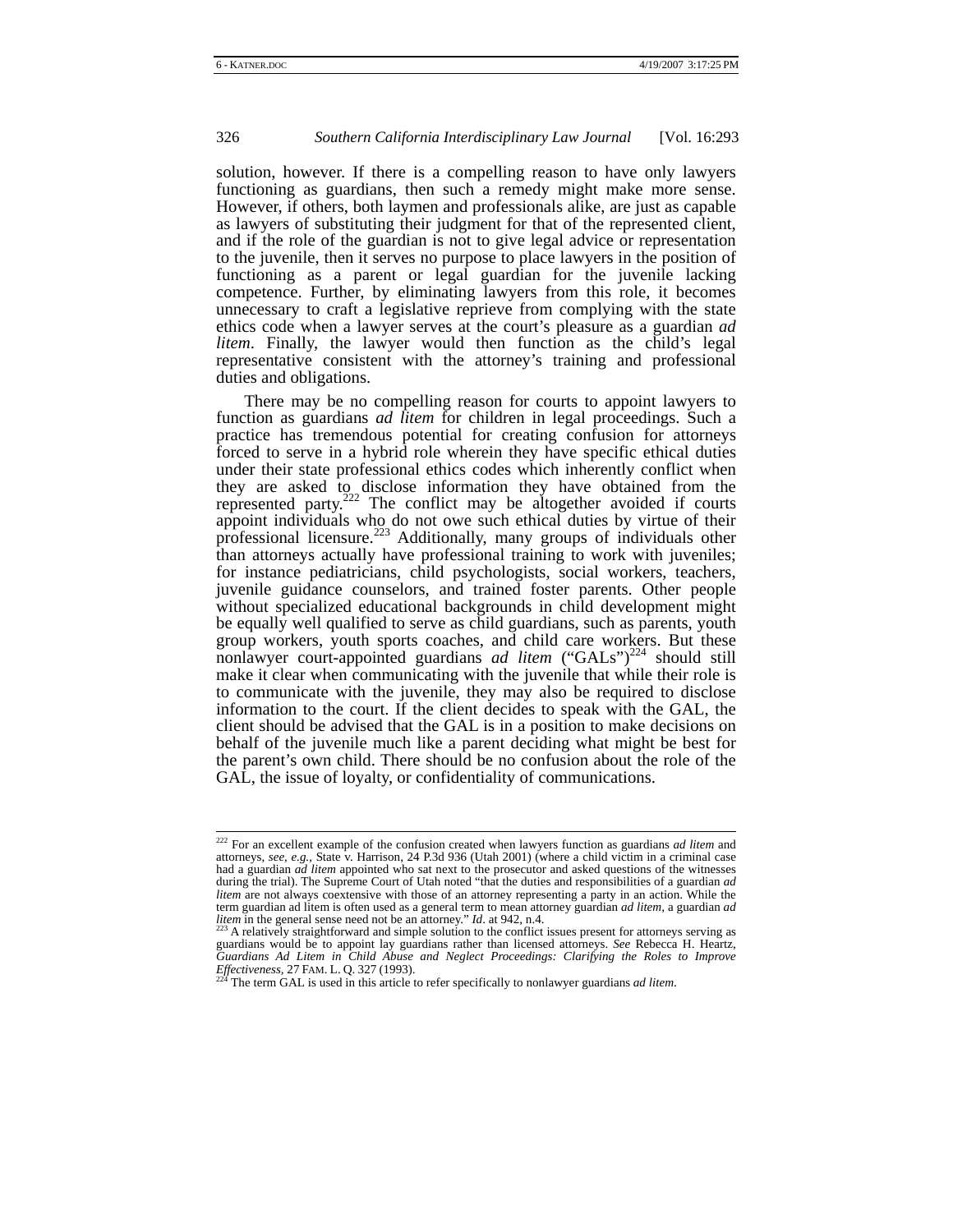solution, however. If there is a compelling reason to have only lawyers functioning as guardians, then such a remedy might make more sense. However, if others, both laymen and professionals alike, are just as capable as lawyers of substituting their judgment for that of the represented client, and if the role of the guardian is not to give legal advice or representation to the juvenile, then it serves no purpose to place lawyers in the position of functioning as a parent or legal guardian for the juvenile lacking competence. Further, by eliminating lawyers from this role, it becomes unnecessary to craft a legislative reprieve from complying with the state ethics code when a lawyer serves at the court's pleasure as a guardian *ad litem*. Finally, the lawyer would then function as the child's legal representative consistent with the attorney's training and professional duties and obligations.

There may be no compelling reason for courts to appoint lawyers to function as guardians *ad litem* for children in legal proceedings. Such a practice has tremendous potential for creating confusion for attorneys forced to serve in a hybrid role wherein they have specific ethical duties under their state professional ethics codes which inherently conflict when they are asked to disclose information they have obtained from the represented party.[222] The conflict may be altogether avoided if courts appoint individuals who do not owe such ethical duties by virtue of their professional licensure.[223] Additionally, many groups of individuals other than attorneys actually have professional training to work with juveniles; for instance pediatricians, child psychologists, social workers, teachers, juvenile guidance counselors, and trained foster parents. Other people without specialized educational backgrounds in child development might be equally well qualified to serve as child guardians, such as parents, youth group workers, youth sports coaches, and child care workers. But these nonlawyer court-appointed guardians *ad litem* ("GALs")[224] should still make it clear when communicating with the juvenile that while their role is to communicate with the juvenile, they may also be required to disclose information to the court. If the client decides to speak with the GAL, the client should be advised that the GAL is in a position to make decisions on behalf of the juvenile much like a parent deciding what might be best for the parent's own child. There should be no confusion about the role of the GAL, the issue of loyalty, or confidentiality of communications.

---

[222] For an excellent example of the confusion created when lawyers function as guardians *ad litem* and attorneys, *see, e.g.*, State v. Harrison, 24 P.3d 936 (Utah 2001) (where a child victim in a criminal case had a guardian *ad litem* appointed who sat next to the prosecutor and asked questions of the witnesses during the trial). The Supreme Court of Utah noted "that the duties and responsibilities of a guardian *ad litem* are not always coextensive with those of an attorney representing a party in an action. While the term guardian ad litem is often used as a general term to mean attorney guardian *ad litem*, a guardian *ad litem* in the general sense need not be an attorney." *Id*. at 942, n.4.

[223] A relatively straightforward and simple solution to the conflict issues present for attorneys serving as guardians would be to appoint lay guardians rather than licensed attorneys. *See* Rebecca H. Heartz, *Guardians Ad Litem in Child Abuse and Neglect Proceedings: Clarifying the Roles to Improve Effectiveness*, 27 FAM. L. Q. 327 (1993).

[224] The term GAL is used in this article to refer specifically to nonlawyer guardians *ad litem*.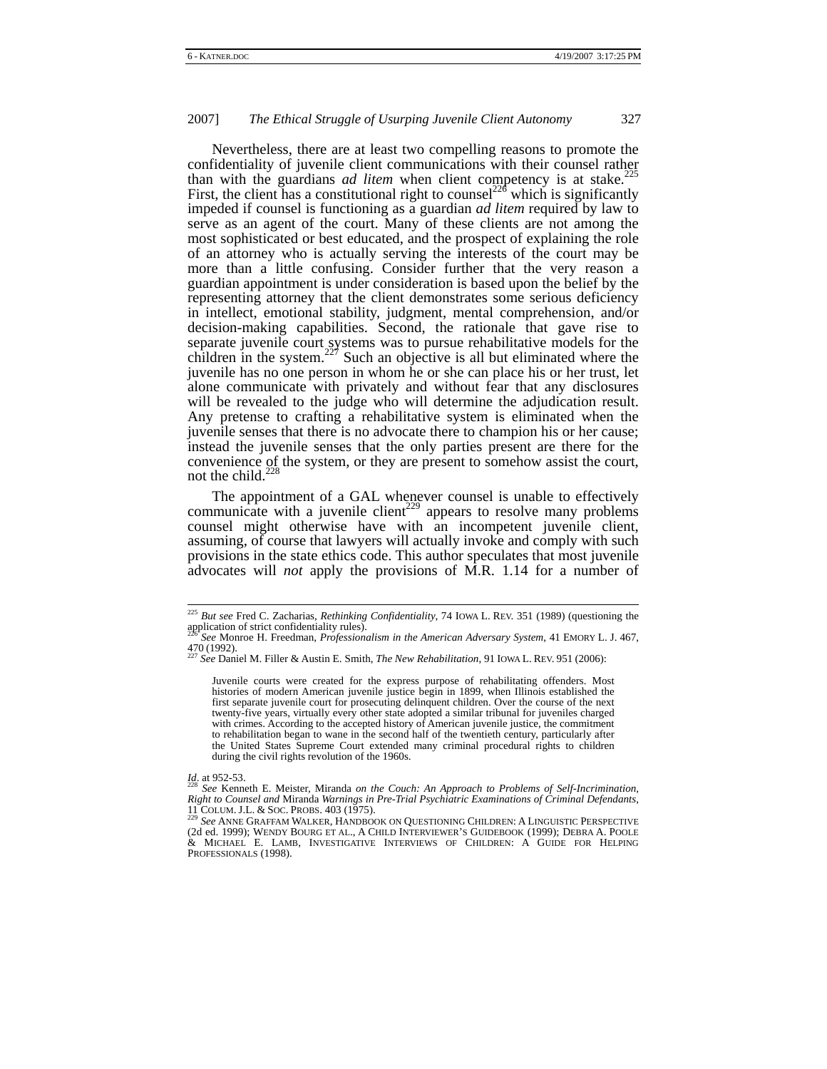Nevertheless, there are at least two compelling reasons to promote the confidentiality of juvenile client communications with their counsel rather than with the guardians *ad litem* when client competency is at stake.[225] First, the client has a constitutional right to counsel[226] which is significantly impeded if counsel is functioning as a guardian *ad litem* required by law to serve as an agent of the court. Many of these clients are not among the most sophisticated or best educated, and the prospect of explaining the role of an attorney who is actually serving the interests of the court may be more than a little confusing. Consider further that the very reason a guardian appointment is under consideration is based upon the belief by the representing attorney that the client demonstrates some serious deficiency in intellect, emotional stability, judgment, mental comprehension, and/or decision-making capabilities. Second, the rationale that gave rise to separate juvenile court systems was to pursue rehabilitative models for the children in the system.[227] Such an objective is all but eliminated where the juvenile has no one person in whom he or she can place his or her trust, let alone communicate with privately and without fear that any disclosures will be revealed to the judge who will determine the adjudication result. Any pretense to crafting a rehabilitative system is eliminated when the juvenile senses that there is no advocate there to champion his or her cause; instead the juvenile senses that the only parties present are there for the convenience of the system, or they are present to somehow assist the court, not the child.[228]

The appointment of a GAL whenever counsel is unable to effectively communicate with a juvenile client[229] appears to resolve many problems counsel might otherwise have with an incompetent juvenile client, assuming, of course that lawyers will actually invoke and comply with such provisions in the state ethics code. This author speculates that most juvenile advocates will *not* apply the provisions of M.R. 1.14 for a number of

---

[225] *But see* Fred C. Zacharias, *Rethinking Confidentiality*, 74 IOWA L. REV. 351 (1989) (questioning the application of strict confidentiality rules).

[226] *See* Monroe H. Freedman, *Professionalism in the American Adversary System*, 41 EMORY L. J. 467, 470 (1992).

[227] *See* Daniel M. Filler & Austin E. Smith, *The New Rehabilitation*, 91 IOWA L. REV. 951 (2006):

> Juvenile courts were created for the express purpose of rehabilitating offenders. Most histories of modern American juvenile justice begin in 1899, when Illinois established the first separate juvenile court for prosecuting delinquent children. Over the course of the next twenty-five years, virtually every other state adopted a similar tribunal for juveniles charged with crimes. According to the accepted history of American juvenile justice, the commitment to rehabilitation began to wane in the second half of the twentieth century, particularly after the United States Supreme Court extended many criminal procedural rights to children during the civil rights revolution of the 1960s.

*Id.* at 952-53.

[228] *See* Kenneth E. Meister, Miranda *on the Couch: An Approach to Problems of Self-Incrimination, Right to Counsel and* Miranda *Warnings in Pre-Trial Psychiatric Examinations of Criminal Defendants*, 11 COLUM. J.L. & SOC. PROBS. 403 (1975).

[229] *See* ANNE GRAFFAM WALKER, HANDBOOK ON QUESTIONING CHILDREN: A LINGUISTIC PERSPECTIVE (2d ed. 1999); WENDY BOURG ET AL., A CHILD INTERVIEWER'S GUIDEBOOK (1999); DEBRA A. POOLE & MICHAEL E. LAMB, INVESTIGATIVE INTERVIEWS OF CHILDREN: A GUIDE FOR HELPING PROFESSIONALS (1998).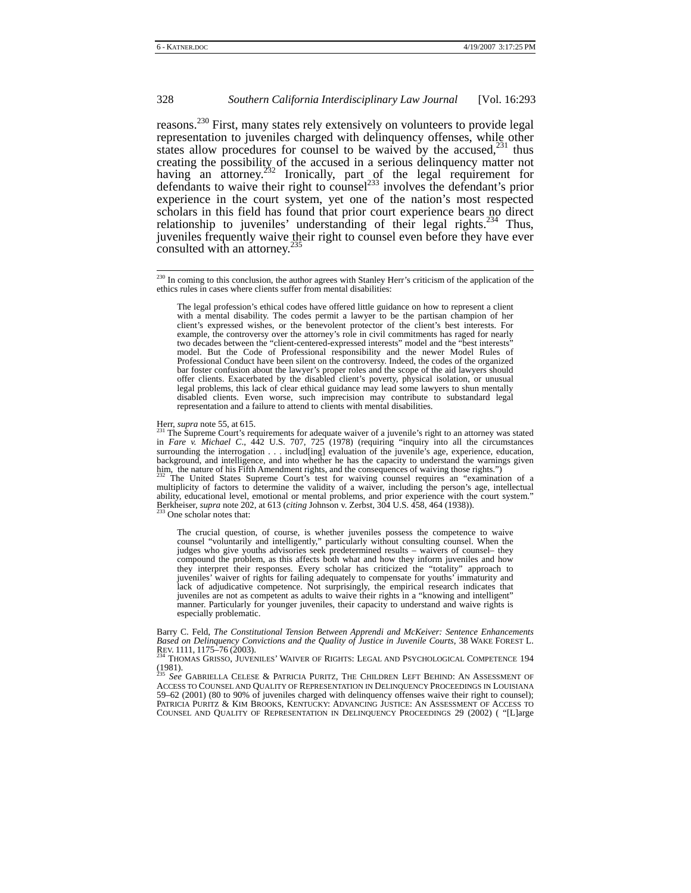reasons.[230] First, many states rely extensively on volunteers to provide legal representation to juveniles charged with delinquency offenses, while other states allow procedures for counsel to be waived by the accused,[231] thus creating the possibility of the accused in a serious delinquency matter not having an attorney.[232] Ironically, part of the legal requirement for defendants to waive their right to counsel[233] involves the defendant's prior experience in the court system, yet one of the nation's most respected scholars in this field has found that prior court experience bears no direct relationship to juveniles' understanding of their legal rights.[234] Thus, juveniles frequently waive their right to counsel even before they have ever consulted with an attorney.[235]

---

[230] In coming to this conclusion, the author agrees with Stanley Herr's criticism of the application of the ethics rules in cases where clients suffer from mental disabilities:

> The legal profession's ethical codes have offered little guidance on how to represent a client with a mental disability. The codes permit a lawyer to be the partisan champion of her client's expressed wishes, or the benevolent protector of the client's best interests. For example, the controversy over the attorney's role in civil commitments has raged for nearly two decades between the "client-centered-expressed interests" model and the "best interests" model. But the Code of Professional responsibility and the newer Model Rules of Professional Conduct have been silent on the controversy. Indeed, the codes of the organized bar foster confusion about the lawyer's proper roles and the scope of the aid lawyers should offer clients. Exacerbated by the disabled client's poverty, physical isolation, or unusual legal problems, this lack of clear ethical guidance may lead some lawyers to shun mentally disabled clients. Even worse, such imprecision may contribute to substandard legal representation and a failure to attend to clients with mental disabilities.

Herr, *supra* note 55, at 615.

[231] The Supreme Court's requirements for adequate waiver of a juvenile's right to an attorney was stated in *Fare v. Michael C*., 442 U.S. 707, 725 (1978) (requiring "inquiry into all the circumstances surrounding the interrogation . . . includ[ing] evaluation of the juvenile's age, experience, education, background, and intelligence, and into whether he has the capacity to understand the warnings given him, the nature of his Fifth Amendment rights, and the consequences of waiving those rights.")

[232] The United States Supreme Court's test for waiving counsel requires an "examination of a multiplicity of factors to determine the validity of a waiver, including the person's age, intellectual ability, educational level, emotional or mental problems, and prior experience with the court system." Berkheiser, *supra* note 202, at 613 (*citing* Johnson v. Zerbst, 304 U.S. 458, 464 (1938)).

[233] One scholar notes that:

> The crucial question, of course, is whether juveniles possess the competence to waive counsel "voluntarily and intelligently," particularly without consulting counsel. When the judges who give youths advisories seek predetermined results – waivers of counsel– they compound the problem, as this affects both what and how they inform juveniles and how they interpret their responses. Every scholar has criticized the "totality" approach to juveniles' waiver of rights for failing adequately to compensate for youths' immaturity and lack of adjudicative competence. Not surprisingly, the empirical research indicates that juveniles are not as competent as adults to waive their rights in a "knowing and intelligent" manner. Particularly for younger juveniles, their capacity to understand and waive rights is especially problematic.

Barry C. Feld, *The Constitutional Tension Between Apprendi and McKeiver: Sentence Enhancements Based on Delinquency Convictions and the Quality of Justice in Juvenile Courts*, 38 WAKE FOREST L. REV. 1111, 1175–76 (2003).

[234] THOMAS GRISSO, JUVENILES' WAIVER OF RIGHTS: LEGAL AND PSYCHOLOGICAL COMPETENCE 194 (1981).

[235] *See* GABRIELLA CELESE & PATRICIA PURITZ, THE CHILDREN LEFT BEHIND: AN ASSESSMENT OF ACCESS TO COUNSEL AND QUALITY OF REPRESENTATION IN DELINQUENCY PROCEEDINGS IN LOUISIANA 59–62 (2001) (80 to 90% of juveniles charged with delinquency offenses waive their right to counsel); PATRICIA PURITZ & KIM BROOKS, KENTUCKY: ADVANCING JUSTICE: AN ASSESSMENT OF ACCESS TO COUNSEL AND QUALITY OF REPRESENTATION IN DELINQUENCY PROCEEDINGS 29 (2002) ( "[L]arge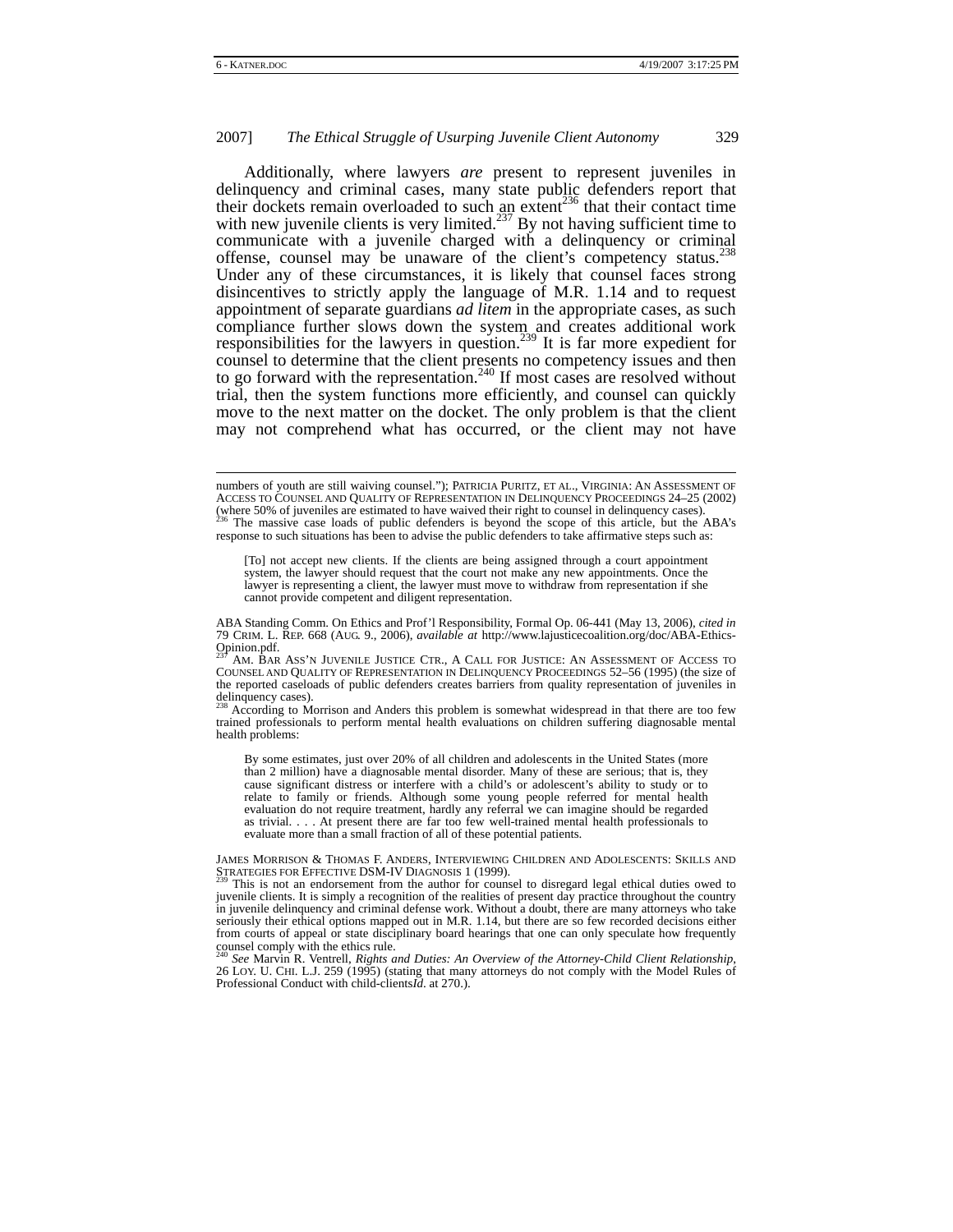Additionally, where lawyers *are* present to represent juveniles in delinquency and criminal cases, many state public defenders report that their dockets remain overloaded to such an extent[236] that their contact time with new juvenile clients is very limited.[237] By not having sufficient time to communicate with a juvenile charged with a delinquency or criminal offense, counsel may be unaware of the client's competency status.[238] Under any of these circumstances, it is likely that counsel faces strong disincentives to strictly apply the language of M.R. 1.14 and to request appointment of separate guardians *ad litem* in the appropriate cases, as such compliance further slows down the system and creates additional work responsibilities for the lawyers in question.[239] It is far more expedient for counsel to determine that the client presents no competency issues and then to go forward with the representation.[240] If most cases are resolved without trial, then the system functions more efficiently, and counsel can quickly move to the next matter on the docket. The only problem is that the client may not comprehend what has occurred, or the client may not have

---

numbers of youth are still waiving counsel."); PATRICIA PURITZ, ET AL., VIRGINIA: AN ASSESSMENT OF ACCESS TO COUNSEL AND QUALITY OF REPRESENTATION IN DELINQUENCY PROCEEDINGS 24–25 (2002) (where 50% of juveniles are estimated to have waived their right to counsel in delinquency cases).

[236] The massive case loads of public defenders is beyond the scope of this article, but the ABA's response to such situations has been to advise the public defenders to take affirmative steps such as:

> [To] not accept new clients. If the clients are being assigned through a court appointment system, the lawyer should request that the court not make any new appointments. Once the lawyer is representing a client, the lawyer must move to withdraw from representation if she cannot provide competent and diligent representation.

ABA Standing Comm. On Ethics and Prof'l Responsibility, Formal Op. 06-441 (May 13, 2006), *cited in* 79 CRIM. L. REP. 668 (AUG. 9., 2006), *available at* http://www.lajusticecoalition.org/doc/ABA-Ethics-Opinion.pdf.

[237] AM. BAR ASS'N JUVENILE JUSTICE CTR., A CALL FOR JUSTICE: AN ASSESSMENT OF ACCESS TO COUNSEL AND QUALITY OF REPRESENTATION IN DELINQUENCY PROCEEDINGS 52–56 (1995) (the size of the reported caseloads of public defenders creates barriers from quality representation of juveniles in delinquency cases).

[238] According to Morrison and Anders this problem is somewhat widespread in that there are too few trained professionals to perform mental health evaluations on children suffering diagnosable mental health problems:

> By some estimates, just over 20% of all children and adolescents in the United States (more than 2 million) have a diagnosable mental disorder. Many of these are serious; that is, they cause significant distress or interfere with a child's or adolescent's ability to study or to relate to family or friends. Although some young people referred for mental health evaluation do not require treatment, hardly any referral we can imagine should be regarded as trivial. . . . At present there are far too few well-trained mental health professionals to evaluate more than a small fraction of all of these potential patients.

JAMES MORRISON & THOMAS F. ANDERS, INTERVIEWING CHILDREN AND ADOLESCENTS: SKILLS AND STRATEGIES FOR EFFECTIVE DSM-IV DIAGNOSIS 1 (1999).

[239] This is not an endorsement from the author for counsel to disregard legal ethical duties owed to juvenile clients. It is simply a recognition of the realities of present day practice throughout the country in juvenile delinquency and criminal defense work. Without a doubt, there are many attorneys who take seriously their ethical options mapped out in M.R. 1.14, but there are so few recorded decisions either from courts of appeal or state disciplinary board hearings that one can only speculate how frequently counsel comply with the ethics rule.

[240] *See* Marvin R. Ventrell, *Rights and Duties: An Overview of the Attorney-Child Client Relationship*, 26 LOY. U. CHI. L.J. 259 (1995) (stating that many attorneys do not comply with the Model Rules of Professional Conduct with child-clients*Id*. at 270.).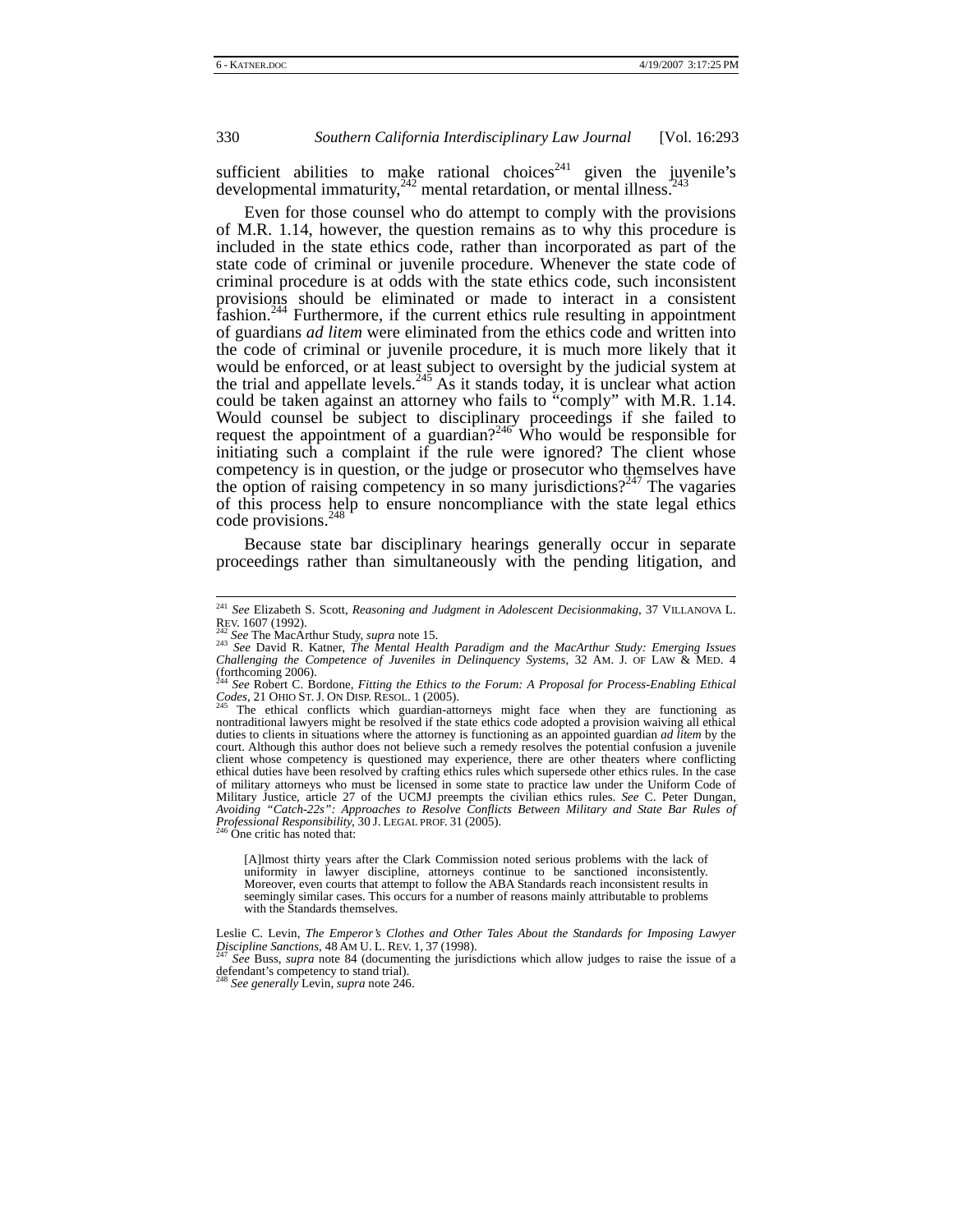sufficient abilities to make rational choices[241] given the juvenile's developmental immaturity,[242] mental retardation, or mental illness.[243]

Even for those counsel who do attempt to comply with the provisions of M.R. 1.14, however, the question remains as to why this procedure is included in the state ethics code, rather than incorporated as part of the state code of criminal or juvenile procedure. Whenever the state code of criminal procedure is at odds with the state ethics code, such inconsistent provisions should be eliminated or made to interact in a consistent fashion.[244] Furthermore, if the current ethics rule resulting in appointment of guardians *ad litem* were eliminated from the ethics code and written into the code of criminal or juvenile procedure, it is much more likely that it would be enforced, or at least subject to oversight by the judicial system at the trial and appellate levels.[245] As it stands today, it is unclear what action could be taken against an attorney who fails to "comply" with M.R. 1.14. Would counsel be subject to disciplinary proceedings if she failed to request the appointment of a guardian?[246] Who would be responsible for initiating such a complaint if the rule were ignored? The client whose competency is in question, or the judge or prosecutor who themselves have the option of raising competency in so many jurisdictions?[247] The vagaries of this process help to ensure noncompliance with the state legal ethics code provisions.[248]

Because state bar disciplinary hearings generally occur in separate proceedings rather than simultaneously with the pending litigation, and

---

[241] *See* Elizabeth S. Scott, *Reasoning and Judgment in Adolescent Decisionmaking*, 37 VILLANOVA L. REV. 1607 (1992).

[242] *See* The MacArthur Study, *supra* note 15.

[243] *See* David R. Katner, *The Mental Health Paradigm and the MacArthur Study: Emerging Issues Challenging the Competence of Juveniles in Delinquency Systems*, 32 AM. J. OF LAW & MED. 4 (forthcoming 2006).

[244] *See* Robert C. Bordone, *Fitting the Ethics to the Forum: A Proposal for Process-Enabling Ethical Codes*, 21 OHIO ST. J. ON DISP. RESOL. 1 (2005).

[245] The ethical conflicts which guardian-attorneys might face when they are functioning as nontraditional lawyers might be resolved if the state ethics code adopted a provision waiving all ethical duties to clients in situations where the attorney is functioning as an appointed guardian *ad litem* by the court. Although this author does not believe such a remedy resolves the potential confusion a juvenile client whose competency is questioned may experience, there are other theaters where conflicting ethical duties have been resolved by crafting ethics rules which supersede other ethics rules. In the case of military attorneys who must be licensed in some state to practice law under the Uniform Code of Military Justice, article 27 of the UCMJ preempts the civilian ethics rules. *See* C. Peter Dungan, *Avoiding "Catch-22s": Approaches to Resolve Conflicts Between Military and State Bar Rules of Professional Responsibility*, 30 J. LEGAL PROF. 31 (2005).

[246] One critic has noted that:

> [A]lmost thirty years after the Clark Commission noted serious problems with the lack of uniformity in lawyer discipline, attorneys continue to be sanctioned inconsistently. Moreover, even courts that attempt to follow the ABA Standards reach inconsistent results in seemingly similar cases. This occurs for a number of reasons mainly attributable to problems with the Standards themselves.

Leslie C. Levin, *The Emperor's Clothes and Other Tales About the Standards for Imposing Lawyer Discipline Sanctions*, 48 AM U. L. REV. 1, 37 (1998).

[247] *See* Buss, *supra* note 84 (documenting the jurisdictions which allow judges to raise the issue of a defendant's competency to stand trial).

[248] *See generally* Levin, *supra* note 246.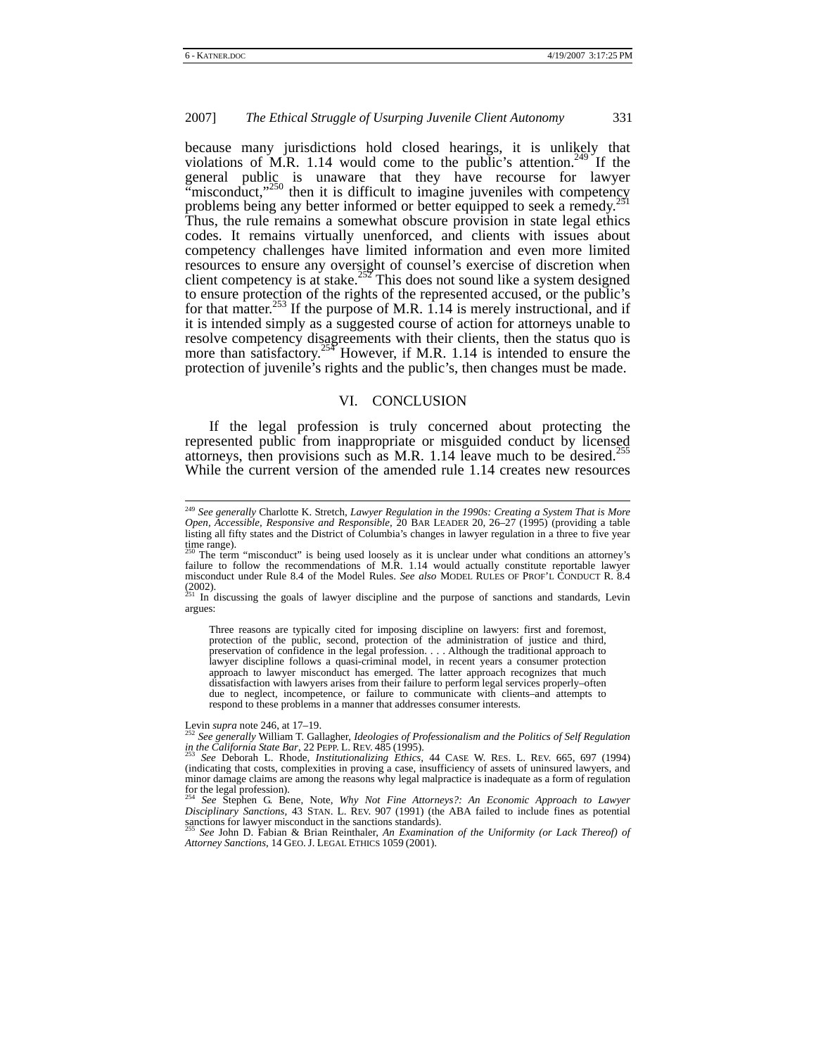because many jurisdictions hold closed hearings, it is unlikely that violations of M.R. 1.14 would come to the public's attention.[249] If the general public is unaware that they have recourse for lawyer "misconduct,"[250] then it is difficult to imagine juveniles with competency problems being any better informed or better equipped to seek a remedy.[251] Thus, the rule remains a somewhat obscure provision in state legal ethics codes. It remains virtually unenforced, and clients with issues about competency challenges have limited information and even more limited resources to ensure any oversight of counsel's exercise of discretion when client competency is at stake.[252] This does not sound like a system designed to ensure protection of the rights of the represented accused, or the public's for that matter.[253] If the purpose of M.R. 1.14 is merely instructional, and if it is intended simply as a suggested course of action for attorneys unable to resolve competency disagreements with their clients, then the status quo is more than satisfactory.[254] However, if M.R. 1.14 is intended to ensure the protection of juvenile's rights and the public's, then changes must be made.

## VI. CONCLUSION

If the legal profession is truly concerned about protecting the represented public from inappropriate or misguided conduct by licensed attorneys, then provisions such as M.R. 1.14 leave much to be desired.[255] While the current version of the amended rule 1.14 creates new resources

---

[249] *See generally* Charlotte K. Stretch, *Lawyer Regulation in the 1990s: Creating a System That is More Open, Accessible, Responsive and Responsible*, 20 BAR LEADER 20, 26–27 (1995) (providing a table listing all fifty states and the District of Columbia's changes in lawyer regulation in a three to five year time range).

[250] The term "misconduct" is being used loosely as it is unclear under what conditions an attorney's failure to follow the recommendations of M.R. 1.14 would actually constitute reportable lawyer misconduct under Rule 8.4 of the Model Rules. *See also* MODEL RULES OF PROF'L CONDUCT R. 8.4 (2002).

[251] In discussing the goals of lawyer discipline and the purpose of sanctions and standards, Levin argues:

> Three reasons are typically cited for imposing discipline on lawyers: first and foremost, protection of the public, second, protection of the administration of justice and third, preservation of confidence in the legal profession. . . . Although the traditional approach to lawyer discipline follows a quasi-criminal model, in recent years a consumer protection approach to lawyer misconduct has emerged. The latter approach recognizes that much dissatisfaction with lawyers arises from their failure to perform legal services properly–often due to neglect, incompetence, or failure to communicate with clients–and attempts to respond to these problems in a manner that addresses consumer interests.

Levin *supra* note 246, at 17–19.

[252] *See generally* William T. Gallagher, *Ideologies of Professionalism and the Politics of Self Regulation in the California State Bar*, 22 PEPP. L. REV. 485 (1995).

[253] *See* Deborah L. Rhode, *Institutionalizing Ethics*, 44 CASE W. RES. L. REV. 665, 697 (1994) (indicating that costs, complexities in proving a case, insufficiency of assets of uninsured lawyers, and minor damage claims are among the reasons why legal malpractice is inadequate as a form of regulation for the legal profession).

[254] *See* Stephen G. Bene, Note, *Why Not Fine Attorneys?: An Economic Approach to Lawyer Disciplinary Sanctions*, 43 STAN. L. REV. 907 (1991) (the ABA failed to include fines as potential sanctions for lawyer misconduct in the sanctions standards).

[255] *See* John D. Fabian & Brian Reinthaler, *An Examination of the Uniformity (or Lack Thereof) of Attorney Sanctions*, 14 GEO. J. LEGAL ETHICS 1059 (2001).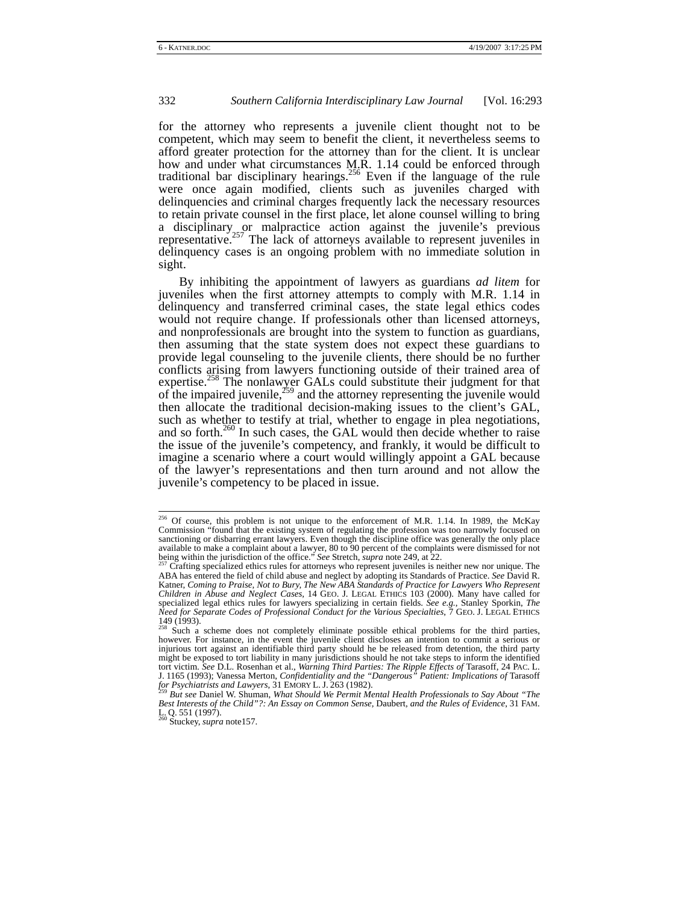for the attorney who represents a juvenile client thought not to be competent, which may seem to benefit the client, it nevertheless seems to afford greater protection for the attorney than for the client. It is unclear how and under what circumstances M.R. 1.14 could be enforced through traditional bar disciplinary hearings.[256] Even if the language of the rule were once again modified, clients such as juveniles charged with delinquencies and criminal charges frequently lack the necessary resources to retain private counsel in the first place, let alone counsel willing to bring a disciplinary or malpractice action against the juvenile's previous representative.[257] The lack of attorneys available to represent juveniles in delinquency cases is an ongoing problem with no immediate solution in sight.

By inhibiting the appointment of lawyers as guardians *ad litem* for juveniles when the first attorney attempts to comply with M.R. 1.14 in delinquency and transferred criminal cases, the state legal ethics codes would not require change. If professionals other than licensed attorneys, and nonprofessionals are brought into the system to function as guardians, then assuming that the state system does not expect these guardians to provide legal counseling to the juvenile clients, there should be no further conflicts arising from lawyers functioning outside of their trained area of expertise.[258] The nonlawyer GALs could substitute their judgment for that of the impaired juvenile,[259] and the attorney representing the juvenile would then allocate the traditional decision-making issues to the client's GAL, such as whether to testify at trial, whether to engage in plea negotiations, and so forth.[260] In such cases, the GAL would then decide whether to raise the issue of the juvenile's competency, and frankly, it would be difficult to imagine a scenario where a court would willingly appoint a GAL because of the lawyer's representations and then turn around and not allow the juvenile's competency to be placed in issue.

---

[256] Of course, this problem is not unique to the enforcement of M.R. 1.14. In 1989, the McKay Commission "found that the existing system of regulating the profession was too narrowly focused on sanctioning or disbarring errant lawyers. Even though the discipline office was generally the only place available to make a complaint about a lawyer, 80 to 90 percent of the complaints were dismissed for not being within the jurisdiction of the office." *See* Stretch, *supra* note 249, at 22.

[257] Crafting specialized ethics rules for attorneys who represent juveniles is neither new nor unique. The ABA has entered the field of child abuse and neglect by adopting its Standards of Practice. *See* David R. Katner, *Coming to Praise, Not to Bury, The New ABA Standards of Practice for Lawyers Who Represent Children in Abuse and Neglect Cases*, 14 GEO. J. LEGAL ETHICS 103 (2000). Many have called for specialized legal ethics rules for lawyers specializing in certain fields. *See e.g.*, Stanley Sporkin, *The Need for Separate Codes of Professional Conduct for the Various Specialties*, 7 GEO. J. LEGAL ETHICS 149 (1993).

[258] Such a scheme does not completely eliminate possible ethical problems for the third parties, however. For instance, in the event the juvenile client discloses an intention to commit a serious or injurious tort against an identifiable third party should he be released from detention, the third party might be exposed to tort liability in many jurisdictions should he not take steps to inform the identified tort victim. *See* D.L. Rosenhan et al., *Warning Third Parties: The Ripple Effects of* Tarasoff, 24 PAC. L. J. 1165 (1993); Vanessa Merton, *Confidentiality and the "Dangerous" Patient: Implications of* Tarasoff *for Psychiatrists and Lawyers*, 31 EMORY L. J. 263 (1982).

[259] *But see* Daniel W. Shuman, *What Should We Permit Mental Health Professionals to Say About "The Best Interests of the Child"?: An Essay on Common Sense,* Daubert*, and the Rules of Evidence*, 31 FAM. L. Q. 551 (1997).

[260] Stuckey, *supra* note157.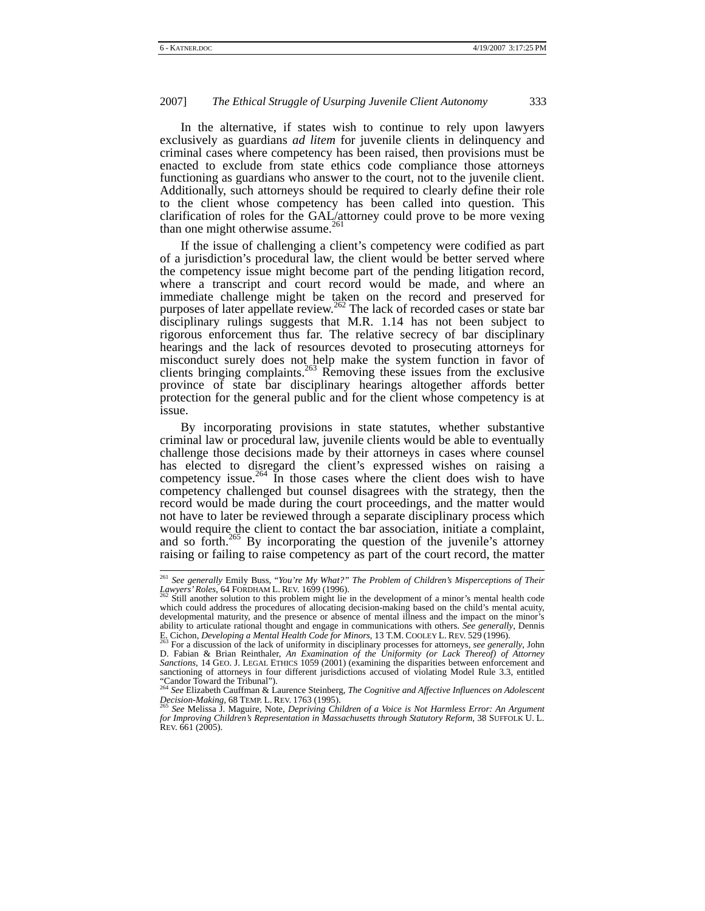In the alternative, if states wish to continue to rely upon lawyers exclusively as guardians *ad litem* for juvenile clients in delinquency and criminal cases where competency has been raised, then provisions must be enacted to exclude from state ethics code compliance those attorneys functioning as guardians who answer to the court, not to the juvenile client. Additionally, such attorneys should be required to clearly define their role to the client whose competency has been called into question. This clarification of roles for the GAL/attorney could prove to be more vexing than one might otherwise assume.[261]

If the issue of challenging a client's competency were codified as part of a jurisdiction's procedural law, the client would be better served where the competency issue might become part of the pending litigation record, where a transcript and court record would be made, and where an immediate challenge might be taken on the record and preserved for purposes of later appellate review.[262] The lack of recorded cases or state bar disciplinary rulings suggests that M.R. 1.14 has not been subject to rigorous enforcement thus far. The relative secrecy of bar disciplinary hearings and the lack of resources devoted to prosecuting attorneys for misconduct surely does not help make the system function in favor of clients bringing complaints.[263] Removing these issues from the exclusive province of state bar disciplinary hearings altogether affords better protection for the general public and for the client whose competency is at issue.

By incorporating provisions in state statutes, whether substantive criminal law or procedural law, juvenile clients would be able to eventually challenge those decisions made by their attorneys in cases where counsel has elected to disregard the client's expressed wishes on raising a competency issue.[264] In those cases where the client does wish to have competency challenged but counsel disagrees with the strategy, then the record would be made during the court proceedings, and the matter would not have to later be reviewed through a separate disciplinary process which would require the client to contact the bar association, initiate a complaint, and so forth.[265] By incorporating the question of the juvenile's attorney raising or failing to raise competency as part of the court record, the matter

---

[261] *See generally* Emily Buss, *"You're My What?" The Problem of Children's Misperceptions of Their Lawyers' Roles*, 64 FORDHAM L. REV. 1699 (1996).

[262] Still another solution to this problem might lie in the development of a minor's mental health code which could address the procedures of allocating decision-making based on the child's mental acuity, developmental maturity, and the presence or absence of mental illness and the impact on the minor's ability to articulate rational thought and engage in communications with others. *See generally*, Dennis E. Cichon, *Developing a Mental Health Code for Minors*, 13 T.M. COOLEY L. REV. 529 (1996).

[263] For a discussion of the lack of uniformity in disciplinary processes for attorneys, *see generally*, John D. Fabian & Brian Reinthaler, *An Examination of the Uniformity (or Lack Thereof) of Attorney Sanctions*, 14 GEO. J. LEGAL ETHICS 1059 (2001) (examining the disparities between enforcement and sanctioning of attorneys in four different jurisdictions accused of violating Model Rule 3.3, entitled "Candor Toward the Tribunal").

[264] *See* Elizabeth Cauffman & Laurence Steinberg, *The Cognitive and Affective Influences on Adolescent Decision-Making*, 68 TEMP. L. REV. 1763 (1995).

[265] *See* Melissa J. Maguire, Note, *Depriving Children of a Voice is Not Harmless Error: An Argument for Improving Children's Representation in Massachusetts through Statutory Reform*, 38 SUFFOLK U. L. REV. 661 (2005).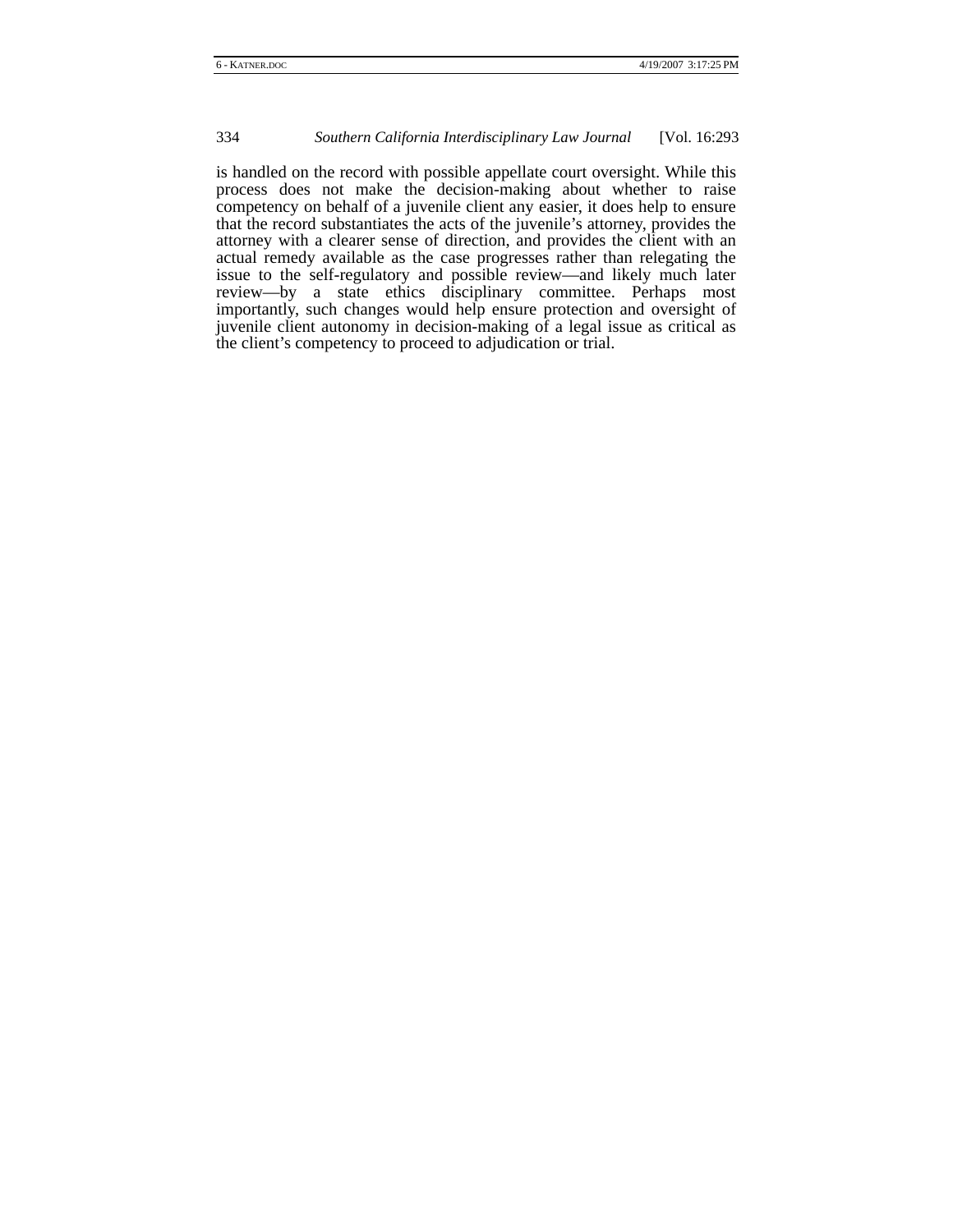is handled on the record with possible appellate court oversight. While this process does not make the decision-making about whether to raise competency on behalf of a juvenile client any easier, it does help to ensure that the record substantiates the acts of the juvenile's attorney, provides the attorney with a clearer sense of direction, and provides the client with an actual remedy available as the case progresses rather than relegating the issue to the self-regulatory and possible review—and likely much later review—by a state ethics disciplinary committee. Perhaps most importantly, such changes would help ensure protection and oversight of juvenile client autonomy in decision-making of a legal issue as critical as the client's competency to proceed to adjudication or trial.